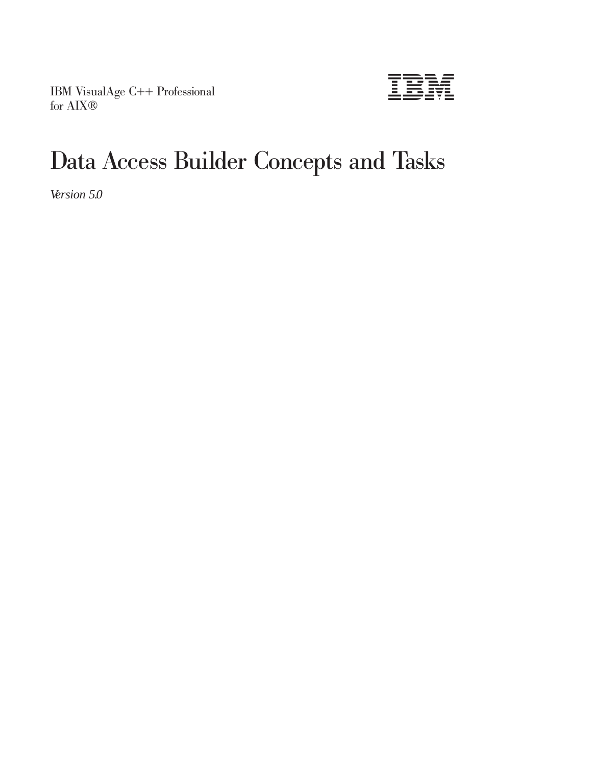IBM VisualAge C++ Professional
for AIX®

IBM

# Data Access Builder Concepts and Tasks

*Version 5.0*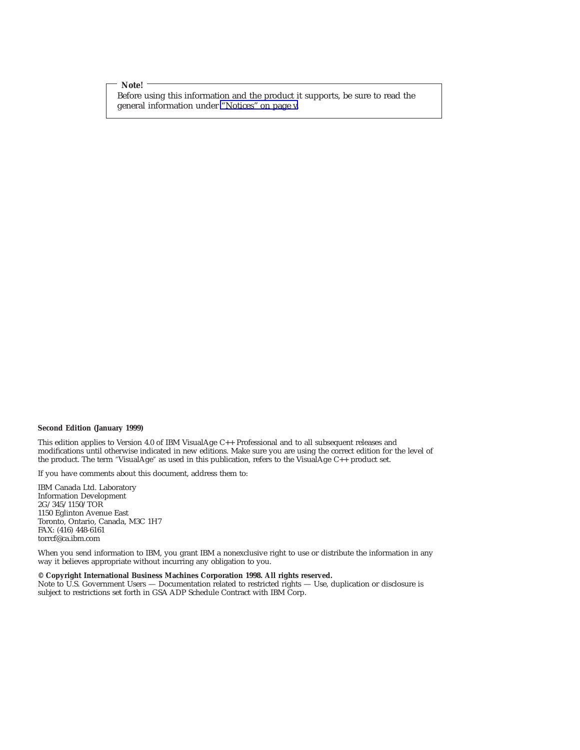> **Note!**
>
> Before using this information and the product it supports, be sure to read the general information under "Notices" on page v.

**Second Edition (January 1999)**

This edition applies to Version 4.0 of IBM VisualAge C++ Professional and to all subsequent releases and modifications until otherwise indicated in new editions. Make sure you are using the correct edition for the level of the product. The term "VisualAge" as used in this publication, refers to the VisualAge C++ product set.

If you have comments about this document, address them to:

IBM Canada Ltd. Laboratory
Information Development
2G/345/1150/TOR
1150 Eglinton Avenue East
Toronto, Ontario, Canada, M3C 1H7
FAX: (416) 448-6161
torrcf@ca.ibm.com

When you send information to IBM, you grant IBM a nonexclusive right to use or distribute the information in any way it believes appropriate without incurring any obligation to you.

**© Copyright International Business Machines Corporation 1998. All rights reserved.**
Note to U.S. Government Users — Documentation related to restricted rights — Use, duplication or disclosure is subject to restrictions set forth in GSA ADP Schedule Contract with IBM Corp.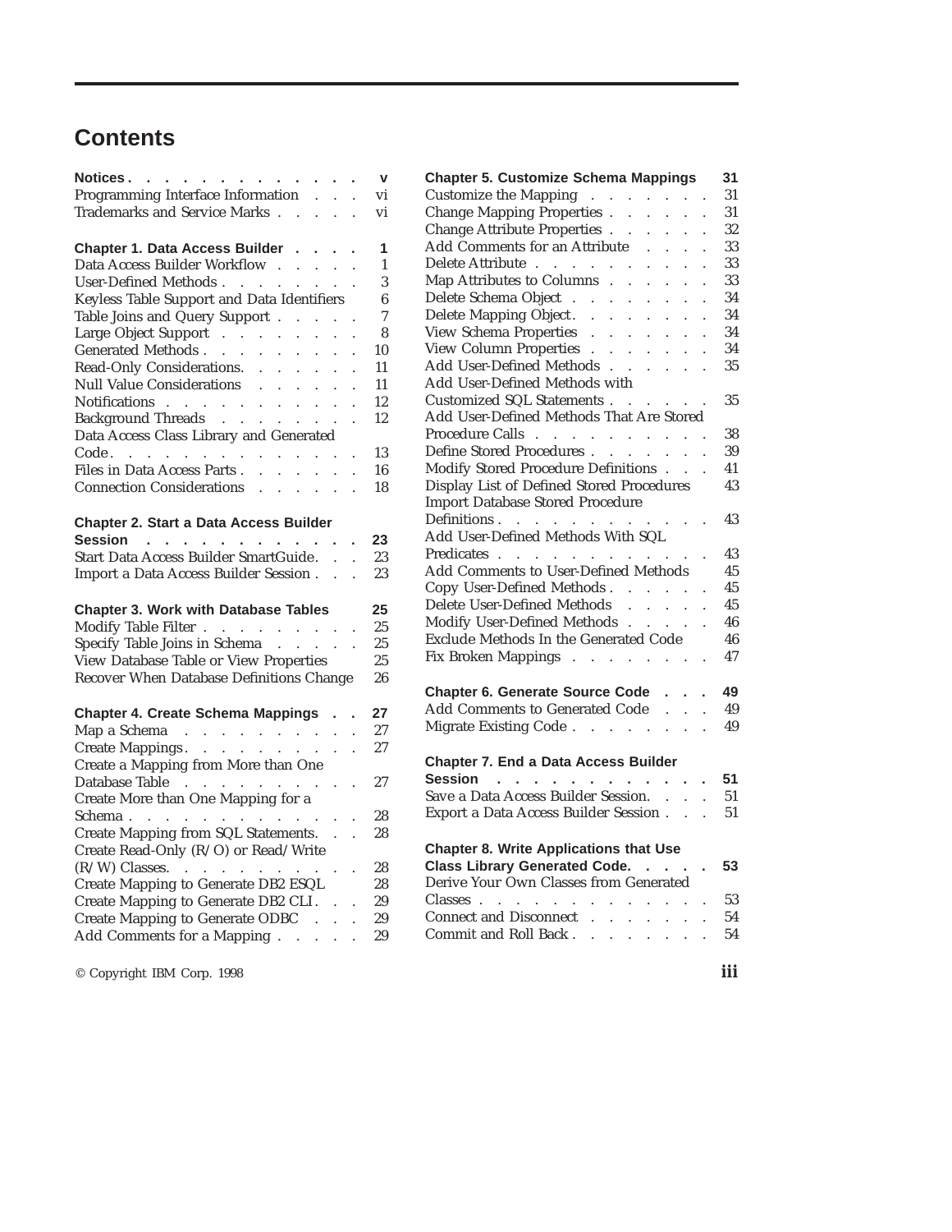# Contents

**Notices** . . . . . . . . . . . . . . v
Programming Interface Information . . . vi
Trademarks and Service Marks . . . . . vi

**Chapter 1. Data Access Builder** . . . . 1
Data Access Builder Workflow . . . . . 1
User-Defined Methods . . . . . . . . 3
Keyless Table Support and Data Identifiers 6
Table Joins and Query Support . . . . . 7
Large Object Support . . . . . . . . 8
Generated Methods . . . . . . . . . 10
Read-Only Considerations. . . . . . . 11
Null Value Considerations . . . . . . 11
Notifications . . . . . . . . . . . 12
Background Threads . . . . . . . . 12
Data Access Class Library and Generated Code. . . . . . . . . . . . . . 13
Files in Data Access Parts . . . . . . . 16
Connection Considerations . . . . . . 18

**Chapter 2. Start a Data Access Builder Session** . . . . . . . . . . . . 23
Start Data Access Builder SmartGuide. . . 23
Import a Data Access Builder Session . . . 23

**Chapter 3. Work with Database Tables** 25
Modify Table Filter . . . . . . . . . 25
Specify Table Joins in Schema . . . . . 25
View Database Table or View Properties 25
Recover When Database Definitions Change 26

**Chapter 4. Create Schema Mappings** . . 27
Map a Schema . . . . . . . . . . 27
Create Mappings. . . . . . . . . . 27
Create a Mapping from More than One Database Table . . . . . . . . . . 27
Create More than One Mapping for a Schema . . . . . . . . . . . . . 28
Create Mapping from SQL Statements. . . 28
Create Read-Only (R/O) or Read/Write (R/W) Classes. . . . . . . . . . . 28
Create Mapping to Generate DB2 ESQL 28
Create Mapping to Generate DB2 CLI . . . 29
Create Mapping to Generate ODBC . . . 29
Add Comments for a Mapping . . . . . 29

**Chapter 5. Customize Schema Mappings** 31
Customize the Mapping . . . . . . . 31
Change Mapping Properties . . . . . . 31
Change Attribute Properties . . . . . . 32
Add Comments for an Attribute . . . . 33
Delete Attribute . . . . . . . . . . 33
Map Attributes to Columns . . . . . . 33
Delete Schema Object . . . . . . . . 34
Delete Mapping Object. . . . . . . . 34
View Schema Properties . . . . . . . 34
View Column Properties . . . . . . . 34
Add User-Defined Methods . . . . . . 35
Add User-Defined Methods with Customized SQL Statements . . . . . . 35
Add User-Defined Methods That Are Stored Procedure Calls . . . . . . . . . . 38
Define Stored Procedures . . . . . . . 39
Modify Stored Procedure Definitions . . . 41
Display List of Defined Stored Procedures 43
Import Database Stored Procedure Definitions . . . . . . . . . . . . 43
Add User-Defined Methods With SQL Predicates . . . . . . . . . . . . 43
Add Comments to User-Defined Methods 45
Copy User-Defined Methods . . . . . . 45
Delete User-Defined Methods . . . . . 45
Modify User-Defined Methods . . . . . 46
Exclude Methods In the Generated Code 46
Fix Broken Mappings . . . . . . . . 47

**Chapter 6. Generate Source Code** . . . 49
Add Comments to Generated Code . . . 49
Migrate Existing Code . . . . . . . . 49

**Chapter 7. End a Data Access Builder Session** . . . . . . . . . . . . 51
Save a Data Access Builder Session. . . . 51
Export a Data Access Builder Session . . . 51

**Chapter 8. Write Applications that Use Class Library Generated Code.** . . . . 53
Derive Your Own Classes from Generated Classes . . . . . . . . . . . . . 53
Connect and Disconnect . . . . . . . 54
Commit and Roll Back . . . . . . . . 54

© Copyright IBM Corp. 1998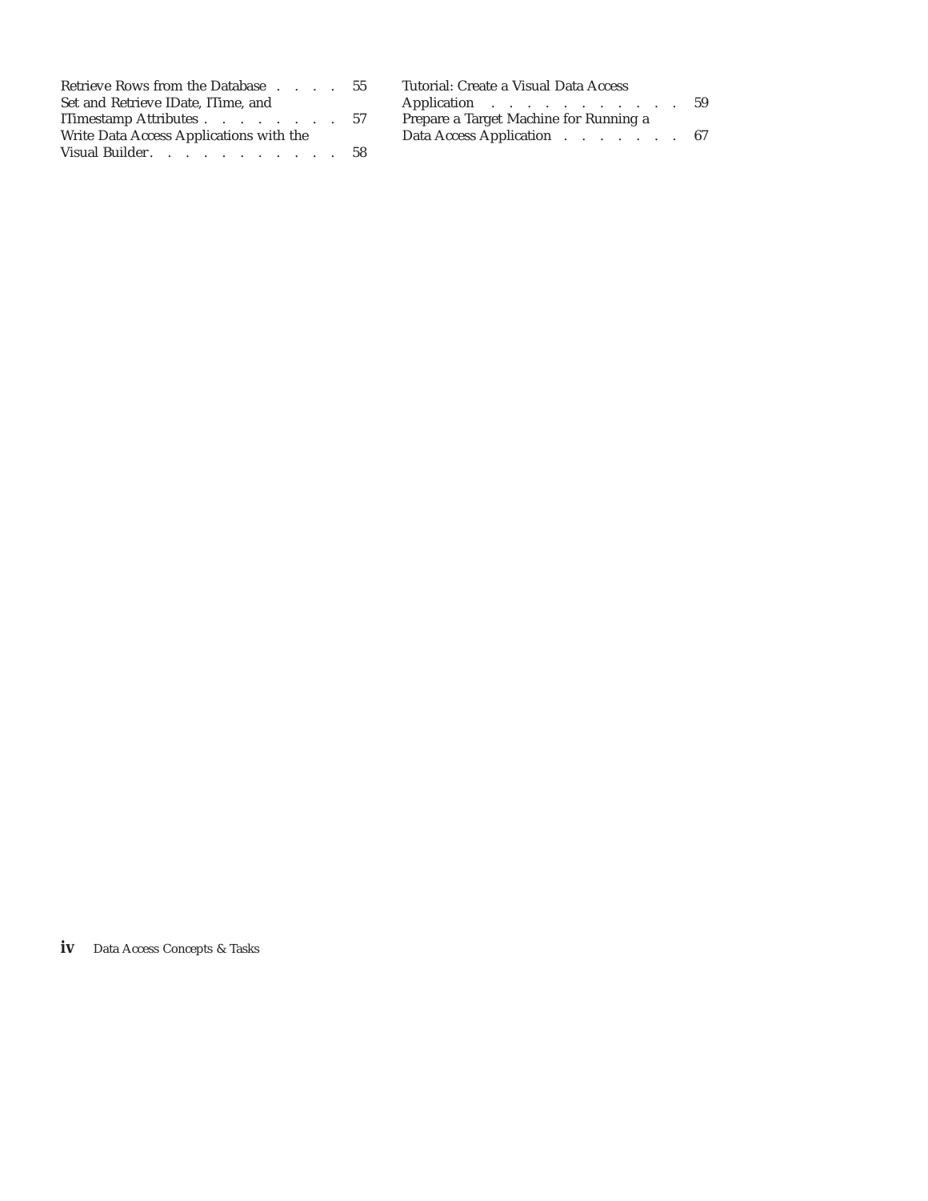Retrieve Rows from the Database . . . . 55
Set and Retrieve IDate, ITime, and ITimestamp Attributes . . . . . . . . 57
Write Data Access Applications with the Visual Builder. . . . . . . . . . . 58
Tutorial: Create a Visual Data Access Application . . . . . . . . . . . 59
Prepare a Target Machine for Running a Data Access Application . . . . . . . 67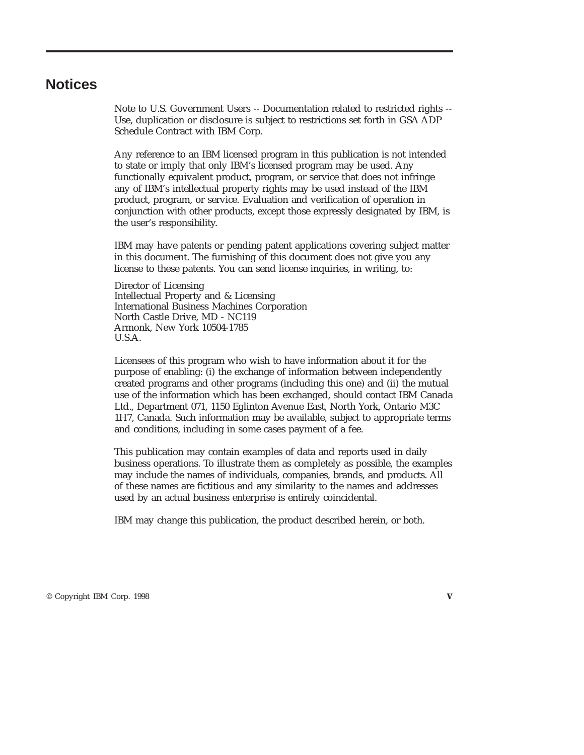# Notices

Note to U.S. Government Users -- Documentation related to restricted rights -- Use, duplication or disclosure is subject to restrictions set forth in GSA ADP Schedule Contract with IBM Corp.

Any reference to an IBM licensed program in this publication is not intended to state or imply that only IBM's licensed program may be used. Any functionally equivalent product, program, or service that does not infringe any of IBM's intellectual property rights may be used instead of the IBM product, program, or service. Evaluation and verification of operation in conjunction with other products, except those expressly designated by IBM, is the user's responsibility.

IBM may have patents or pending patent applications covering subject matter in this document. The furnishing of this document does not give you any license to these patents. You can send license inquiries, in writing, to:

Director of Licensing
Intellectual Property and & Licensing
International Business Machines Corporation
North Castle Drive, MD - NC119
Armonk, New York 10504-1785
U.S.A.

Licensees of this program who wish to have information about it for the purpose of enabling: (i) the exchange of information between independently created programs and other programs (including this one) and (ii) the mutual use of the information which has been exchanged, should contact IBM Canada Ltd., Department 071, 1150 Eglinton Avenue East, North York, Ontario M3C 1H7, Canada. Such information may be available, subject to appropriate terms and conditions, including in some cases payment of a fee.

This publication may contain examples of data and reports used in daily business operations. To illustrate them as completely as possible, the examples may include the names of individuals, companies, brands, and products. All of these names are fictitious and any similarity to the names and addresses used by an actual business enterprise is entirely coincidental.

IBM may change this publication, the product described herein, or both.

© Copyright IBM Corp. 1998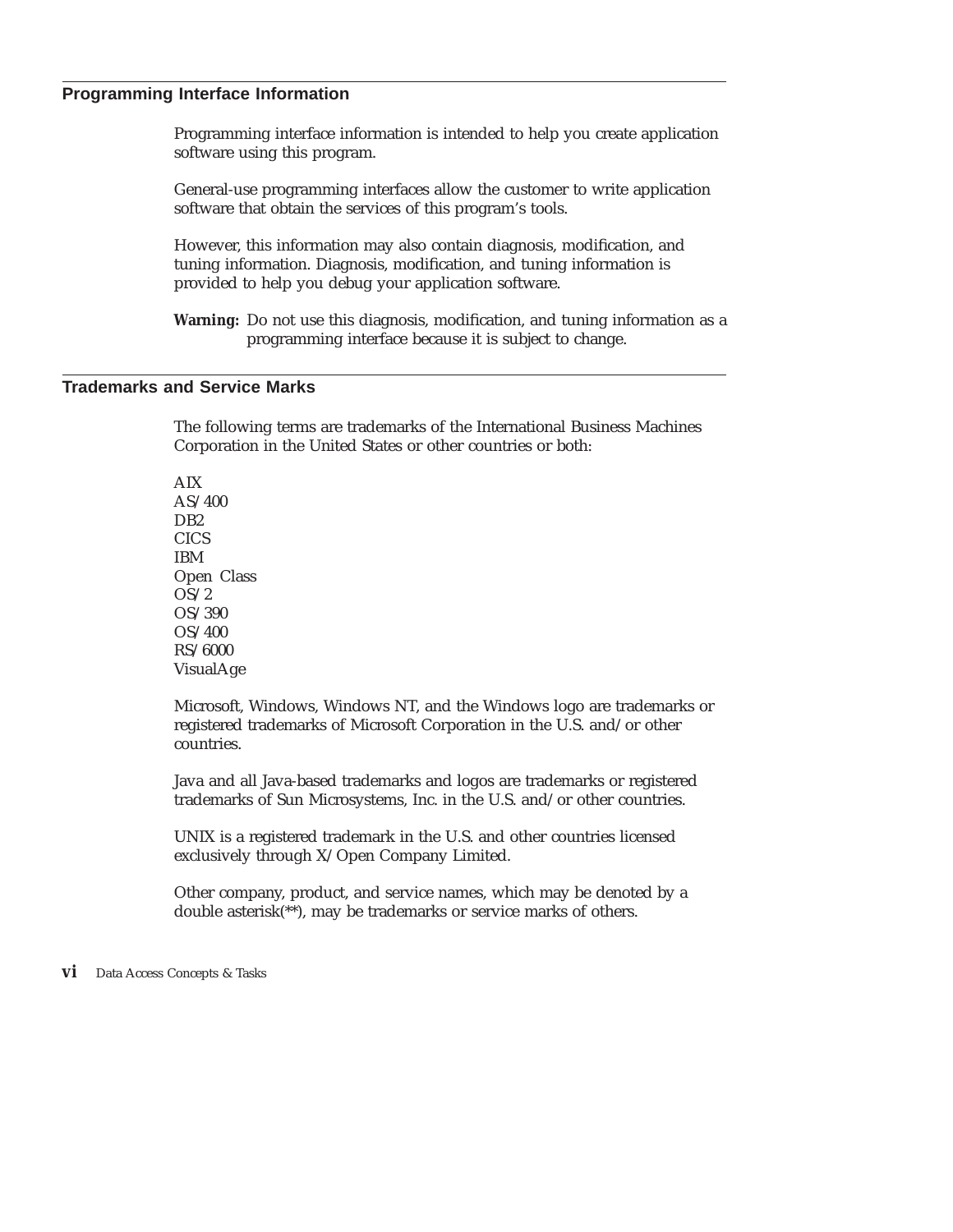## Programming Interface Information

Programming interface information is intended to help you create application software using this program.

General-use programming interfaces allow the customer to write application software that obtain the services of this program's tools.

However, this information may also contain diagnosis, modification, and tuning information. Diagnosis, modification, and tuning information is provided to help you debug your application software.

**Warning:** Do not use this diagnosis, modification, and tuning information as a programming interface because it is subject to change.

## Trademarks and Service Marks

The following terms are trademarks of the International Business Machines Corporation in the United States or other countries or both:

AIX
AS/400
DB2
CICS
IBM
Open Class
OS/2
OS/390
OS/400
RS/6000
VisualAge

Microsoft, Windows, Windows NT, and the Windows logo are trademarks or registered trademarks of Microsoft Corporation in the U.S. and/or other countries.

Java and all Java-based trademarks and logos are trademarks or registered trademarks of Sun Microsystems, Inc. in the U.S. and/or other countries.

UNIX is a registered trademark in the U.S. and other countries licensed exclusively through X/Open Company Limited.

Other company, product, and service names, which may be denoted by a double asterisk(**), may be trademarks or service marks of others.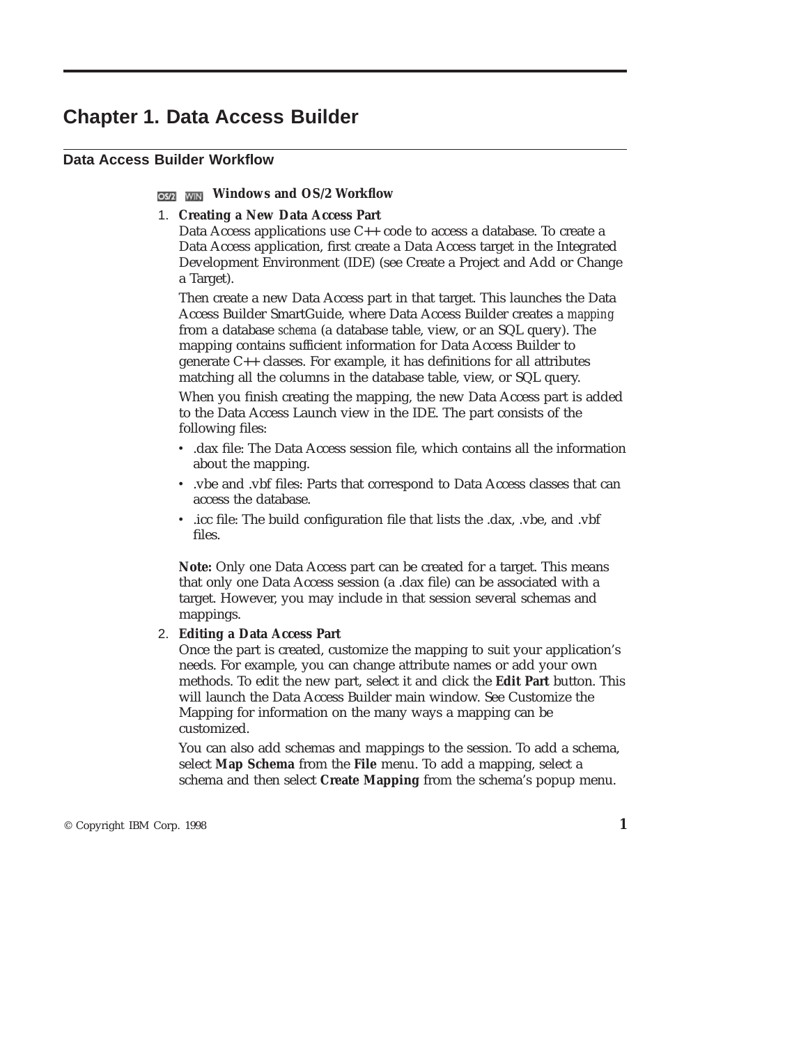# Chapter 1. Data Access Builder

## Data Access Builder Workflow

### OS/2 WIN Windows and OS/2 Workflow

1. **Creating a New Data Access Part**
   Data Access applications use C++ code to access a database. To create a Data Access application, first create a Data Access target in the Integrated Development Environment (IDE) (see Create a Project and Add or Change a Target).

   Then create a new Data Access part in that target. This launches the Data Access Builder SmartGuide, where Data Access Builder creates a *mapping* from a database *schema* (a database table, view, or an SQL query). The mapping contains sufficient information for Data Access Builder to generate C++ classes. For example, it has definitions for all attributes matching all the columns in the database table, view, or SQL query.

   When you finish creating the mapping, the new Data Access part is added to the Data Access Launch view in the IDE. The part consists of the following files:

   - .dax file: The Data Access session file, which contains all the information about the mapping.
   - .vbe and .vbf files: Parts that correspond to Data Access classes that can access the database.
   - .icc file: The build configuration file that lists the .dax, .vbe, and .vbf files.

   **Note:** Only one Data Access part can be created for a target. This means that only one Data Access session (a .dax file) can be associated with a target. However, you may include in that session several schemas and mappings.

2. **Editing a Data Access Part**
   Once the part is created, customize the mapping to suit your application's needs. For example, you can change attribute names or add your own methods. To edit the new part, select it and click the **Edit Part** button. This will launch the Data Access Builder main window. See Customize the Mapping for information on the many ways a mapping can be customized.

   You can also add schemas and mappings to the session. To add a schema, select **Map Schema** from the **File** menu. To add a mapping, select a schema and then select **Create Mapping** from the schema's popup menu.

© Copyright IBM Corp. 1998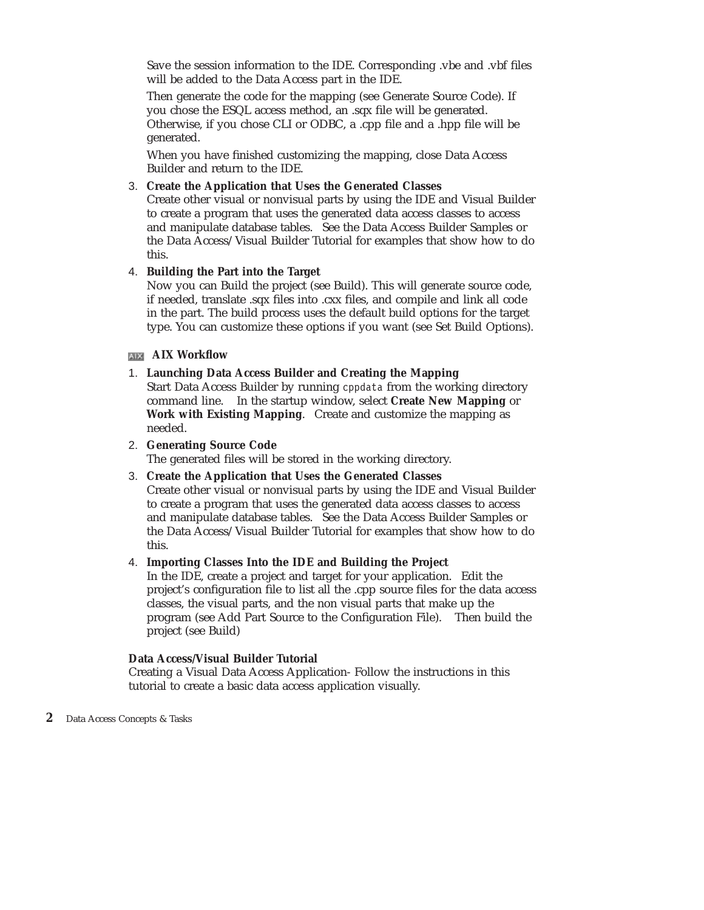Save the session information to the IDE. Corresponding .vbe and .vbf files will be added to the Data Access part in the IDE.

Then generate the code for the mapping (see Generate Source Code). If you chose the ESQL access method, an .sqx file will be generated. Otherwise, if you chose CLI or ODBC, a .cpp file and a .hpp file will be generated.

When you have finished customizing the mapping, close Data Access Builder and return to the IDE.

3. **Create the Application that Uses the Generated Classes**
   Create other visual or nonvisual parts by using the IDE and Visual Builder to create a program that uses the generated data access classes to access and manipulate database tables. See the Data Access Builder Samples or the Data Access/Visual Builder Tutorial for examples that show how to do this.
4. **Building the Part into the Target**
   Now you can Build the project (see Build). This will generate source code, if needed, translate .sqx files into .cxx files, and compile and link all code in the part. The build process uses the default build options for the target type. You can customize these options if you want (see Set Build Options).

### AIX **AIX Workflow**

1. **Launching Data Access Builder and Creating the Mapping**
   Start Data Access Builder by running `cppdata` from the working directory command line. In the startup window, select **Create New Mapping** or **Work with Existing Mapping**. Create and customize the mapping as needed.
2. **Generating Source Code**
   The generated files will be stored in the working directory.
3. **Create the Application that Uses the Generated Classes**
   Create other visual or nonvisual parts by using the IDE and Visual Builder to create a program that uses the generated data access classes to access and manipulate database tables. See the Data Access Builder Samples or the Data Access/Visual Builder Tutorial for examples that show how to do this.
4. **Importing Classes Into the IDE and Building the Project**
   In the IDE, create a project and target for your application. Edit the project's configuration file to list all the .cpp source files for the data access classes, the visual parts, and the non visual parts that make up the program (see Add Part Source to the Configuration File). Then build the project (see Build)

**Data Access/Visual Builder Tutorial**
Creating a Visual Data Access Application- Follow the instructions in this tutorial to create a basic data access application visually.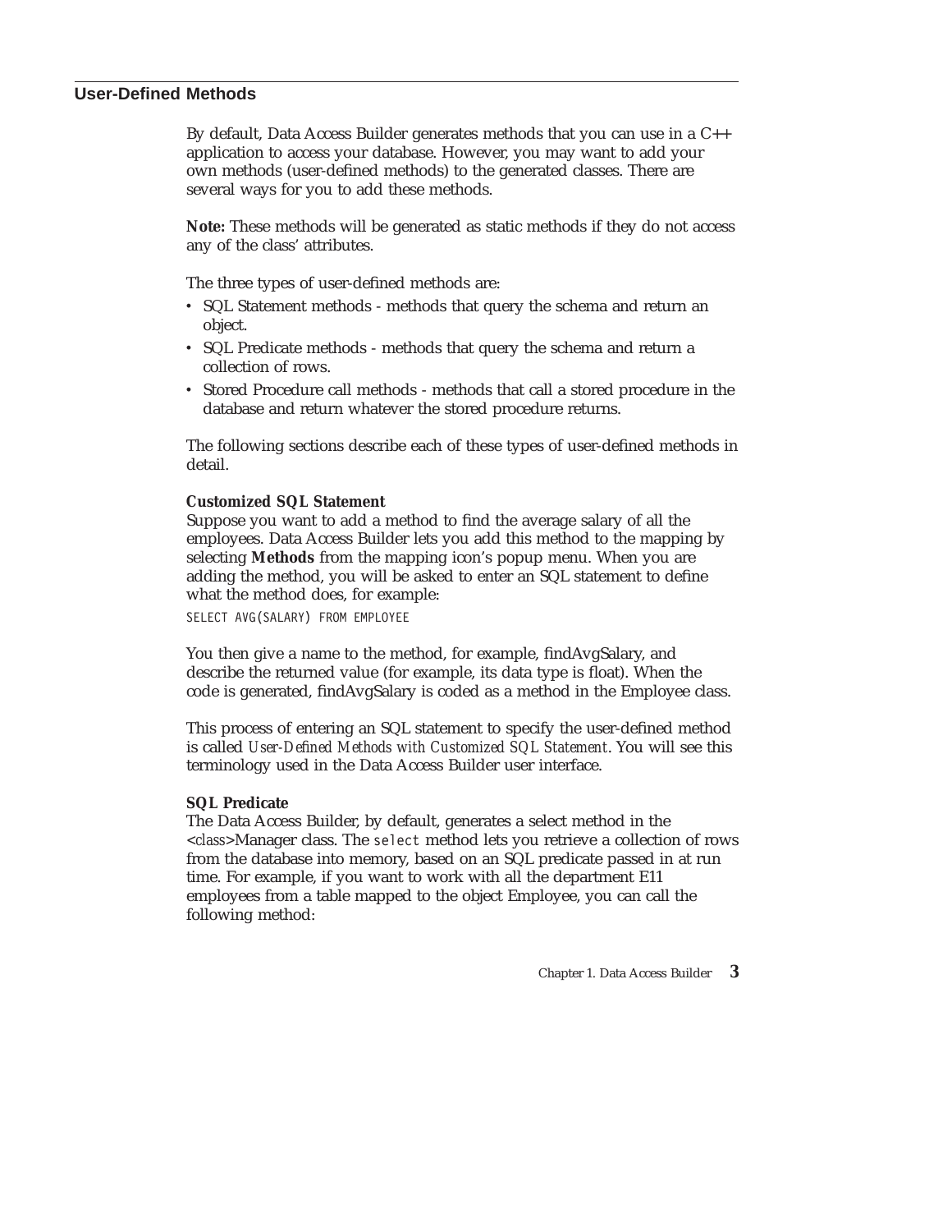## User-Defined Methods

By default, Data Access Builder generates methods that you can use in a C++ application to access your database. However, you may want to add your own methods (user-defined methods) to the generated classes. There are several ways for you to add these methods.

**Note:** These methods will be generated as static methods if they do not access any of the class' attributes.

The three types of user-defined methods are:

- SQL Statement methods - methods that query the schema and return an object.
- SQL Predicate methods - methods that query the schema and return a collection of rows.
- Stored Procedure call methods - methods that call a stored procedure in the database and return whatever the stored procedure returns.

The following sections describe each of these types of user-defined methods in detail.

**Customized SQL Statement**

Suppose you want to add a method to find the average salary of all the employees. Data Access Builder lets you add this method to the mapping by selecting **Methods** from the mapping icon's popup menu. When you are adding the method, you will be asked to enter an SQL statement to define what the method does, for example:

```
SELECT AVG(SALARY) FROM EMPLOYEE
```

You then give a name to the method, for example, findAvgSalary, and describe the returned value (for example, its data type is float). When the code is generated, findAvgSalary is coded as a method in the Employee class.

This process of entering an SQL statement to specify the user-defined method is called *User-Defined Methods with Customized SQL Statement*. You will see this terminology used in the Data Access Builder user interface.

**SQL Predicate**

The Data Access Builder, by default, generates a select method in the <*class*>Manager class. The `select` method lets you retrieve a collection of rows from the database into memory, based on an SQL predicate passed in at run time. For example, if you want to work with all the department E11 employees from a table mapped to the object Employee, you can call the following method: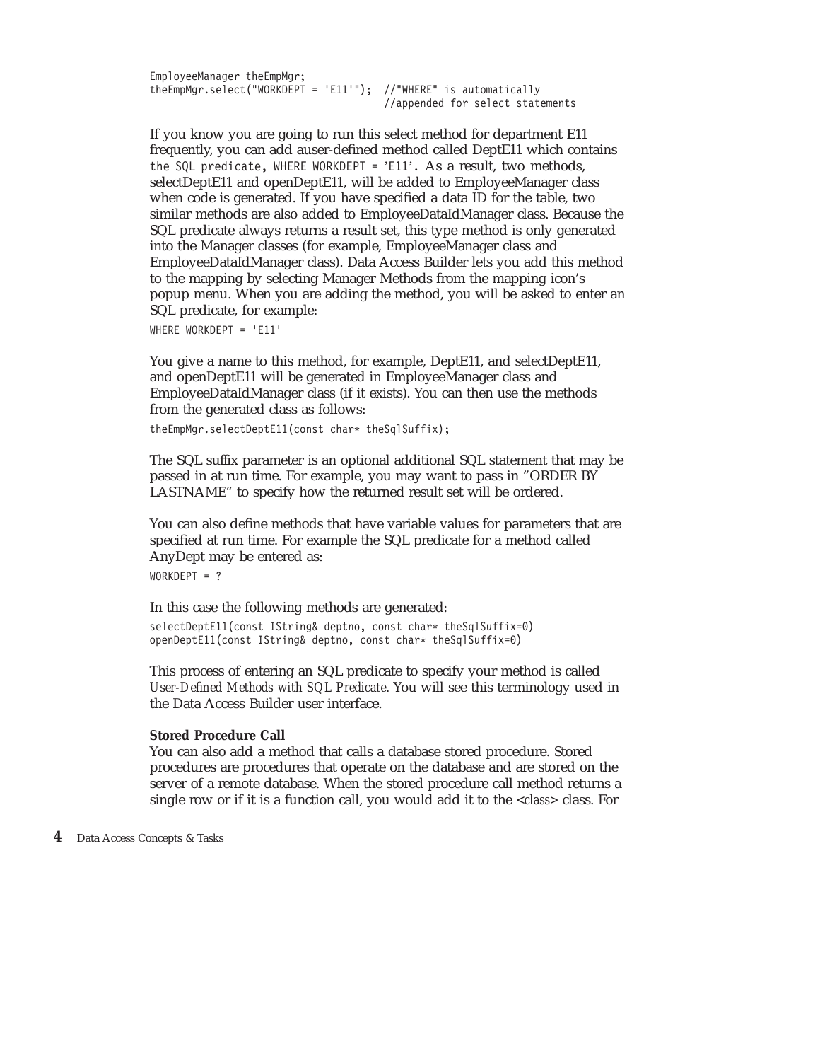```
EmployeeManager theEmpMgr;
theEmpMgr.select("WORKDEPT = 'E11'");  //"WHERE" is automatically
                                       //appended for select statements
```

If you know you are going to run this select method for department E11 frequently, you can add auser-defined method called DeptE11 which contains `the SQL predicate`, `WHERE WORKDEPT = 'E11'`. As a result, two methods, selectDeptE11 and openDeptE11, will be added to EmployeeManager class when code is generated. If you have specified a data ID for the table, two similar methods are also added to EmployeeDataIdManager class. Because the SQL predicate always returns a result set, this type method is only generated into the Manager classes (for example, EmployeeManager class and EmployeeDataIdManager class). Data Access Builder lets you add this method to the mapping by selecting Manager Methods from the mapping icon's popup menu. When you are adding the method, you will be asked to enter an SQL predicate, for example:

```
WHERE WORKDEPT = 'E11'
```

You give a name to this method, for example, DeptE11, and selectDeptE11, and openDeptE11 will be generated in EmployeeManager class and EmployeeDataIdManager class (if it exists). You can then use the methods from the generated class as follows:

```
theEmpMgr.selectDeptE11(const char* theSqlSuffix);
```

The SQL suffix parameter is an optional additional SQL statement that may be passed in at run time. For example, you may want to pass in "ORDER BY LASTNAME" to specify how the returned result set will be ordered.

You can also define methods that have variable values for parameters that are specified at run time. For example the SQL predicate for a method called AnyDept may be entered as:

```
WORKDEPT = ?
```

In this case the following methods are generated:

```
selectDeptE11(const IString& deptno, const char* theSqlSuffix=0)
openDeptE11(const IString& deptno, const char* theSqlSuffix=0)
```

This process of entering an SQL predicate to specify your method is called *User-Defined Methods with SQL Predicate*. You will see this terminology used in the Data Access Builder user interface.

**Stored Procedure Call**

You can also add a method that calls a database stored procedure. Stored procedures are procedures that operate on the database and are stored on the server of a remote database. When the stored procedure call method returns a single row or if it is a function call, you would add it to the <*class*> class. For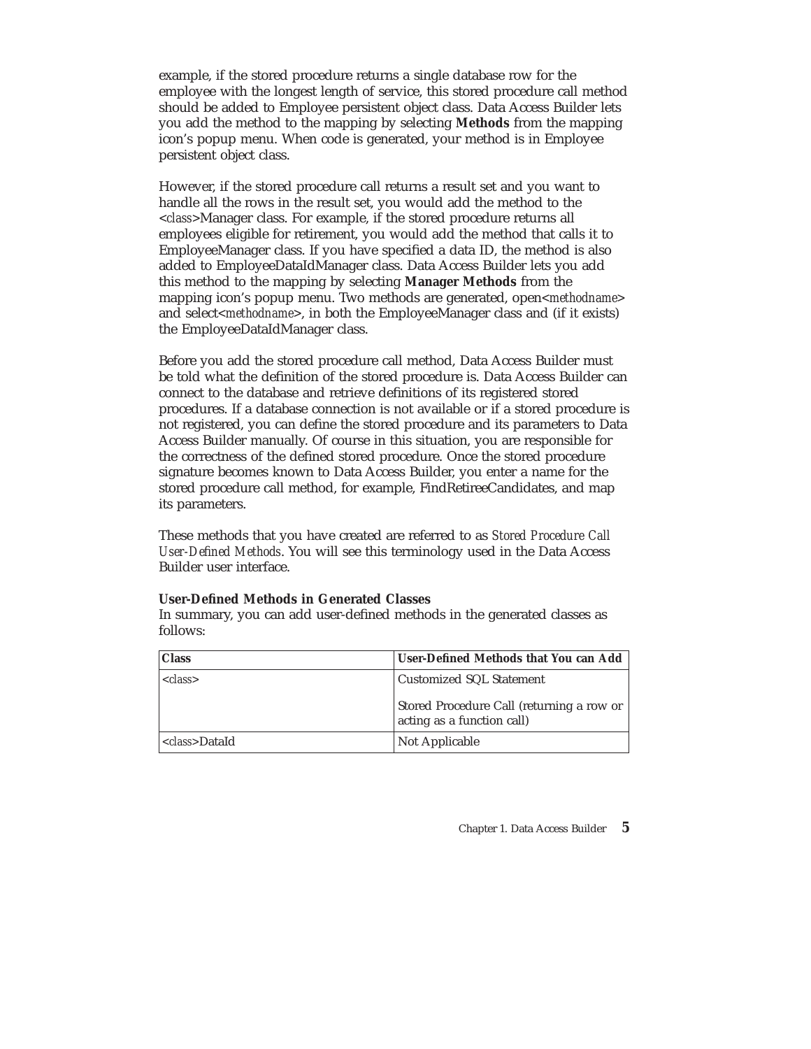example, if the stored procedure returns a single database row for the employee with the longest length of service, this stored procedure call method should be added to Employee persistent object class. Data Access Builder lets you add the method to the mapping by selecting **Methods** from the mapping icon's popup menu. When code is generated, your method is in Employee persistent object class.

However, if the stored procedure call returns a result set and you want to handle all the rows in the result set, you would add the method to the <*class*>Manager class. For example, if the stored procedure returns all employees eligible for retirement, you would add the method that calls it to EmployeeManager class. If you have specified a data ID, the method is also added to EmployeeDataIdManager class. Data Access Builder lets you add this method to the mapping by selecting **Manager Methods** from the mapping icon's popup menu. Two methods are generated, open<*methodname*> and select<*methodname*>, in both the EmployeeManager class and (if it exists) the EmployeeDataIdManager class.

Before you add the stored procedure call method, Data Access Builder must be told what the definition of the stored procedure is. Data Access Builder can connect to the database and retrieve definitions of its registered stored procedures. If a database connection is not available or if a stored procedure is not registered, you can define the stored procedure and its parameters to Data Access Builder manually. Of course in this situation, you are responsible for the correctness of the defined stored procedure. Once the stored procedure signature becomes known to Data Access Builder, you enter a name for the stored procedure call method, for example, FindRetireeCandidates, and map its parameters.

These methods that you have created are referred to as *Stored Procedure Call User-Defined Methods*. You will see this terminology used in the Data Access Builder user interface.

**User-Defined Methods in Generated Classes**

In summary, you can add user-defined methods in the generated classes as follows:

| Class | User-Defined Methods that You can Add |
|---|---|
| <*class*> | Customized SQL Statement<br><br>Stored Procedure Call (returning a row or acting as a function call) |
| <*class*>DataId | Not Applicable |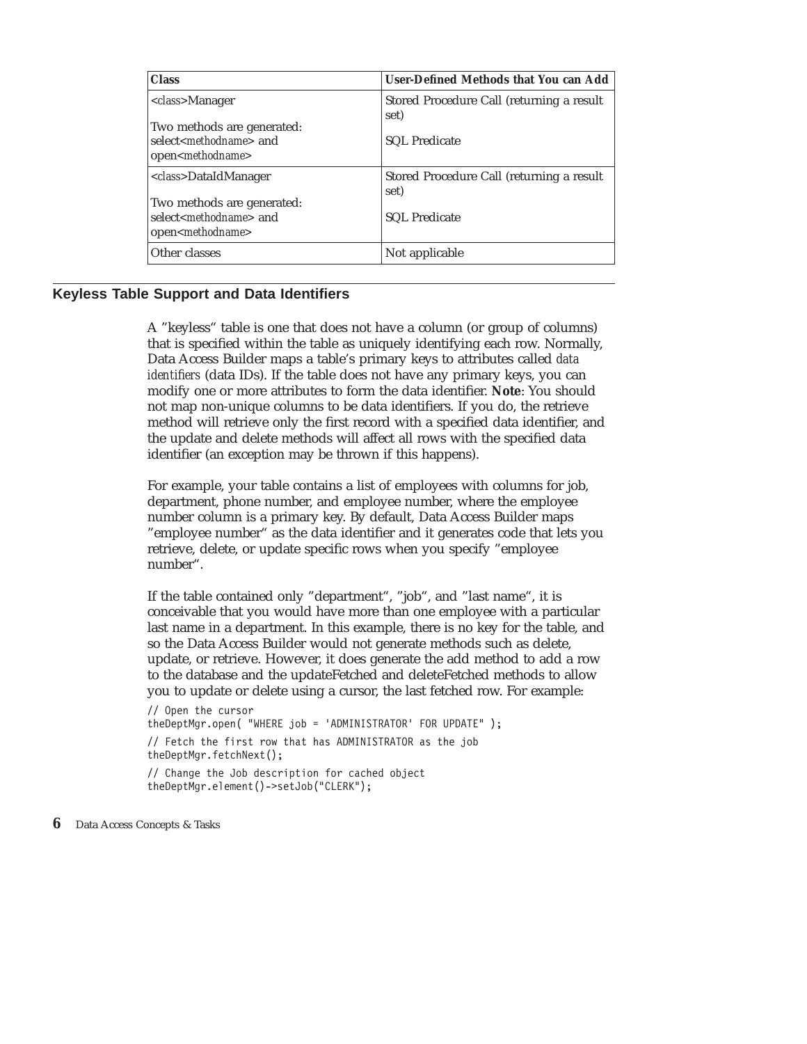| Class | User-Defined Methods that You can Add |
| --- | --- |
| <*class*>Manager<br><br>Two methods are generated: select<*methodname*> and open<*methodname*> | Stored Procedure Call (returning a result set)<br><br>SQL Predicate |
| <*class*>DataIdManager<br><br>Two methods are generated: select<*methodname*> and open<*methodname*> | Stored Procedure Call (returning a result set)<br><br>SQL Predicate |
| Other classes | Not applicable |

## Keyless Table Support and Data Identifiers

A ”keyless“ table is one that does not have a column (or group of columns) that is specified within the table as uniquely identifying each row. Normally, Data Access Builder maps a table’s primary keys to attributes called *data identifiers* (data IDs). If the table does not have any primary keys, you can modify one or more attributes to form the data identifier. **Note**: You should not map non-unique columns to be data identifiers. If you do, the retrieve method will retrieve only the first record with a specified data identifier, and the update and delete methods will affect all rows with the specified data identifier (an exception may be thrown if this happens).

For example, your table contains a list of employees with columns for job, department, phone number, and employee number, where the employee number column is a primary key. By default, Data Access Builder maps ”employee number“ as the data identifier and it generates code that lets you retrieve, delete, or update specific rows when you specify ”employee number“.

If the table contained only ”department“, ”job“, and ”last name“, it is conceivable that you would have more than one employee with a particular last name in a department. In this example, there is no key for the table, and so the Data Access Builder would not generate methods such as delete, update, or retrieve. However, it does generate the add method to add a row to the database and the updateFetched and deleteFetched methods to allow you to update or delete using a cursor, the last fetched row. For example:

```
// Open the cursor
theDeptMgr.open( "WHERE job = 'ADMINISTRATOR' FOR UPDATE" );
// Fetch the first row that has ADMINISTRATOR as the job
theDeptMgr.fetchNext();
// Change the Job description for cached object
theDeptMgr.element()->setJob("CLERK");
```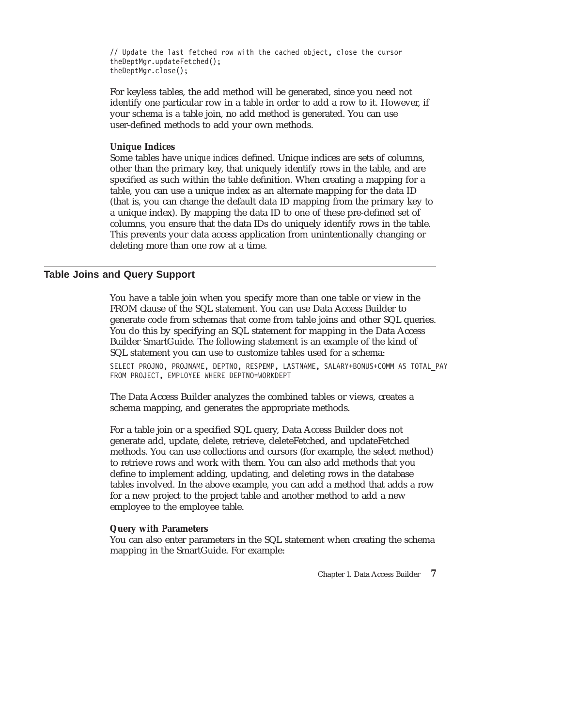```
// Update the last fetched row with the cached object, close the cursor
theDeptMgr.updateFetched();
theDeptMgr.close();
```

For keyless tables, the add method will be generated, since you need not identify one particular row in a table in order to add a row to it. However, if your schema is a table join, no add method is generated. You can use user-defined methods to add your own methods.

**Unique Indices**

Some tables have *unique indices* defined. Unique indices are sets of columns, other than the primary key, that uniquely identify rows in the table, and are specified as such within the table definition. When creating a mapping for a table, you can use a unique index as an alternate mapping for the data ID (that is, you can change the default data ID mapping from the primary key to a unique index). By mapping the data ID to one of these pre-defined set of columns, you ensure that the data IDs do uniquely identify rows in the table. This prevents your data access application from unintentionally changing or deleting more than one row at a time.

## Table Joins and Query Support

You have a table join when you specify more than one table or view in the FROM clause of the SQL statement. You can use Data Access Builder to generate code from schemas that come from table joins and other SQL queries. You do this by specifying an SQL statement for mapping in the Data Access Builder SmartGuide. The following statement is an example of the kind of SQL statement you can use to customize tables used for a schema:

```
SELECT PROJNO, PROJNAME, DEPTNO, RESPEMP, LASTNAME, SALARY+BONUS+COMM AS TOTAL_PAY
FROM PROJECT, EMPLOYEE WHERE DEPTNO=WORKDEPT
```

The Data Access Builder analyzes the combined tables or views, creates a schema mapping, and generates the appropriate methods.

For a table join or a specified SQL query, Data Access Builder does not generate add, update, delete, retrieve, deleteFetched, and updateFetched methods. You can use collections and cursors (for example, the select method) to retrieve rows and work with them. You can also add methods that you define to implement adding, updating, and deleting rows in the database tables involved. In the above example, you can add a method that adds a row for a new project to the project table and another method to add a new employee to the employee table.

**Query with Parameters**

You can also enter parameters in the SQL statement when creating the schema mapping in the SmartGuide. For example: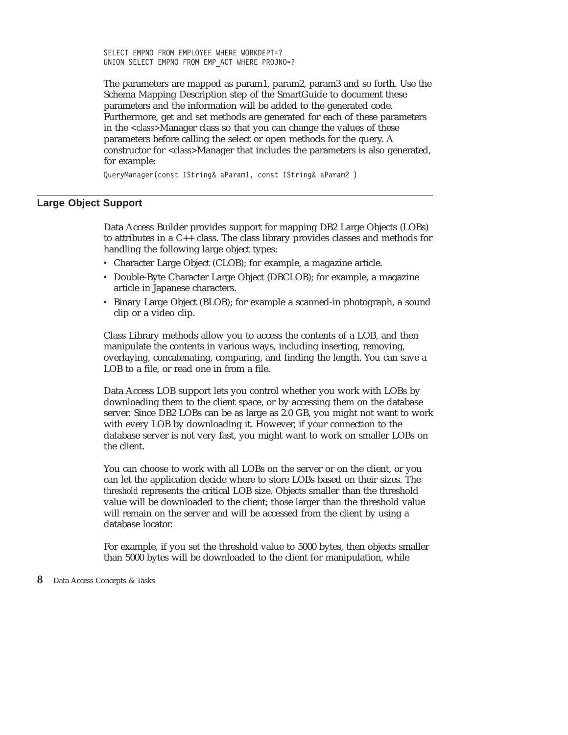```
SELECT EMPNO FROM EMPLOYEE WHERE WORKDEPT=?
UNION SELECT EMPNO FROM EMP_ACT WHERE PROJNO=?
```

The parameters are mapped as param1, param2, param3 and so forth. Use the Schema Mapping Description step of the SmartGuide to document these parameters and the information will be added to the generated code. Furthermore, get and set methods are generated for each of these parameters in the <*class*>Manager class so that you can change the values of these parameters before calling the select or open methods for the query. A constructor for <*class*>Manager that includes the parameters is also generated, for example:

```
QueryManager(const IString& aParam1, const IString& aParam2 )
```

## Large Object Support

Data Access Builder provides support for mapping DB2 Large Objects (LOBs) to attributes in a C++ class. The class library provides classes and methods for handling the following large object types:

- Character Large Object (CLOB); for example, a magazine article.
- Double-Byte Character Large Object (DBCLOB); for example, a magazine article in Japanese characters.
- Binary Large Object (BLOB); for example a scanned-in photograph, a sound clip or a video clip.

Class Library methods allow you to access the contents of a LOB, and then manipulate the contents in various ways, including inserting, removing, overlaying, concatenating, comparing, and finding the length. You can save a LOB to a file, or read one in from a file.

Data Access LOB support lets you control whether you work with LOBs by downloading them to the client space, or by accessing them on the database server. Since DB2 LOBs can be as large as 2.0 GB, you might not want to work with every LOB by downloading it. However, if your connection to the database server is not very fast, you might want to work on smaller LOBs on the client.

You can choose to work with all LOBs on the server or on the client, or you can let the application decide where to store LOBs based on their sizes. The *threshold* represents the critical LOB size. Objects smaller than the threshold value will be downloaded to the client; those larger than the threshold value will remain on the server and will be accessed from the client by using a database locator.

For example, if you set the threshold value to 5000 bytes, then objects smaller than 5000 bytes will be downloaded to the client for manipulation, while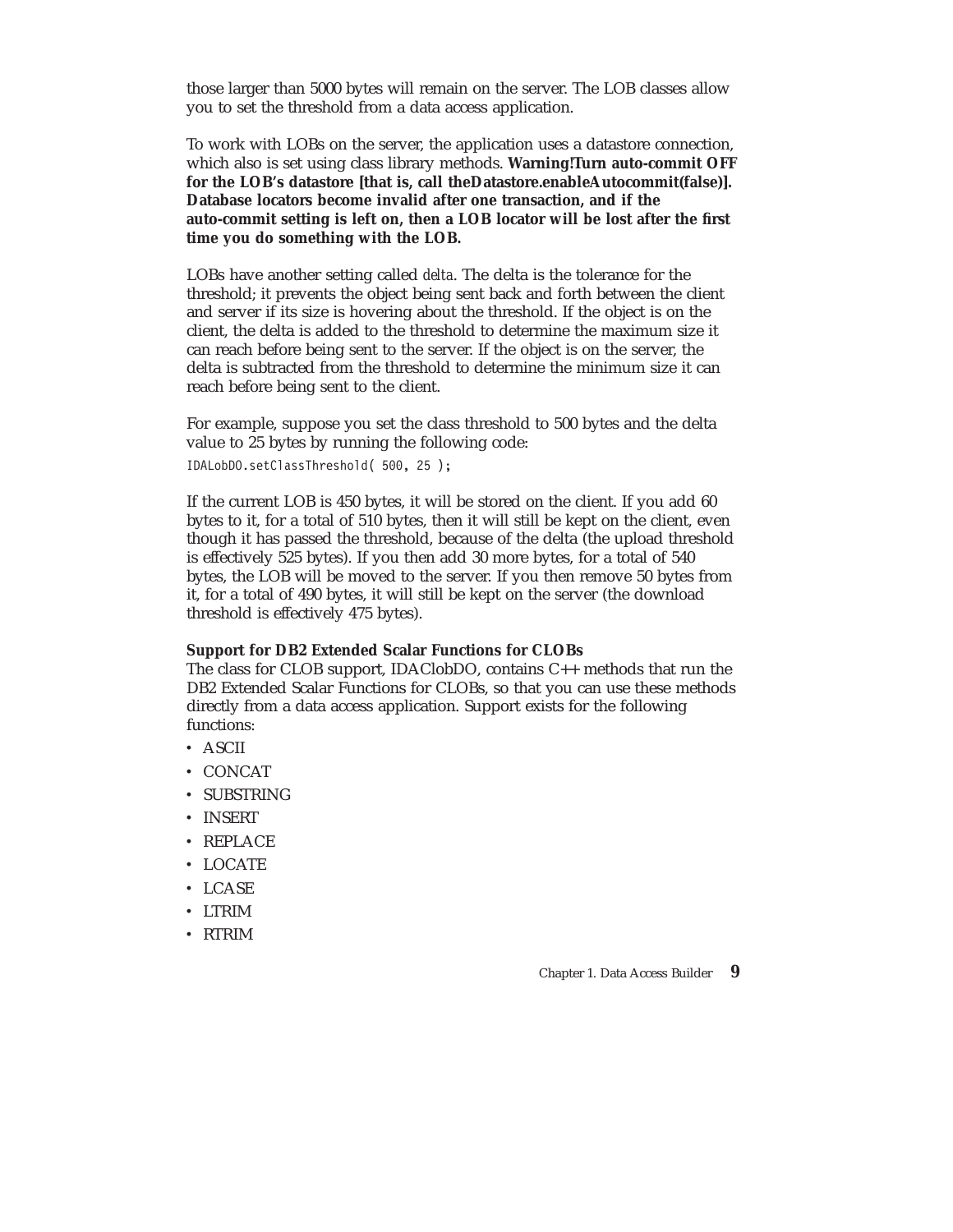those larger than 5000 bytes will remain on the server. The LOB classes allow you to set the threshold from a data access application.

To work with LOBs on the server, the application uses a datastore connection, which also is set using class library methods. **Warning!Turn auto-commit OFF for the LOB's datastore [that is, call theDatastore.enableAutocommit(false)]. Database locators become invalid after one transaction, and if the auto-commit setting is left on, then a LOB locator will be lost after the first time you do something with the LOB.**

LOBs have another setting called *delta*. The delta is the tolerance for the threshold; it prevents the object being sent back and forth between the client and server if its size is hovering about the threshold. If the object is on the client, the delta is added to the threshold to determine the maximum size it can reach before being sent to the server. If the object is on the server, the delta is subtracted from the threshold to determine the minimum size it can reach before being sent to the client.

For example, suppose you set the class threshold to 500 bytes and the delta value to 25 bytes by running the following code:

```
IDALobDO.setClassThreshold( 500, 25 );
```

If the current LOB is 450 bytes, it will be stored on the client. If you add 60 bytes to it, for a total of 510 bytes, then it will still be kept on the client, even though it has passed the threshold, because of the delta (the upload threshold is effectively 525 bytes). If you then add 30 more bytes, for a total of 540 bytes, the LOB will be moved to the server. If you then remove 50 bytes from it, for a total of 490 bytes, it will still be kept on the server (the download threshold is effectively 475 bytes).

**Support for DB2 Extended Scalar Functions for CLOBs**

The class for CLOB support, IDAClobDO, contains C++ methods that run the DB2 Extended Scalar Functions for CLOBs, so that you can use these methods directly from a data access application. Support exists for the following functions:

- ASCII
- CONCAT
- SUBSTRING
- INSERT
- REPLACE
- LOCATE
- LCASE
- LTRIM
- RTRIM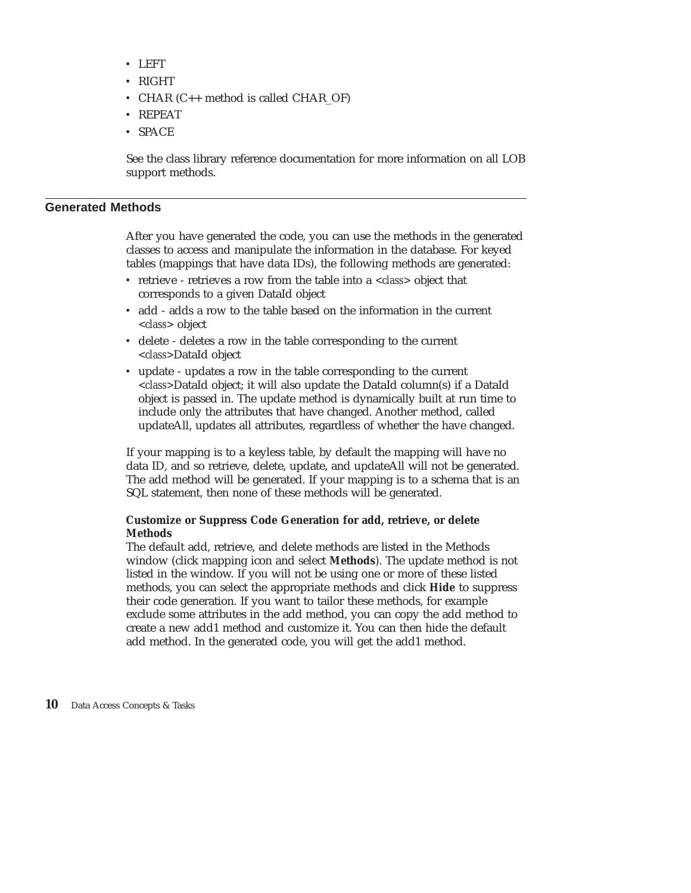- LEFT
- RIGHT
- CHAR (C++ method is called CHAR_OF)
- REPEAT
- SPACE

See the class library reference documentation for more information on all LOB support methods.

## Generated Methods

After you have generated the code, you can use the methods in the generated classes to access and manipulate the information in the database. For keyed tables (mappings that have data IDs), the following methods are generated:

- retrieve - retrieves a row from the table into a <*class*> object that corresponds to a given DataId object
- add - adds a row to the table based on the information in the current <*class*> object
- delete - deletes a row in the table corresponding to the current <*class*>DataId object
- update - updates a row in the table corresponding to the current <*class*>DataId object; it will also update the DataId column(s) if a DataId object is passed in. The update method is dynamically built at run time to include only the attributes that have changed. Another method, called updateAll, updates all attributes, regardless of whether the have changed.

If your mapping is to a keyless table, by default the mapping will have no data ID, and so retrieve, delete, update, and updateAll will not be generated. The add method will be generated. If your mapping is to a schema that is an SQL statement, then none of these methods will be generated.

**Customize or Suppress Code Generation for add, retrieve, or delete Methods**

The default add, retrieve, and delete methods are listed in the Methods window (click mapping icon and select **Methods**). The update method is not listed in the window. If you will not be using one or more of these listed methods, you can select the appropriate methods and click **Hide** to suppress their code generation. If you want to tailor these methods, for example exclude some attributes in the add method, you can copy the add method to create a new add1 method and customize it. You can then hide the default add method. In the generated code, you will get the add1 method.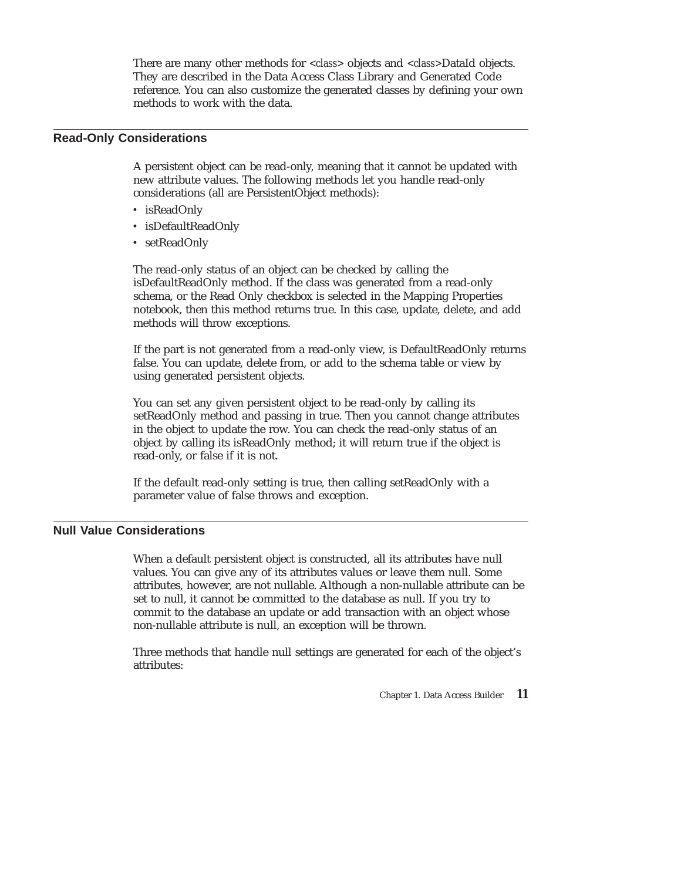There are many other methods for <class> objects and <class>DataId objects. They are described in the Data Access Class Library and Generated Code reference. You can also customize the generated classes by defining your own methods to work with the data.

## Read-Only Considerations

A persistent object can be read-only, meaning that it cannot be updated with new attribute values. The following methods let you handle read-only considerations (all are PersistentObject methods):

- isReadOnly
- isDefaultReadOnly
- setReadOnly

The read-only status of an object can be checked by calling the isDefaultReadOnly method. If the class was generated from a read-only schema, or the Read Only checkbox is selected in the Mapping Properties notebook, then this method returns true. In this case, update, delete, and add methods will throw exceptions.

If the part is not generated from a read-only view, is DefaultReadOnly returns false. You can update, delete from, or add to the schema table or view by using generated persistent objects.

You can set any given persistent object to be read-only by calling its setReadOnly method and passing in true. Then you cannot change attributes in the object to update the row. You can check the read-only status of an object by calling its isReadOnly method; it will return true if the object is read-only, or false if it is not.

If the default read-only setting is true, then calling setReadOnly with a parameter value of false throws and exception.

## Null Value Considerations

When a default persistent object is constructed, all its attributes have null values. You can give any of its attributes values or leave them null. Some attributes, however, are not nullable. Although a non-nullable attribute can be set to null, it cannot be committed to the database as null. If you try to commit to the database an update or add transaction with an object whose non-nullable attribute is null, an exception will be thrown.

Three methods that handle null settings are generated for each of the object's attributes: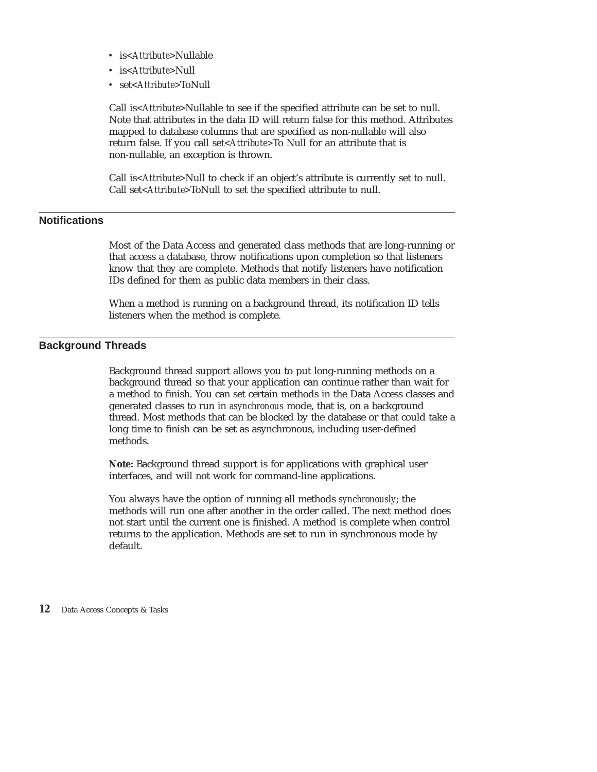- is<*Attribute*>Nullable
- is<*Attribute*>Null
- set<*Attribute*>ToNull

Call is<*Attribute*>Nullable to see if the specified attribute can be set to null. Note that attributes in the data ID will return false for this method. Attributes mapped to database columns that are specified as non-nullable will also return false. If you call set<*Attribute*>To Null for an attribute that is non-nullable, an exception is thrown.

Call is<*Attribute*>Null to check if an object's attribute is currently set to null. Call set<*Attribute*>ToNull to set the specified attribute to null.

## Notifications

Most of the Data Access and generated class methods that are long-running or that access a database, throw notifications upon completion so that listeners know that they are complete. Methods that notify listeners have notification IDs defined for them as public data members in their class.

When a method is running on a background thread, its notification ID tells listeners when the method is complete.

## Background Threads

Background thread support allows you to put long-running methods on a background thread so that your application can continue rather than wait for a method to finish. You can set certain methods in the Data Access classes and generated classes to run in *asynchronous* mode, that is, on a background thread. Most methods that can be blocked by the database or that could take a long time to finish can be set as asynchronous, including user-defined methods.

**Note:** Background thread support is for applications with graphical user interfaces, and will not work for command-line applications.

You always have the option of running all methods *synchronously*; the methods will run one after another in the order called. The next method does not start until the current one is finished. A method is complete when control returns to the application. Methods are set to run in synchronous mode by default.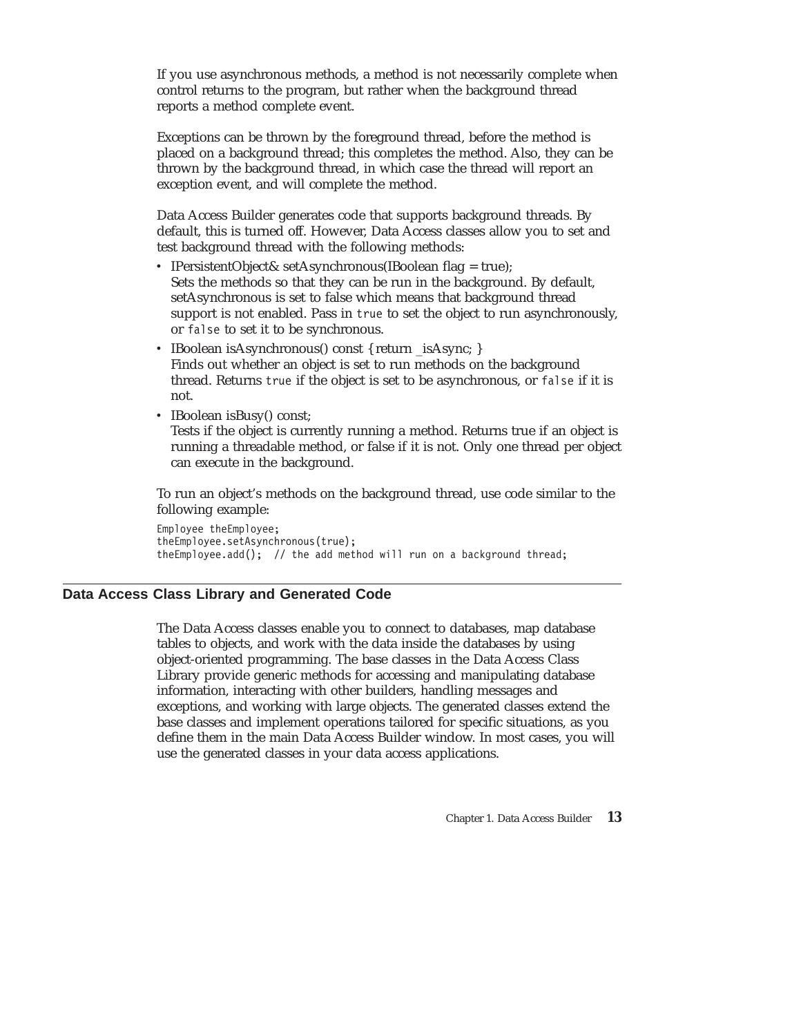If you use asynchronous methods, a method is not necessarily complete when control returns to the program, but rather when the background thread reports a method complete event.

Exceptions can be thrown by the foreground thread, before the method is placed on a background thread; this completes the method. Also, they can be thrown by the background thread, in which case the thread will report an exception event, and will complete the method.

Data Access Builder generates code that supports background threads. By default, this is turned off. However, Data Access classes allow you to set and test background thread with the following methods:

- IPersistentObject& setAsynchronous(IBoolean flag = true);
  Sets the methods so that they can be run in the background. By default, setAsynchronous is set to false which means that background thread support is not enabled. Pass in `true` to set the object to run asynchronously, or `false` to set it to be synchronous.
- IBoolean isAsynchronous() const { return _isAsync; }
  Finds out whether an object is set to run methods on the background thread. Returns `true` if the object is set to be asynchronous, or `false` if it is not.
- IBoolean isBusy() const;
  Tests if the object is currently running a method. Returns true if an object is running a threadable method, or false if it is not. Only one thread per object can execute in the background.

To run an object's methods on the background thread, use code similar to the following example:

```
Employee theEmployee;
theEmployee.setAsynchronous(true);
theEmployee.add();  // the add method will run on a background thread;
```

## Data Access Class Library and Generated Code

The Data Access classes enable you to connect to databases, map database tables to objects, and work with the data inside the databases by using object-oriented programming. The base classes in the Data Access Class Library provide generic methods for accessing and manipulating database information, interacting with other builders, handling messages and exceptions, and working with large objects. The generated classes extend the base classes and implement operations tailored for specific situations, as you define them in the main Data Access Builder window. In most cases, you will use the generated classes in your data access applications.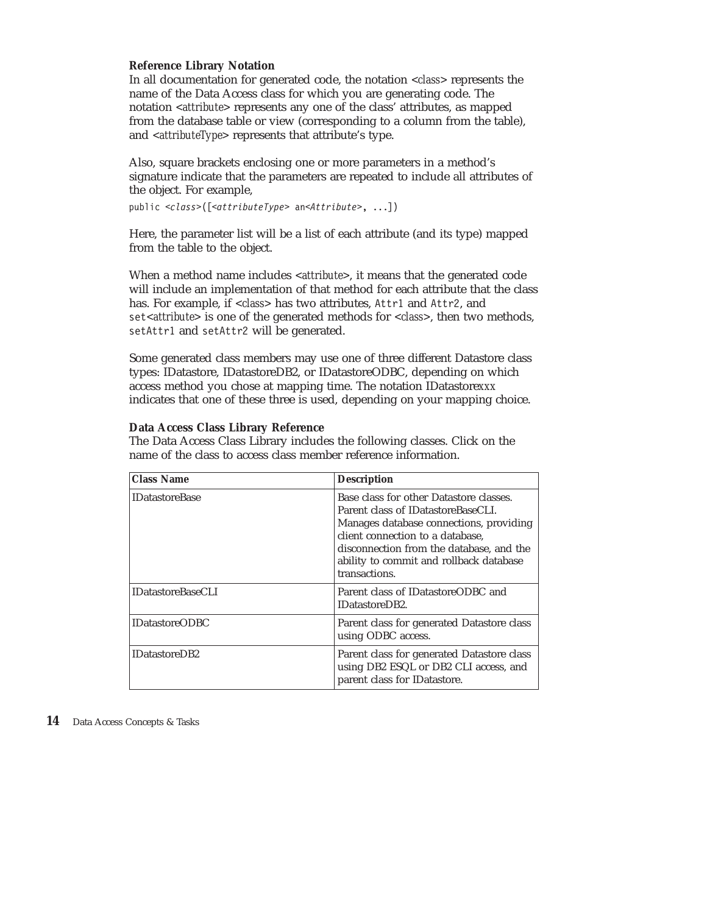**Reference Library Notation**

In all documentation for generated code, the notation <*class*> represents the name of the Data Access class for which you are generating code. The notation <*attribute*> represents any one of the class' attributes, as mapped from the database table or view (corresponding to a column from the table), and <*attributeType*> represents that attribute's type.

Also, square brackets enclosing one or more parameters in a method's signature indicate that the parameters are repeated to include all attributes of the object. For example,

```
public <class>([<attributeType> an<Attribute>, ...])
```

Here, the parameter list will be a list of each attribute (and its type) mapped from the table to the object.

When a method name includes <*attribute*>, it means that the generated code will include an implementation of that method for each attribute that the class has. For example, if <*class*> has two attributes, `Attr1` and `Attr2`, and `set`<*attribute*> is one of the generated methods for <*class*>, then two methods, `setAttr1` and `setAttr2` will be generated.

Some generated class members may use one of three different Datastore class types: IDatastore, IDatastoreDB2, or IDatastoreODBC, depending on which access method you chose at mapping time. The notation IDatastore*xxx* indicates that one of these three is used, depending on your mapping choice.

**Data Access Class Library Reference**

The Data Access Class Library includes the following classes. Click on the name of the class to access class member reference information.

| Class Name | Description |
| --- | --- |
| IDatastoreBase | Base class for other Datastore classes. Parent class of IDatastoreBaseCLI. Manages database connections, providing client connection to a database, disconnection from the database, and the ability to commit and rollback database transactions. |
| IDatastoreBaseCLI | Parent class of IDatastoreODBC and IDatastoreDB2. |
| IDatastoreODBC | Parent class for generated Datastore class using ODBC access. |
| IDatastoreDB2 | Parent class for generated Datastore class using DB2 ESQL or DB2 CLI access, and parent class for IDatastore. |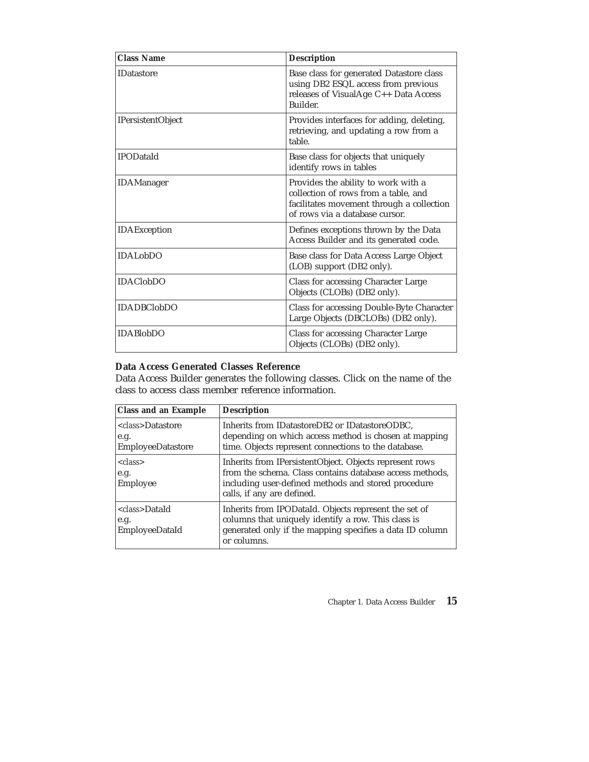| Class Name | Description |
| --- | --- |
| IDatastore | Base class for generated Datastore class using DB2 ESQL access from previous releases of VisualAge C++ Data Access Builder. |
| IPersistentObject | Provides interfaces for adding, deleting, retrieving, and updating a row from a table. |
| IPODataId | Base class for objects that uniquely identify rows in tables |
| IDAManager | Provides the ability to work with a collection of rows from a table, and facilitates movement through a collection of rows via a database cursor. |
| IDAException | Defines exceptions thrown by the Data Access Builder and its generated code. |
| IDALobDO | Base class for Data Access Large Object (LOB) support (DB2 only). |
| IDAClobDO | Class for accessing Character Large Objects (CLOBs) (DB2 only). |
| IDADBClobDO | Class for accessing Double-Byte Character Large Objects (DBCLOBs) (DB2 only). |
| IDABlobDO | Class for accessing Character Large Objects (CLOBs) (DB2 only). |

**Data Access Generated Classes Reference**

Data Access Builder generates the following classes. Click on the name of the class to access class member reference information.

| Class and an Example | Description |
| --- | --- |
| <class>Datastore e.g. EmployeeDatastore | Inherits from IDatastoreDB2 or IDatastoreODBC, depending on which access method is chosen at mapping time. Objects represent connections to the database. |
| <class> e.g. Employee | Inherits from IPersistentObject. Objects represent rows from the schema. Class contains database access methods, including user-defined methods and stored procedure calls, if any are defined. |
| <class>DataId e.g. EmployeeDataId | Inherits from IPODataId. Objects represent the set of columns that uniquely identify a row. This class is generated only if the mapping specifies a data ID column or columns. |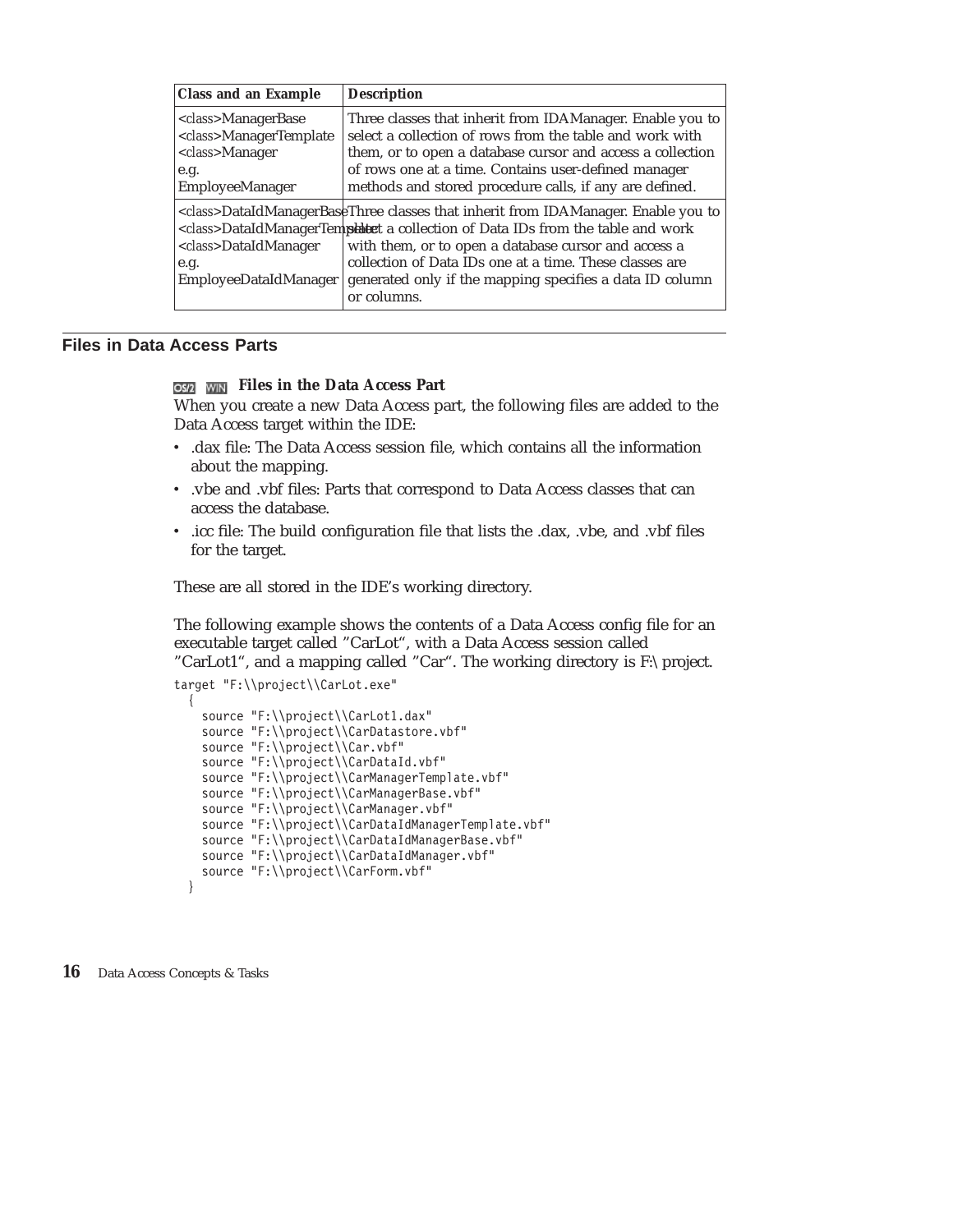| Class and an Example | Description |
| --- | --- |
| <class>ManagerBase<br><class>ManagerTemplate<br><class>Manager<br>e.g.<br>EmployeeManager | Three classes that inherit from IDAManager. Enable you to select a collection of rows from the table and work with them, or to open a database cursor and access a collection of rows one at a time. Contains user-defined manager methods and stored procedure calls, if any are defined. |
| <class>DataIdManagerBase<br><class>DataIdManagerTemplate<br><class>DataIdManager<br>e.g.<br>EmployeeDataIdManager | Three classes that inherit from IDAManager. Enable you to select a collection of Data IDs from the table and work with them, or to open a database cursor and access a collection of Data IDs one at a time. These classes are generated only if the mapping specifies a data ID column or columns. |

## Files in Data Access Parts

### OS/2 WIN Files in the Data Access Part

When you create a new Data Access part, the following files are added to the Data Access target within the IDE:

- .dax file: The Data Access session file, which contains all the information about the mapping.
- .vbe and .vbf files: Parts that correspond to Data Access classes that can access the database.
- .icc file: The build configuration file that lists the .dax, .vbe, and .vbf files for the target.

These are all stored in the IDE's working directory.

The following example shows the contents of a Data Access config file for an executable target called "CarLot", with a Data Access session called "CarLot1", and a mapping called "Car". The working directory is F:\ project.

```
target "F:\\project\\CarLot.exe"
  {
    source "F:\\project\\CarLot1.dax"
    source "F:\\project\\CarDatastore.vbf"
    source "F:\\project\\Car.vbf"
    source "F:\\project\\CarDataId.vbf"
    source "F:\\project\\CarManagerTemplate.vbf"
    source "F:\\project\\CarManagerBase.vbf"
    source "F:\\project\\CarManager.vbf"
    source "F:\\project\\CarDataIdManagerTemplate.vbf"
    source "F:\\project\\CarDataIdManagerBase.vbf"
    source "F:\\project\\CarDataIdManager.vbf"
    source "F:\\project\\CarForm.vbf"
  }
```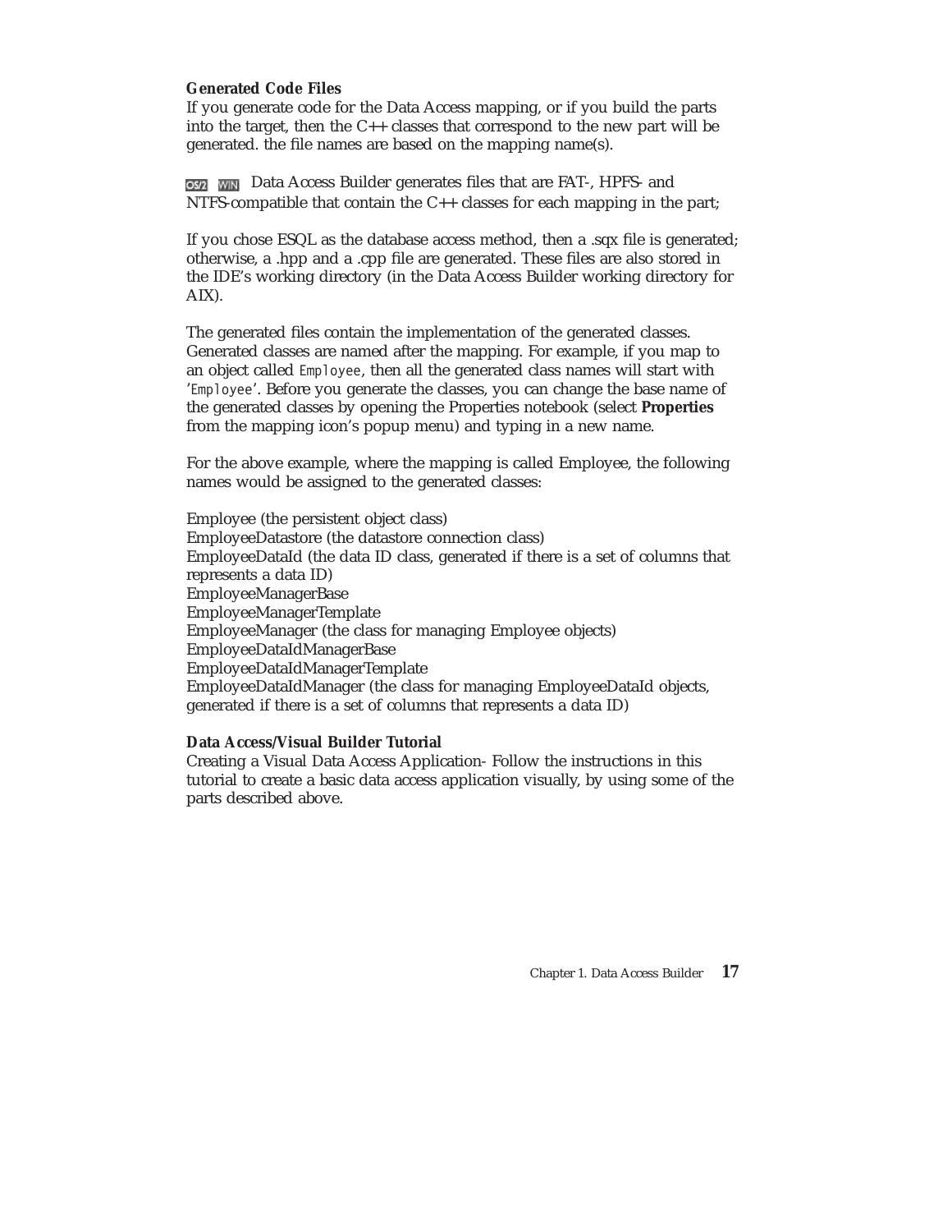**Generated Code Files**

If you generate code for the Data Access mapping, or if you build the parts into the target, then the C++ classes that correspond to the new part will be generated. the file names are based on the mapping name(s).

OS/2 WIN Data Access Builder generates files that are FAT-, HPFS- and NTFS-compatible that contain the C++ classes for each mapping in the part;

If you chose ESQL as the database access method, then a .sqx file is generated; otherwise, a .hpp and a .cpp file are generated. These files are also stored in the IDE's working directory (in the Data Access Builder working directory for AIX).

The generated files contain the implementation of the generated classes. Generated classes are named after the mapping. For example, if you map to an object called `Employee`, then all the generated class names will start with '`Employee`'. Before you generate the classes, you can change the base name of the generated classes by opening the Properties notebook (select **Properties** from the mapping icon's popup menu) and typing in a new name.

For the above example, where the mapping is called Employee, the following names would be assigned to the generated classes:

Employee (the persistent object class)
EmployeeDatastore (the datastore connection class)
EmployeeDataId (the data ID class, generated if there is a set of columns that represents a data ID)
EmployeeManagerBase
EmployeeManagerTemplate
EmployeeManager (the class for managing Employee objects)
EmployeeDataIdManagerBase
EmployeeDataIdManagerTemplate
EmployeeDataIdManager (the class for managing EmployeeDataId objects, generated if there is a set of columns that represents a data ID)

**Data Access/Visual Builder Tutorial**

Creating a Visual Data Access Application- Follow the instructions in this tutorial to create a basic data access application visually, by using some of the parts described above.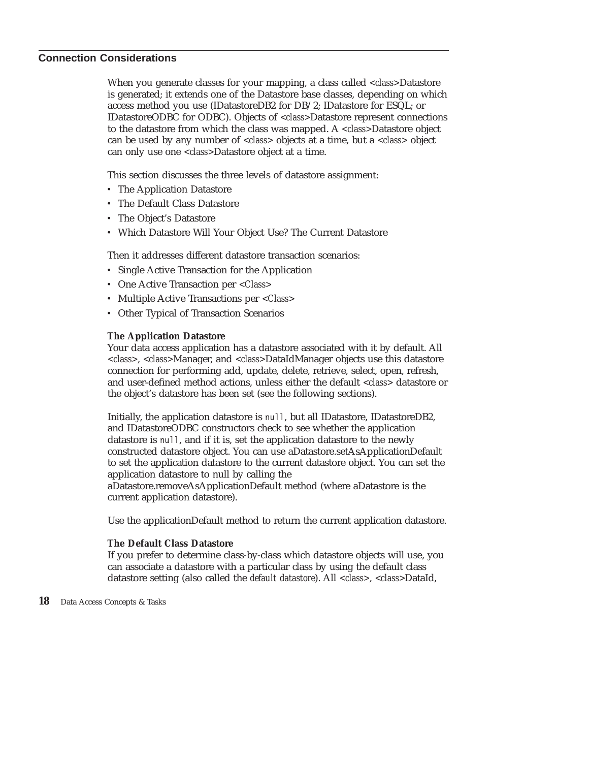## Connection Considerations

When you generate classes for your mapping, a class called <*class*>Datastore is generated; it extends one of the Datastore base classes, depending on which access method you use (IDatastoreDB2 for DB/2; IDatastore for ESQL; or IDatastoreODBC for ODBC). Objects of <*class*>Datastore represent connections to the datastore from which the class was mapped. A <*class*>Datastore object can be used by any number of <*class*> objects at a time, but a <*class*> object can only use one <*class*>Datastore object at a time.

This section discusses the three levels of datastore assignment:

- The Application Datastore
- The Default Class Datastore
- The Object's Datastore
- Which Datastore Will Your Object Use? The Current Datastore

Then it addresses different datastore transaction scenarios:

- Single Active Transaction for the Application
- One Active Transaction per <*Class*>
- Multiple Active Transactions per <*Class*>
- Other Typical of Transaction Scenarios

### The Application Datastore

Your data access application has a datastore associated with it by default. All <*class*>, <*class*>Manager, and <*class*>DataIdManager objects use this datastore connection for performing add, update, delete, retrieve, select, open, refresh, and user-defined method actions, unless either the default <*class*> datastore or the object's datastore has been set (see the following sections).

Initially, the application datastore is `null`, but all IDatastore, IDatastoreDB2, and IDatastoreODBC constructors check to see whether the application datastore is `null`, and if it is, set the application datastore to the newly constructed datastore object. You can use aDatastore.setAsApplicationDefault to set the application datastore to the current datastore object. You can set the application datastore to null by calling the aDatastore.removeAsApplicationDefault method (where aDatastore is the current application datastore).

Use the applicationDefault method to return the current application datastore.

### The Default Class Datastore

If you prefer to determine class-by-class which datastore objects will use, you can associate a datastore with a particular class by using the default class datastore setting (also called the *default datastore*). All <*class*>, <*class*>DataId,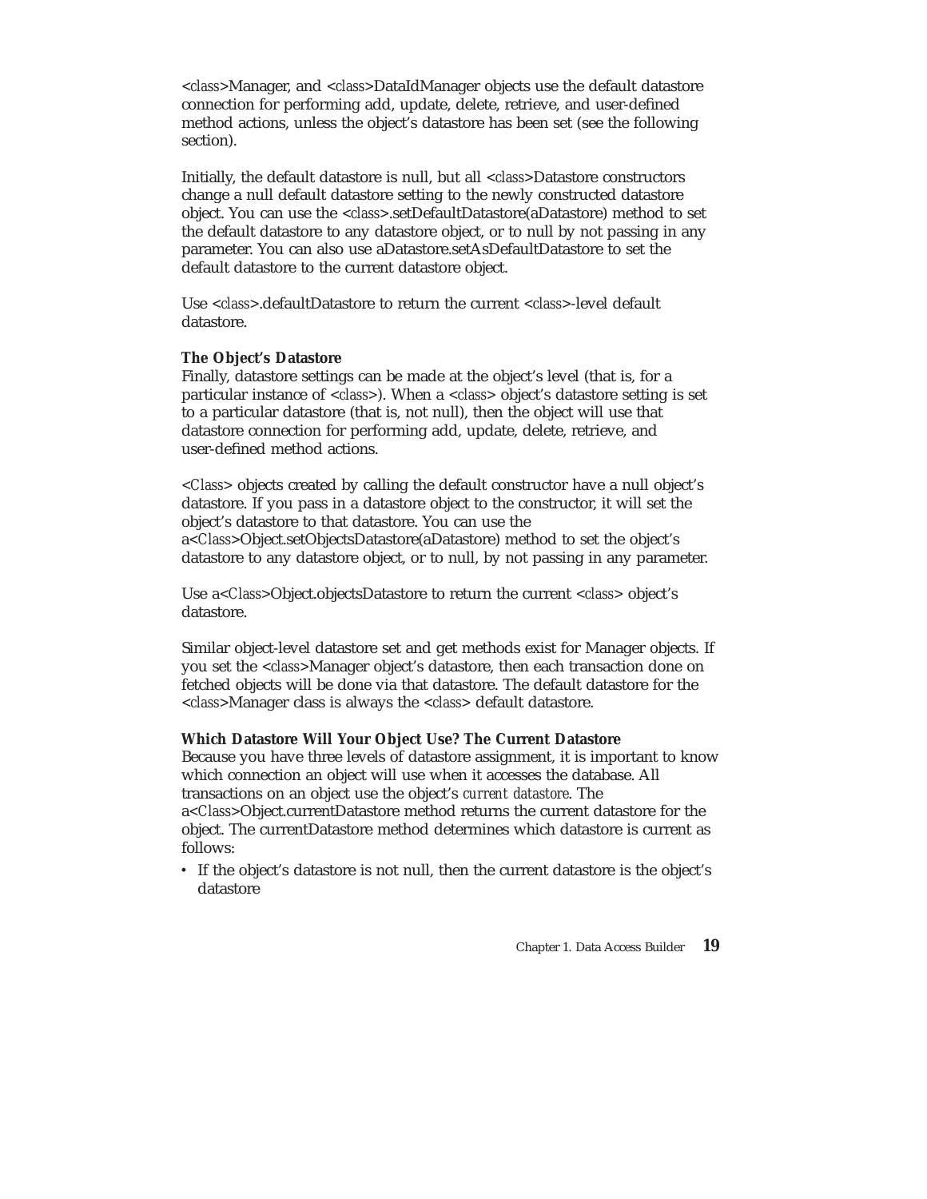<class>Manager, and <class>DataIdManager objects use the default datastore connection for performing add, update, delete, retrieve, and user-defined method actions, unless the object's datastore has been set (see the following section).

Initially, the default datastore is null, but all <class>Datastore constructors change a null default datastore setting to the newly constructed datastore object. You can use the <class>.setDefaultDatastore(aDatastore) method to set the default datastore to any datastore object, or to null by not passing in any parameter. You can also use aDatastore.setAsDefaultDatastore to set the default datastore to the current datastore object.

Use <class>.defaultDatastore to return the current <class>-level default datastore.

**The Object's Datastore**

Finally, datastore settings can be made at the object's level (that is, for a particular instance of <class>). When a <class> object's datastore setting is set to a particular datastore (that is, not null), then the object will use that datastore connection for performing add, update, delete, retrieve, and user-defined method actions.

<Class> objects created by calling the default constructor have a null object's datastore. If you pass in a datastore object to the constructor, it will set the object's datastore to that datastore. You can use the a<Class>Object.setObjectsDatastore(aDatastore) method to set the object's datastore to any datastore object, or to null, by not passing in any parameter.

Use a<Class>Object.objectsDatastore to return the current <class> object's datastore.

Similar object-level datastore set and get methods exist for Manager objects. If you set the <class>Manager object's datastore, then each transaction done on fetched objects will be done via that datastore. The default datastore for the <class>Manager class is always the <class> default datastore.

**Which Datastore Will Your Object Use? The Current Datastore**

Because you have three levels of datastore assignment, it is important to know which connection an object will use when it accesses the database. All transactions on an object use the object's *current datastore*. The a<Class>Object.currentDatastore method returns the current datastore for the object. The currentDatastore method determines which datastore is current as follows:

- If the object's datastore is not null, then the current datastore is the object's datastore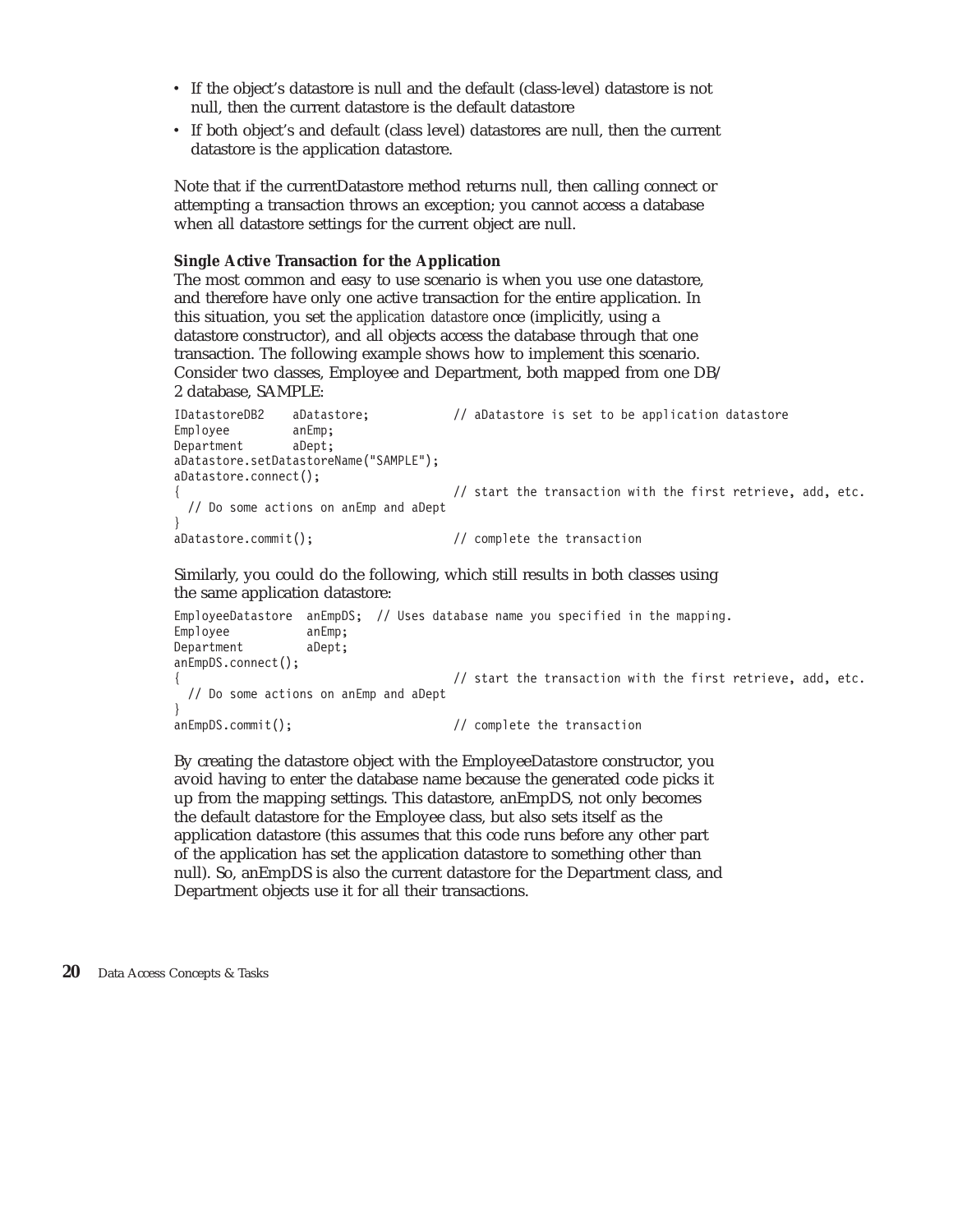- If the object's datastore is null and the default (class-level) datastore is not null, then the current datastore is the default datastore
- If both object's and default (class level) datastores are null, then the current datastore is the application datastore.

Note that if the currentDatastore method returns null, then calling connect or attempting a transaction throws an exception; you cannot access a database when all datastore settings for the current object are null.

**Single Active Transaction for the Application**

The most common and easy to use scenario is when you use one datastore, and therefore have only one active transaction for the entire application. In this situation, you set the *application datastore* once (implicitly, using a datastore constructor), and all objects access the database through that one transaction. The following example shows how to implement this scenario. Consider two classes, Employee and Department, both mapped from one DB/2 database, SAMPLE:

```
IDatastoreDB2    aDatastore;            // aDatastore is set to be application datastore
Employee         anEmp;
Department       aDept;
aDatastore.setDatastoreName("SAMPLE");
aDatastore.connect();
{                                       // start the transaction with the first retrieve, add, etc.
  // Do some actions on anEmp and aDept
}
aDatastore.commit();                    // complete the transaction
```

Similarly, you could do the following, which still results in both classes using the same application datastore:

```
EmployeeDatastore  anEmpDS;  // Uses database name you specified in the mapping.
Employee           anEmp;
Department         aDept;
anEmpDS.connect();
{                                       // start the transaction with the first retrieve, add, etc.
  // Do some actions on anEmp and aDept
}
anEmpDS.commit();                       // complete the transaction
```

By creating the datastore object with the EmployeeDatastore constructor, you avoid having to enter the database name because the generated code picks it up from the mapping settings. This datastore, anEmpDS, not only becomes the default datastore for the Employee class, but also sets itself as the application datastore (this assumes that this code runs before any other part of the application has set the application datastore to something other than null). So, anEmpDS is also the current datastore for the Department class, and Department objects use it for all their transactions.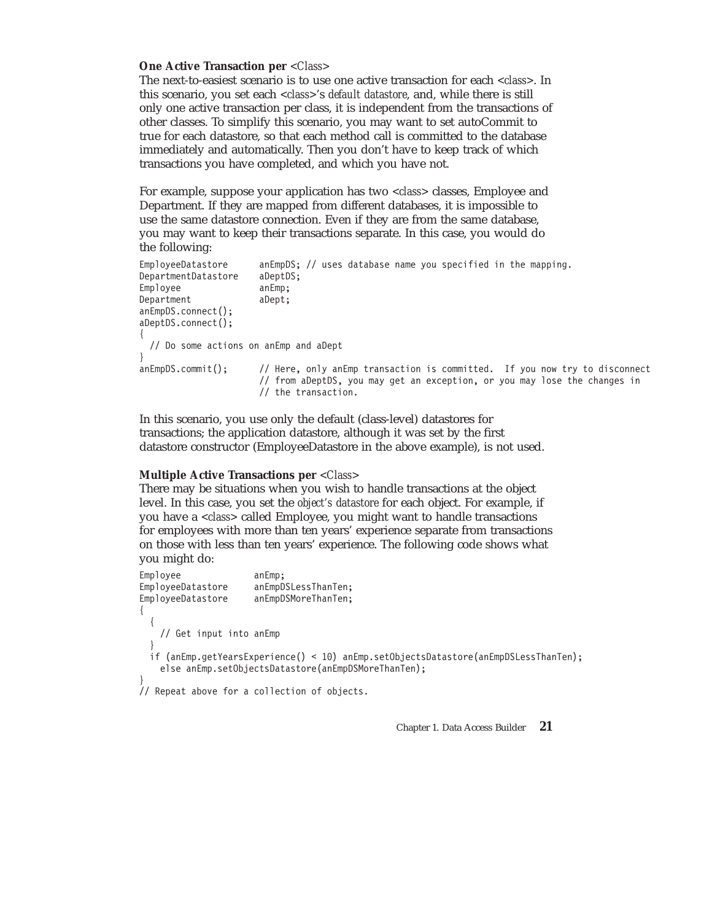**One Active Transaction per** <*Class*>

The next-to-easiest scenario is to use one active transaction for each <*class*>. In this scenario, you set each <*class*>'s *default datastore*, and, while there is still only one active transaction per class, it is independent from the transactions of other classes. To simplify this scenario, you may want to set autoCommit to true for each datastore, so that each method call is committed to the database immediately and automatically. Then you don't have to keep track of which transactions you have completed, and which you have not.

For example, suppose your application has two <*class*> classes, Employee and Department. If they are mapped from different databases, it is impossible to use the same datastore connection. Even if they are from the same database, you may want to keep their transactions separate. In this case, you would do the following:

```
EmployeeDatastore      anEmpDS; // uses database name you specified in the mapping.
DepartmentDatastore    aDeptDS;
Employee               anEmp;
Department             aDept;
anEmpDS.connect();
aDeptDS.connect();
{
  // Do some actions on anEmp and aDept
}
anEmpDS.commit();      // Here, only anEmp transaction is committed.  If you now try to disconnect
                       // from aDeptDS, you may get an exception, or you may lose the changes in
                       // the transaction.
```

In this scenario, you use only the default (class-level) datastores for transactions; the application datastore, although it was set by the first datastore constructor (EmployeeDatastore in the above example), is not used.

**Multiple Active Transactions per** <*Class*>

There may be situations when you wish to handle transactions at the object level. In this case, you set the *object's datastore* for each object. For example, if you have a <*class*> called Employee, you might want to handle transactions for employees with more than ten years' experience separate from transactions on those with less than ten years' experience. The following code shows what you might do:

```
Employee              anEmp;
EmployeeDatastore     anEmpDSLessThanTen;
EmployeeDatastore     anEmpDSMoreThanTen;
{
  {
    // Get input into anEmp
  }
  if (anEmp.getYearsExperience() < 10) anEmp.setObjectsDatastore(anEmpDSLessThanTen);
    else anEmp.setObjectsDatastore(anEmpDSMoreThanTen);
}
// Repeat above for a collection of objects.
```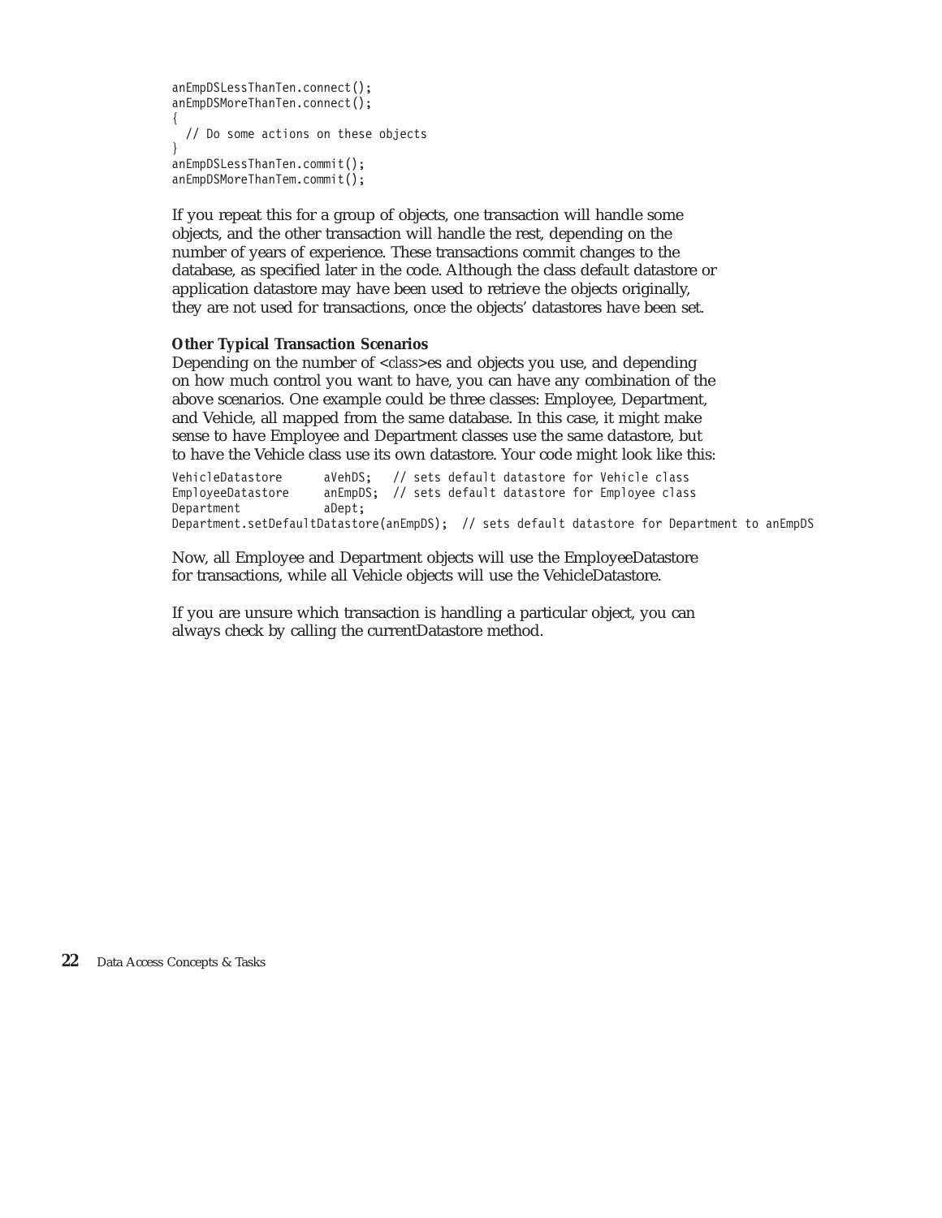```
anEmpDSLessThanTen.connect();
anEmpDSMoreThanTen.connect();
{
  // Do some actions on these objects
}
anEmpDSLessThanTen.commit();
anEmpDSMoreThanTem.commit();
```

If you repeat this for a group of objects, one transaction will handle some objects, and the other transaction will handle the rest, depending on the number of years of experience. These transactions commit changes to the database, as specified later in the code. Although the class default datastore or application datastore may have been used to retrieve the objects originally, they are not used for transactions, once the objects' datastores have been set.

**Other Typical Transaction Scenarios**

Depending on the number of <class>es and objects you use, and depending on how much control you want to have, you can have any combination of the above scenarios. One example could be three classes: Employee, Department, and Vehicle, all mapped from the same database. In this case, it might make sense to have Employee and Department classes use the same datastore, but to have the Vehicle class use its own datastore. Your code might look like this:

```
VehicleDatastore      aVehDS;   // sets default datastore for Vehicle class
EmployeeDatastore     anEmpDS;  // sets default datastore for Employee class
Department            aDept;
Department.setDefaultDatastore(anEmpDS);  // sets default datastore for Department to anEmpDS
```

Now, all Employee and Department objects will use the EmployeeDatastore for transactions, while all Vehicle objects will use the VehicleDatastore.

If you are unsure which transaction is handling a particular object, you can always check by calling the currentDatastore method.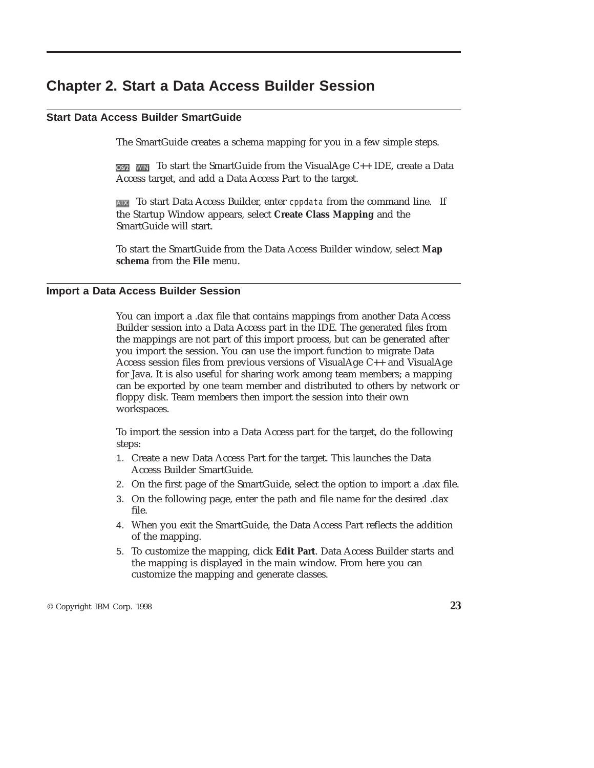# Chapter 2. Start a Data Access Builder Session

## Start Data Access Builder SmartGuide

The SmartGuide creates a schema mapping for you in a few simple steps.

OS/2 WIN To start the SmartGuide from the VisualAge C++ IDE, create a Data Access target, and add a Data Access Part to the target.

AIX To start Data Access Builder, enter `cppdata` from the command line. If the Startup Window appears, select **Create Class Mapping** and the SmartGuide will start.

To start the SmartGuide from the Data Access Builder window, select **Map schema** from the **File** menu.

## Import a Data Access Builder Session

You can import a .dax file that contains mappings from another Data Access Builder session into a Data Access part in the IDE. The generated files from the mappings are not part of this import process, but can be generated after you import the session. You can use the import function to migrate Data Access session files from previous versions of VisualAge C++ and VisualAge for Java. It is also useful for sharing work among team members; a mapping can be exported by one team member and distributed to others by network or floppy disk. Team members then import the session into their own workspaces.

To import the session into a Data Access part for the target, do the following steps:

1. Create a new Data Access Part for the target. This launches the Data Access Builder SmartGuide.
2. On the first page of the SmartGuide, select the option to import a .dax file.
3. On the following page, enter the path and file name for the desired .dax file.
4. When you exit the SmartGuide, the Data Access Part reflects the addition of the mapping.
5. To customize the mapping, click **Edit Part**. Data Access Builder starts and the mapping is displayed in the main window. From here you can customize the mapping and generate classes.

© Copyright IBM Corp. 1998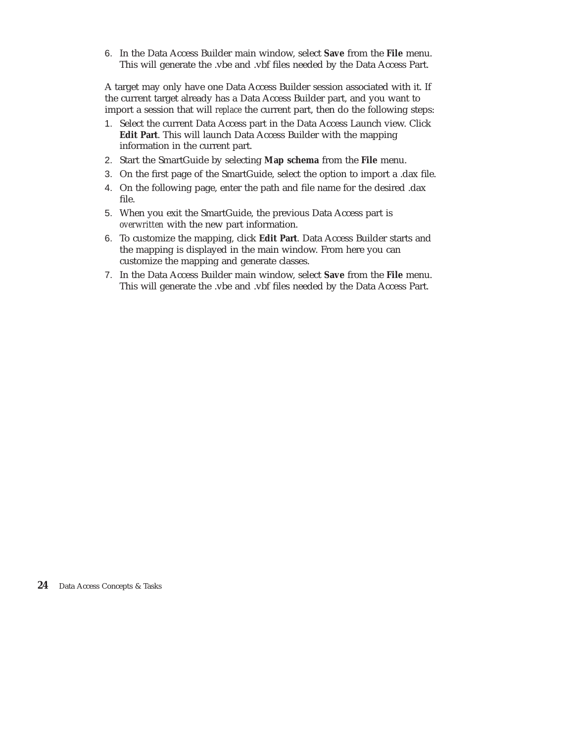6. In the Data Access Builder main window, select **Save** from the **File** menu. This will generate the .vbe and .vbf files needed by the Data Access Part.

A target may only have one Data Access Builder session associated with it. If the current target already has a Data Access Builder part, and you want to import a session that will *replace* the current part, then do the following steps:

1. Select the current Data Access part in the Data Access Launch view. Click **Edit Part**. This will launch Data Access Builder with the mapping information in the current part.
2. Start the SmartGuide by selecting **Map schema** from the **File** menu.
3. On the first page of the SmartGuide, select the option to import a .dax file.
4. On the following page, enter the path and file name for the desired .dax file.
5. When you exit the SmartGuide, the previous Data Access part is *overwritten* with the new part information.
6. To customize the mapping, click **Edit Part**. Data Access Builder starts and the mapping is displayed in the main window. From here you can customize the mapping and generate classes.
7. In the Data Access Builder main window, select **Save** from the **File** menu. This will generate the .vbe and .vbf files needed by the Data Access Part.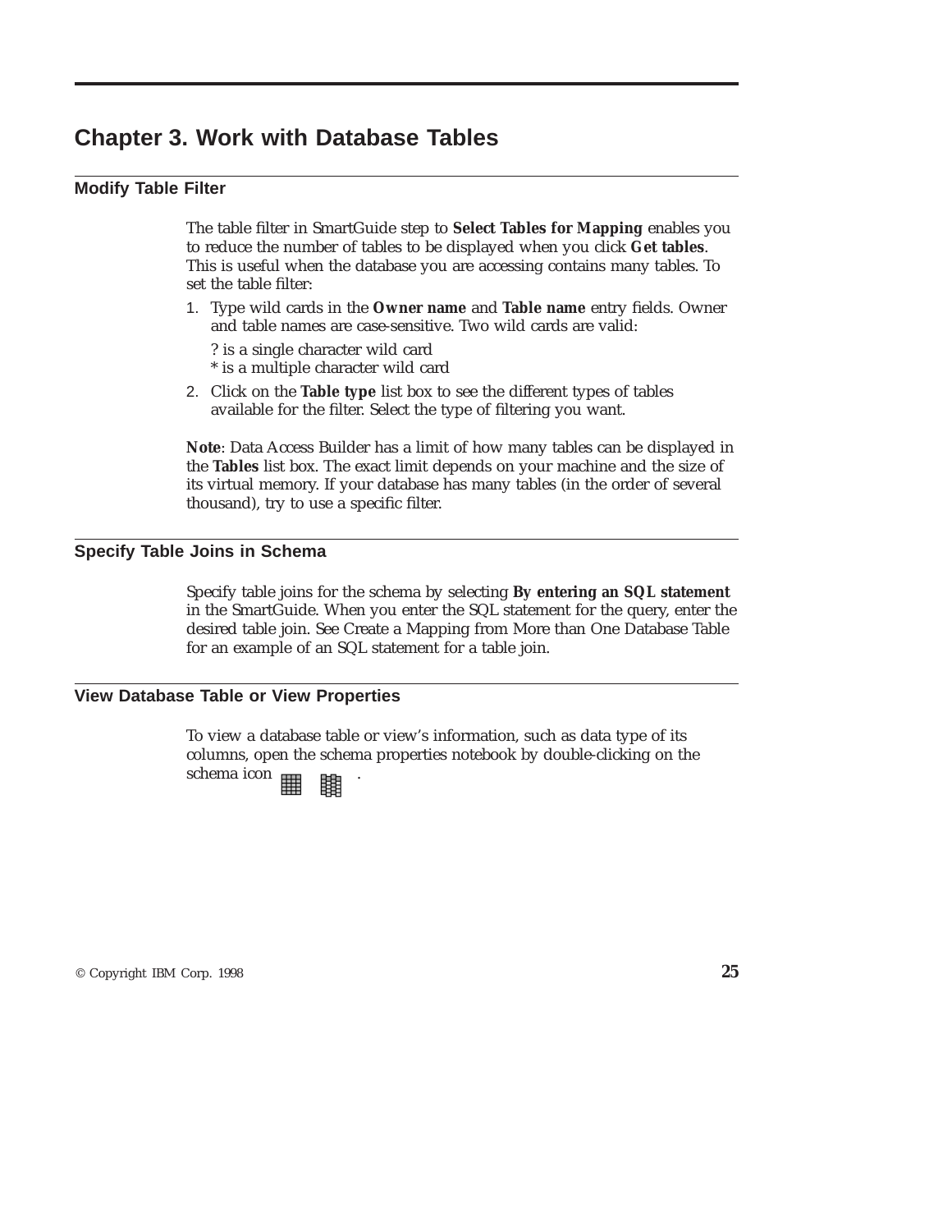# Chapter 3. Work with Database Tables

## Modify Table Filter

The table filter in SmartGuide step to **Select Tables for Mapping** enables you to reduce the number of tables to be displayed when you click **Get tables**. This is useful when the database you are accessing contains many tables. To set the table filter:

1. Type wild cards in the **Owner name** and **Table name** entry fields. Owner and table names are case-sensitive. Two wild cards are valid:

   ? is a single character wild card
   * is a multiple character wild card

2. Click on the **Table type** list box to see the different types of tables available for the filter. Select the type of filtering you want.

**Note**: Data Access Builder has a limit of how many tables can be displayed in the **Tables** list box. The exact limit depends on your machine and the size of its virtual memory. If your database has many tables (in the order of several thousand), try to use a specific filter.

## Specify Table Joins in Schema

Specify table joins for the schema by selecting **By entering an SQL statement** in the SmartGuide. When you enter the SQL statement for the query, enter the desired table join. See Create a Mapping from More than One Database Table for an example of an SQL statement for a table join.

## View Database Table or View Properties

To view a database table or view's information, such as data type of its columns, open the schema properties notebook by double-clicking on the schema icon .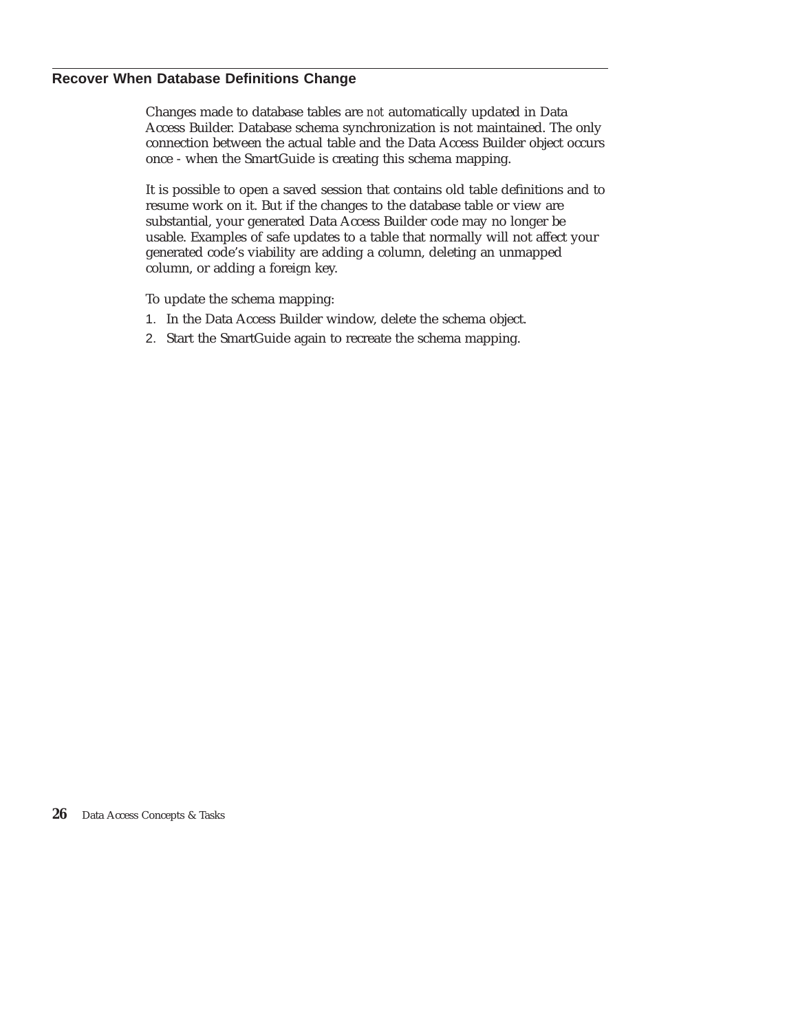## Recover When Database Definitions Change

Changes made to database tables are *not* automatically updated in Data Access Builder. Database schema synchronization is not maintained. The only connection between the actual table and the Data Access Builder object occurs once - when the SmartGuide is creating this schema mapping.

It is possible to open a saved session that contains old table definitions and to resume work on it. But if the changes to the database table or view are substantial, your generated Data Access Builder code may no longer be usable. Examples of safe updates to a table that normally will not affect your generated code's viability are adding a column, deleting an unmapped column, or adding a foreign key.

To update the schema mapping:

1. In the Data Access Builder window, delete the schema object.
2. Start the SmartGuide again to recreate the schema mapping.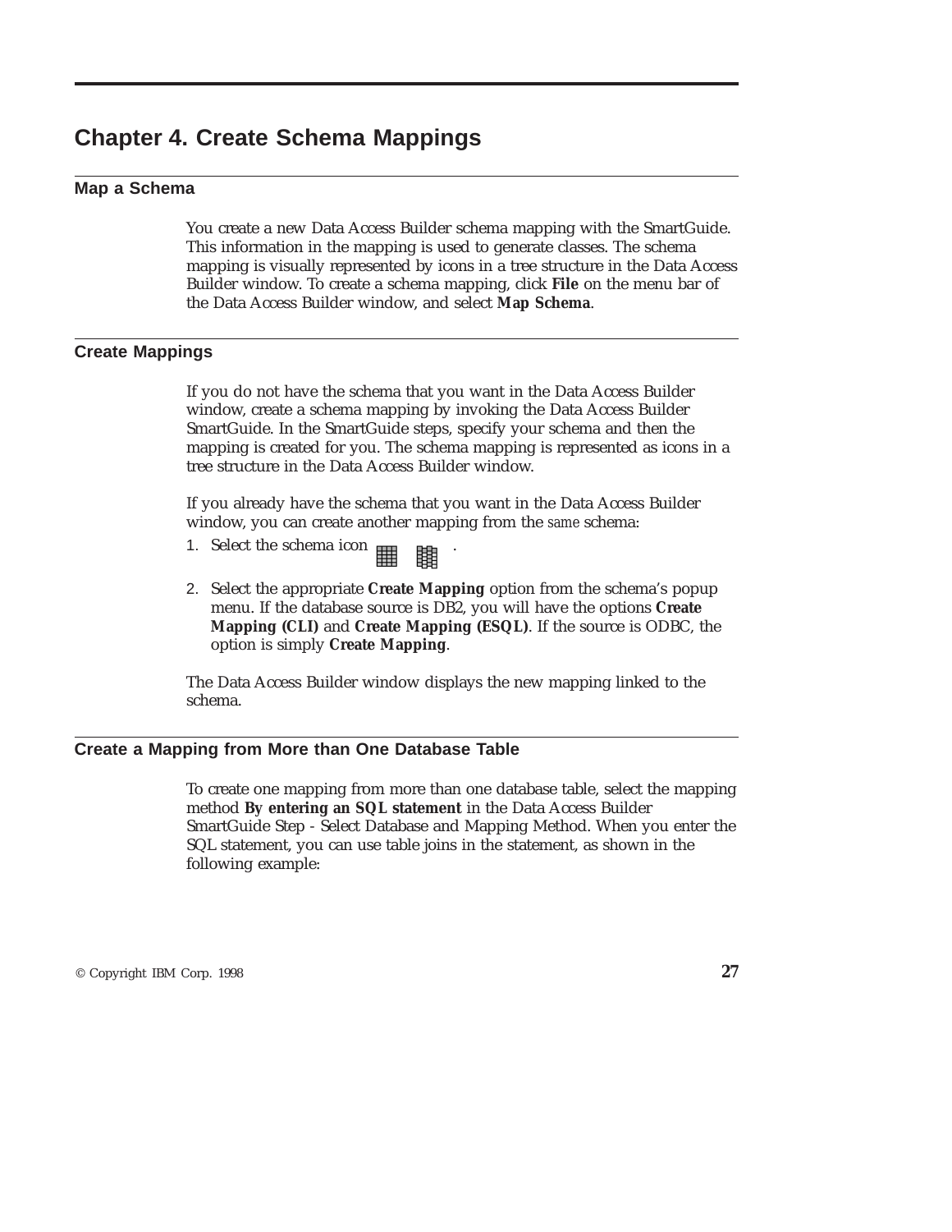# Chapter 4. Create Schema Mappings

## Map a Schema

You create a new Data Access Builder schema mapping with the SmartGuide. This information in the mapping is used to generate classes. The schema mapping is visually represented by icons in a tree structure in the Data Access Builder window. To create a schema mapping, click **File** on the menu bar of the Data Access Builder window, and select **Map Schema**.

## Create Mappings

If you do not have the schema that you want in the Data Access Builder window, create a schema mapping by invoking the Data Access Builder SmartGuide. In the SmartGuide steps, specify your schema and then the mapping is created for you. The schema mapping is represented as icons in a tree structure in the Data Access Builder window.

If you already have the schema that you want in the Data Access Builder window, you can create another mapping from the *same* schema:

1. Select the schema icon .
2. Select the appropriate **Create Mapping** option from the schema's popup menu. If the database source is DB2, you will have the options **Create Mapping (CLI)** and **Create Mapping (ESQL)**. If the source is ODBC, the option is simply **Create Mapping**.

The Data Access Builder window displays the new mapping linked to the schema.

## Create a Mapping from More than One Database Table

To create one mapping from more than one database table, select the mapping method **By entering an SQL statement** in the Data Access Builder SmartGuide Step - Select Database and Mapping Method. When you enter the SQL statement, you can use table joins in the statement, as shown in the following example: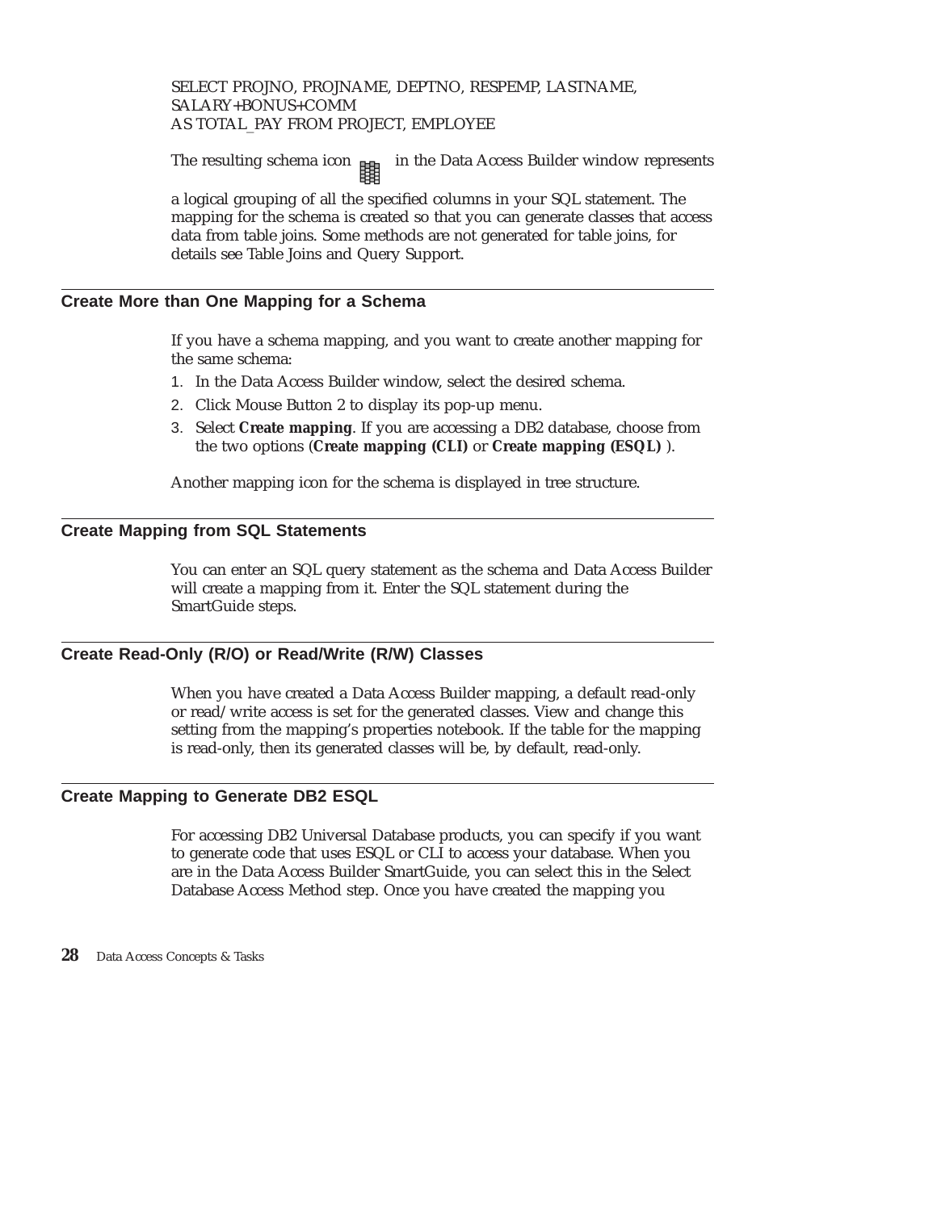```
SELECT PROJNO, PROJNAME, DEPTNO, RESPEMP, LASTNAME,
SALARY+BONUS+COMM
AS TOTAL_PAY FROM PROJECT, EMPLOYEE
```

The resulting schema icon in the Data Access Builder window represents a logical grouping of all the specified columns in your SQL statement. The mapping for the schema is created so that you can generate classes that access data from table joins. Some methods are not generated for table joins, for details see Table Joins and Query Support.

## Create More than One Mapping for a Schema

If you have a schema mapping, and you want to create another mapping for the same schema:

1. In the Data Access Builder window, select the desired schema.
2. Click Mouse Button 2 to display its pop-up menu.
3. Select **Create mapping**. If you are accessing a DB2 database, choose from the two options (**Create mapping (CLI)** or **Create mapping (ESQL)** ).

Another mapping icon for the schema is displayed in tree structure.

## Create Mapping from SQL Statements

You can enter an SQL query statement as the schema and Data Access Builder will create a mapping from it. Enter the SQL statement during the SmartGuide steps.

## Create Read-Only (R/O) or Read/Write (R/W) Classes

When you have created a Data Access Builder mapping, a default read-only or read/write access is set for the generated classes. View and change this setting from the mapping's properties notebook. If the table for the mapping is read-only, then its generated classes will be, by default, read-only.

## Create Mapping to Generate DB2 ESQL

For accessing DB2 Universal Database products, you can specify if you want to generate code that uses ESQL or CLI to access your database. When you are in the Data Access Builder SmartGuide, you can select this in the Select Database Access Method step. Once you have created the mapping you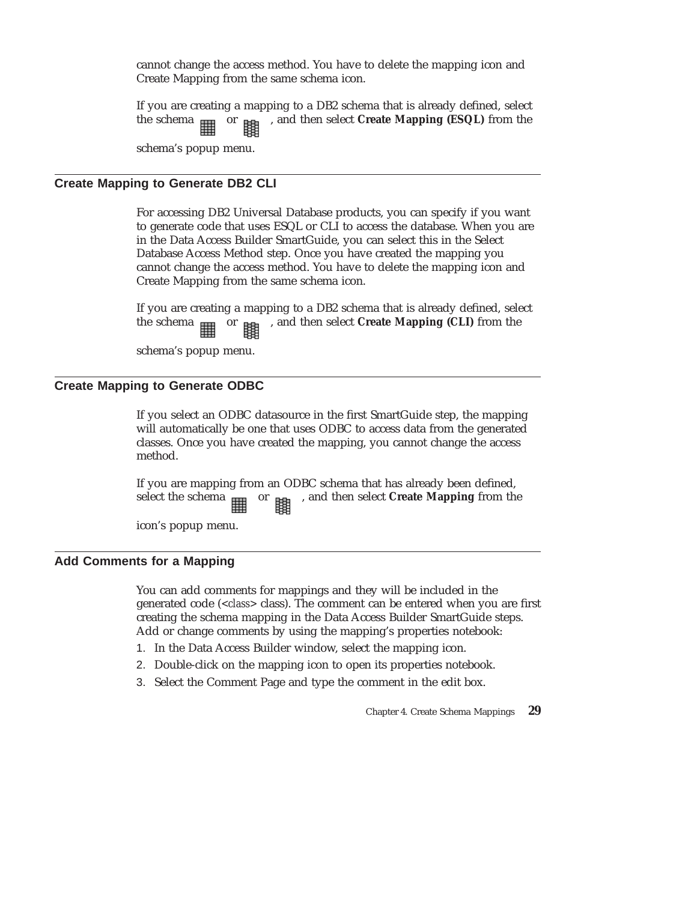cannot change the access method. You have to delete the mapping icon and Create Mapping from the same schema icon.

If you are creating a mapping to a DB2 schema that is already defined, select the schema or , and then select **Create Mapping (ESQL)** from the schema's popup menu.

## Create Mapping to Generate DB2 CLI

For accessing DB2 Universal Database products, you can specify if you want to generate code that uses ESQL or CLI to access the database. When you are in the Data Access Builder SmartGuide, you can select this in the Select Database Access Method step. Once you have created the mapping you cannot change the access method. You have to delete the mapping icon and Create Mapping from the same schema icon.

If you are creating a mapping to a DB2 schema that is already defined, select the schema or , and then select **Create Mapping (CLI)** from the schema's popup menu.

## Create Mapping to Generate ODBC

If you select an ODBC datasource in the first SmartGuide step, the mapping will automatically be one that uses ODBC to access data from the generated classes. Once you have created the mapping, you cannot change the access method.

If you are mapping from an ODBC schema that has already been defined, select the schema or , and then select **Create Mapping** from the icon's popup menu.

## Add Comments for a Mapping

You can add comments for mappings and they will be included in the generated code (<*class*> class). The comment can be entered when you are first creating the schema mapping in the Data Access Builder SmartGuide steps. Add or change comments by using the mapping's properties notebook:

1. In the Data Access Builder window, select the mapping icon.
2. Double-click on the mapping icon to open its properties notebook.
3. Select the Comment Page and type the comment in the edit box.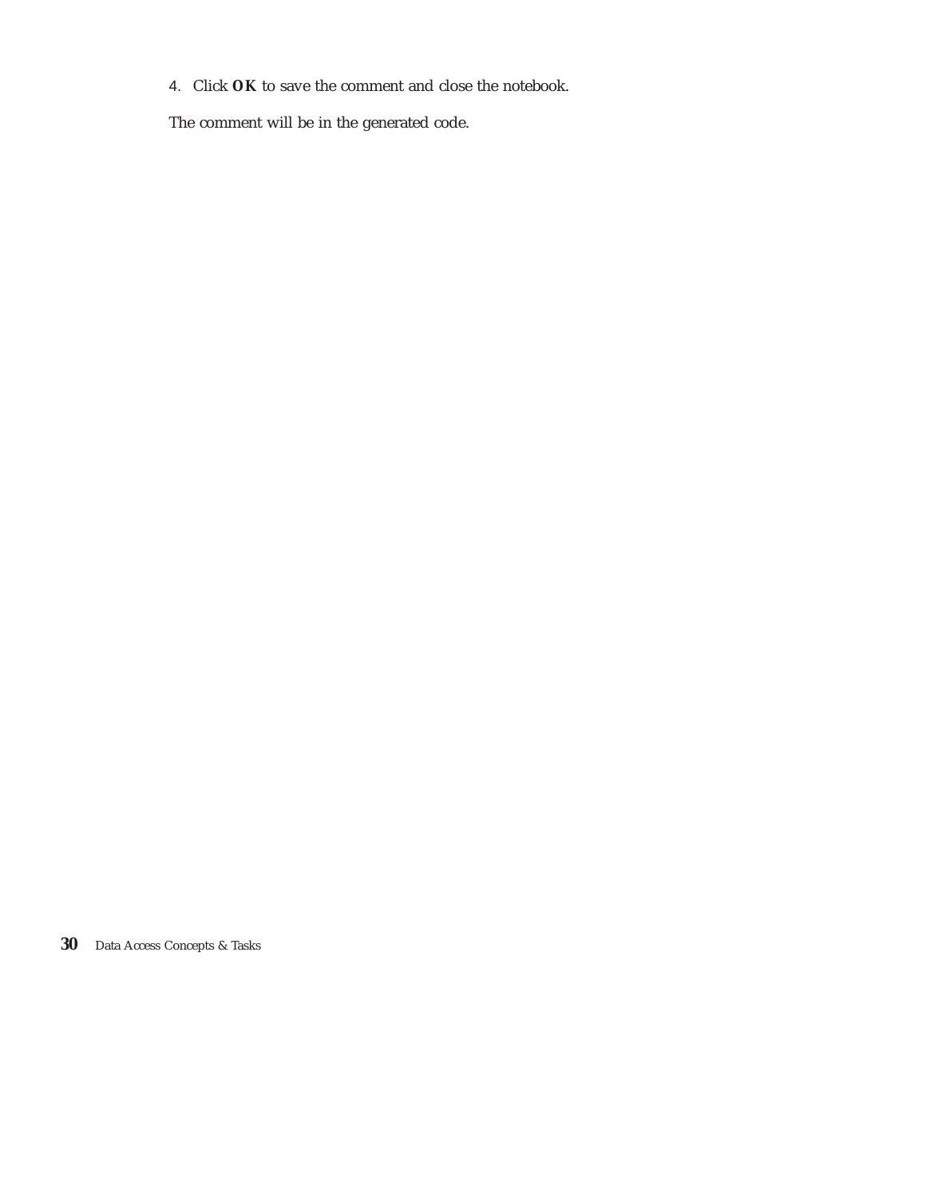4. Click **OK** to save the comment and close the notebook.

The comment will be in the generated code.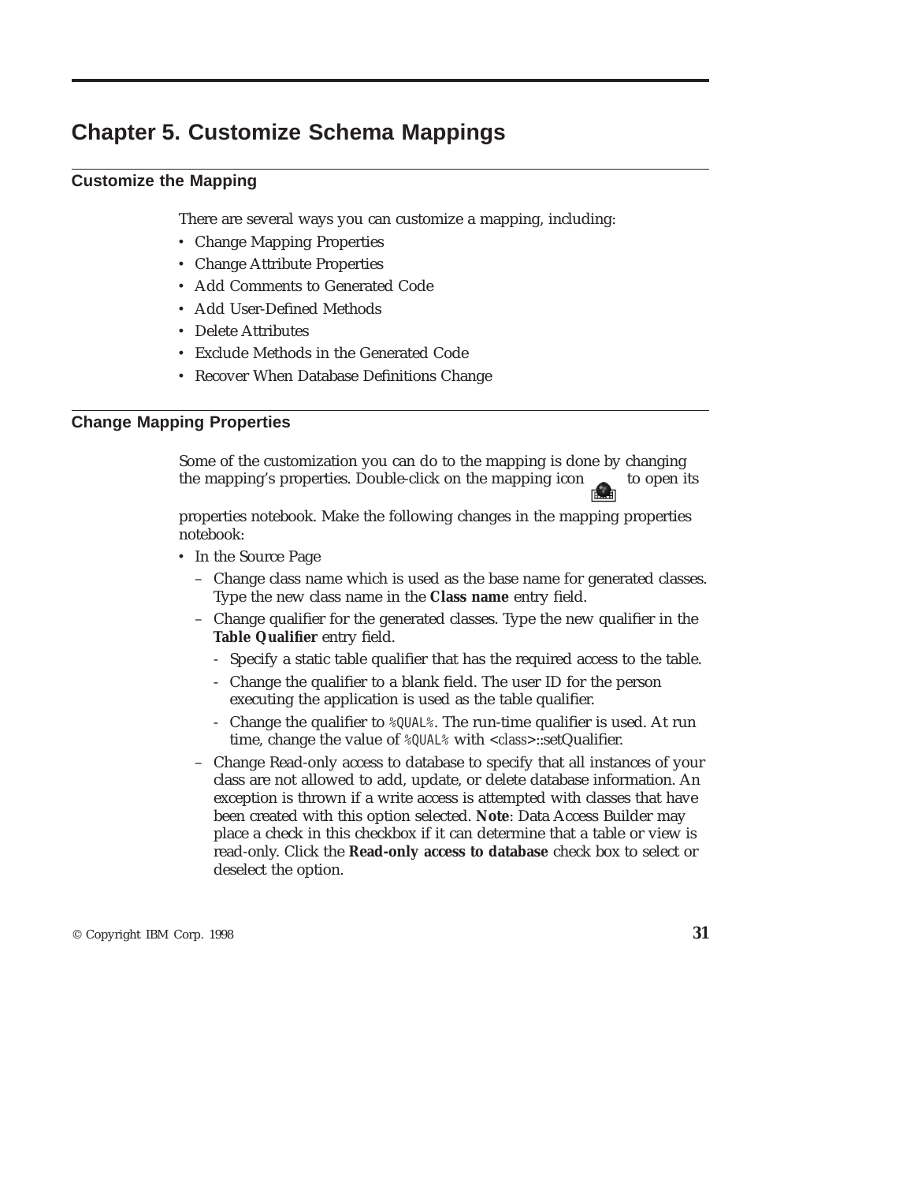# Chapter 5. Customize Schema Mappings

## Customize the Mapping

There are several ways you can customize a mapping, including:

- Change Mapping Properties
- Change Attribute Properties
- Add Comments to Generated Code
- Add User-Defined Methods
- Delete Attributes
- Exclude Methods in the Generated Code
- Recover When Database Definitions Change

## Change Mapping Properties

Some of the customization you can do to the mapping is done by changing the mapping's properties. Double-click on the mapping icon to open its properties notebook. Make the following changes in the mapping properties notebook:

- In the Source Page
  - Change class name which is used as the base name for generated classes. Type the new class name in the **Class name** entry field.
  - Change qualifier for the generated classes. Type the new qualifier in the **Table Qualifier** entry field.
    - Specify a static table qualifier that has the required access to the table.
    - Change the qualifier to a blank field. The user ID for the person executing the application is used as the table qualifier.
    - Change the qualifier to `%QUAL%`. The run-time qualifier is used. At run time, change the value of `%QUAL%` with <*class*>::setQualifier.
  - Change Read-only access to database to specify that all instances of your class are not allowed to add, update, or delete database information. An exception is thrown if a write access is attempted with classes that have been created with this option selected. **Note**: Data Access Builder may place a check in this checkbox if it can determine that a table or view is read-only. Click the **Read-only access to database** check box to select or deselect the option.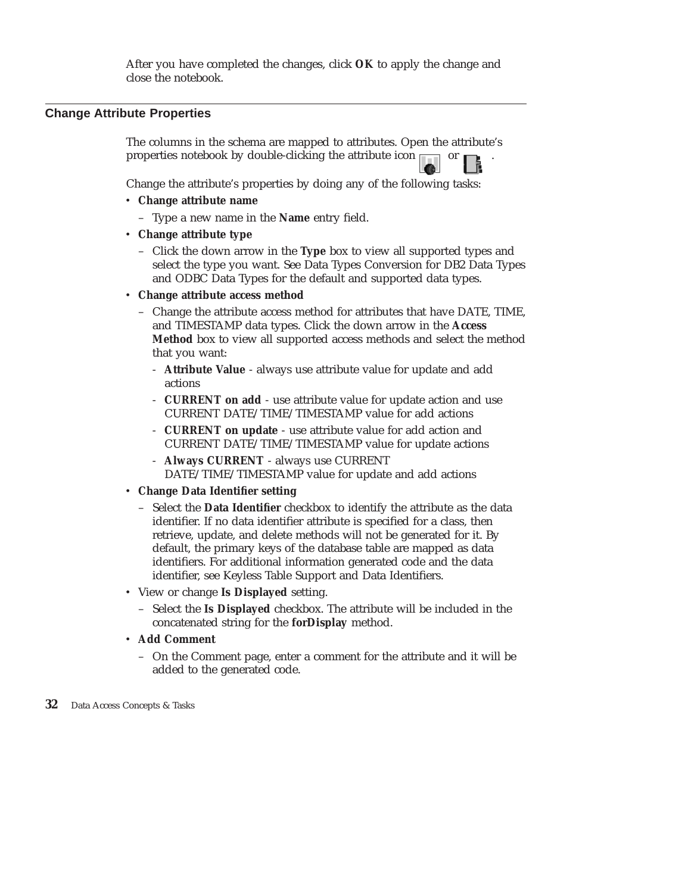After you have completed the changes, click **OK** to apply the change and close the notebook.

## Change Attribute Properties

The columns in the schema are mapped to attributes. Open the attribute's properties notebook by double-clicking the attribute icon or .

Change the attribute's properties by doing any of the following tasks:

- **Change attribute name**
  - Type a new name in the **Name** entry field.
- **Change attribute type**
  - Click the down arrow in the **Type** box to view all supported types and select the type you want. See Data Types Conversion for DB2 Data Types and ODBC Data Types for the default and supported data types.
- **Change attribute access method**
  - Change the attribute access method for attributes that have DATE, TIME, and TIMESTAMP data types. Click the down arrow in the **Access Method** box to view all supported access methods and select the method that you want:
    - **Attribute Value** - always use attribute value for update and add actions
    - **CURRENT on add** - use attribute value for update action and use CURRENT DATE/TIME/TIMESTAMP value for add actions
    - **CURRENT on update** - use attribute value for add action and CURRENT DATE/TIME/TIMESTAMP value for update actions
    - **Always CURRENT** - always use CURRENT DATE/TIME/TIMESTAMP value for update and add actions
- **Change Data Identifier setting**
  - Select the **Data Identifier** checkbox to identify the attribute as the data identifier. If no data identifier attribute is specified for a class, then retrieve, update, and delete methods will not be generated for it. By default, the primary keys of the database table are mapped as data identifiers. For additional information generated code and the data identifier, see Keyless Table Support and Data Identifiers.
- View or change **Is Displayed** setting.
  - Select the **Is Displayed** checkbox. The attribute will be included in the concatenated string for the **forDisplay** method.
- **Add Comment**
  - On the Comment page, enter a comment for the attribute and it will be added to the generated code.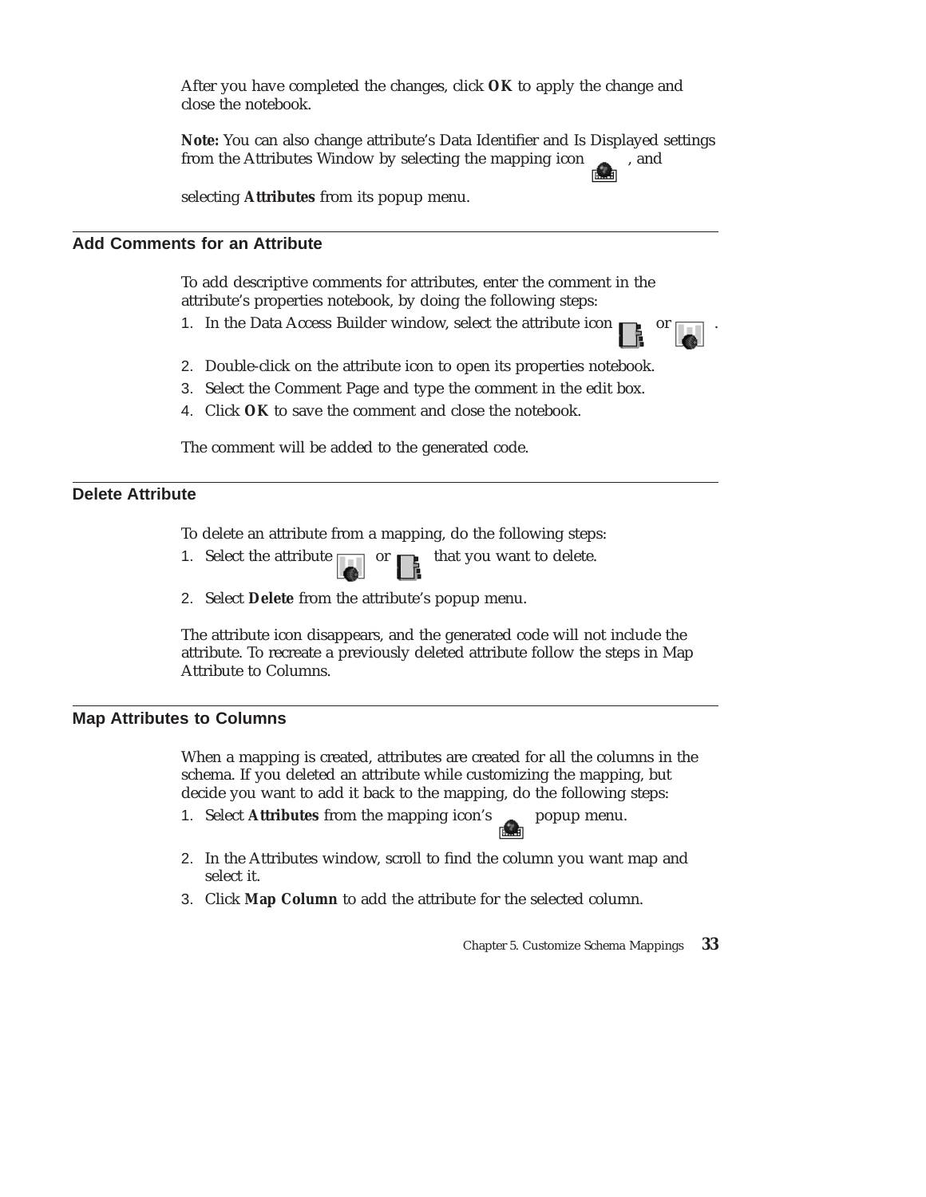After you have completed the changes, click **OK** to apply the change and close the notebook.

**Note:** You can also change attribute's Data Identifier and Is Displayed settings from the Attributes Window by selecting the mapping icon , and selecting **Attributes** from its popup menu.

## Add Comments for an Attribute

To add descriptive comments for attributes, enter the comment in the attribute's properties notebook, by doing the following steps:

1. In the Data Access Builder window, select the attribute icon or .
2. Double-click on the attribute icon to open its properties notebook.
3. Select the Comment Page and type the comment in the edit box.
4. Click **OK** to save the comment and close the notebook.

The comment will be added to the generated code.

## Delete Attribute

To delete an attribute from a mapping, do the following steps:

1. Select the attribute or that you want to delete.
2. Select **Delete** from the attribute's popup menu.

The attribute icon disappears, and the generated code will not include the attribute. To recreate a previously deleted attribute follow the steps in Map Attribute to Columns.

## Map Attributes to Columns

When a mapping is created, attributes are created for all the columns in the schema. If you deleted an attribute while customizing the mapping, but decide you want to add it back to the mapping, do the following steps:

1. Select **Attributes** from the mapping icon's popup menu.
2. In the Attributes window, scroll to find the column you want map and select it.
3. Click **Map Column** to add the attribute for the selected column.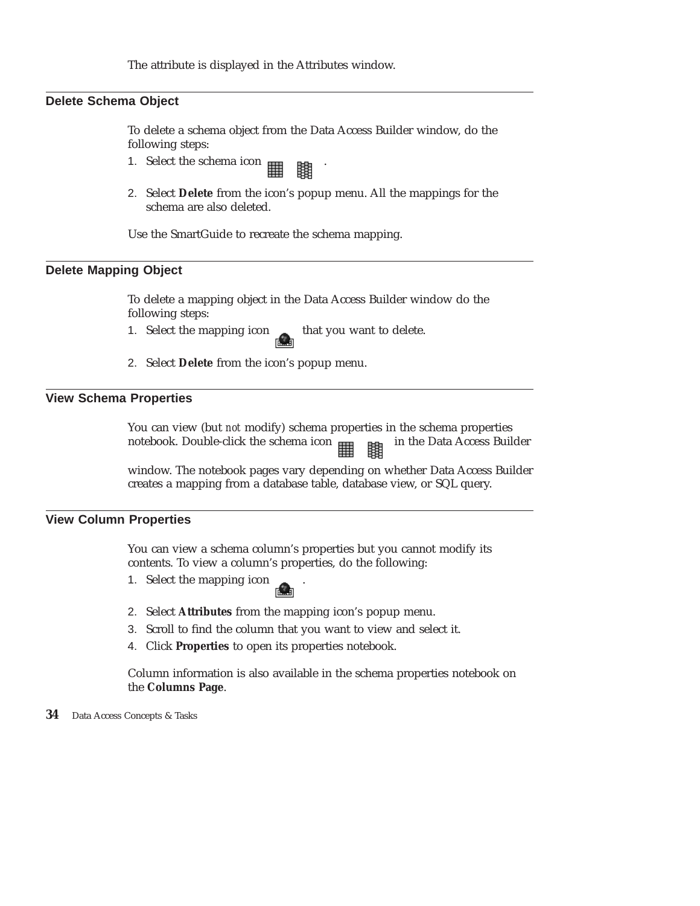The attribute is displayed in the Attributes window.

## Delete Schema Object

To delete a schema object from the Data Access Builder window, do the following steps:

1. Select the schema icon .
2. Select **Delete** from the icon's popup menu. All the mappings for the schema are also deleted.

Use the SmartGuide to recreate the schema mapping.

## Delete Mapping Object

To delete a mapping object in the Data Access Builder window do the following steps:

1. Select the mapping icon that you want to delete.
2. Select **Delete** from the icon's popup menu.

## View Schema Properties

You can view (but *not* modify) schema properties in the schema properties notebook. Double-click the schema icon in the Data Access Builder window. The notebook pages vary depending on whether Data Access Builder creates a mapping from a database table, database view, or SQL query.

## View Column Properties

You can view a schema column's properties but you cannot modify its contents. To view a column's properties, do the following:

1. Select the mapping icon .
2. Select **Attributes** from the mapping icon's popup menu.
3. Scroll to find the column that you want to view and select it.
4. Click **Properties** to open its properties notebook.

Column information is also available in the schema properties notebook on the **Columns Page**.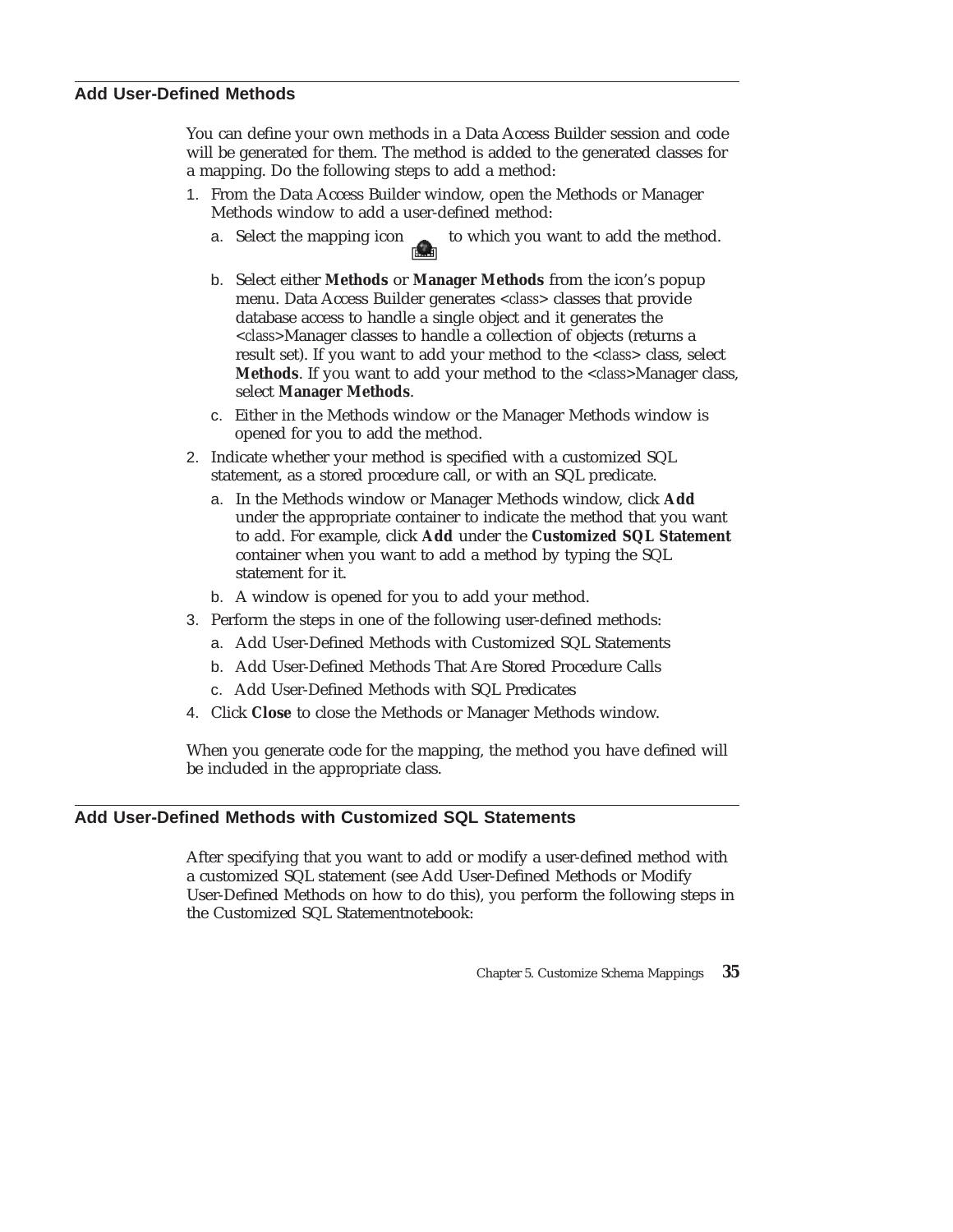## Add User-Defined Methods

You can define your own methods in a Data Access Builder session and code will be generated for them. The method is added to the generated classes for a mapping. Do the following steps to add a method:

1. From the Data Access Builder window, open the Methods or Manager Methods window to add a user-defined method:
   a. Select the mapping icon to which you want to add the method.
   b. Select either **Methods** or **Manager Methods** from the icon's popup menu. Data Access Builder generates <*class*> classes that provide database access to handle a single object and it generates the <*class*>Manager classes to handle a collection of objects (returns a result set). If you want to add your method to the <*class*> class, select **Methods**. If you want to add your method to the <*class*>Manager class, select **Manager Methods**.
   c. Either in the Methods window or the Manager Methods window is opened for you to add the method.
2. Indicate whether your method is specified with a customized SQL statement, as a stored procedure call, or with an SQL predicate.
   a. In the Methods window or Manager Methods window, click **Add** under the appropriate container to indicate the method that you want to add. For example, click **Add** under the **Customized SQL Statement** container when you want to add a method by typing the SQL statement for it.
   b. A window is opened for you to add your method.
3. Perform the steps in one of the following user-defined methods:
   a. Add User-Defined Methods with Customized SQL Statements
   b. Add User-Defined Methods That Are Stored Procedure Calls
   c. Add User-Defined Methods with SQL Predicates
4. Click **Close** to close the Methods or Manager Methods window.

When you generate code for the mapping, the method you have defined will be included in the appropriate class.

## Add User-Defined Methods with Customized SQL Statements

After specifying that you want to add or modify a user-defined method with a customized SQL statement (see Add User-Defined Methods or Modify User-Defined Methods on how to do this), you perform the following steps in the Customized SQL Statementnotebook: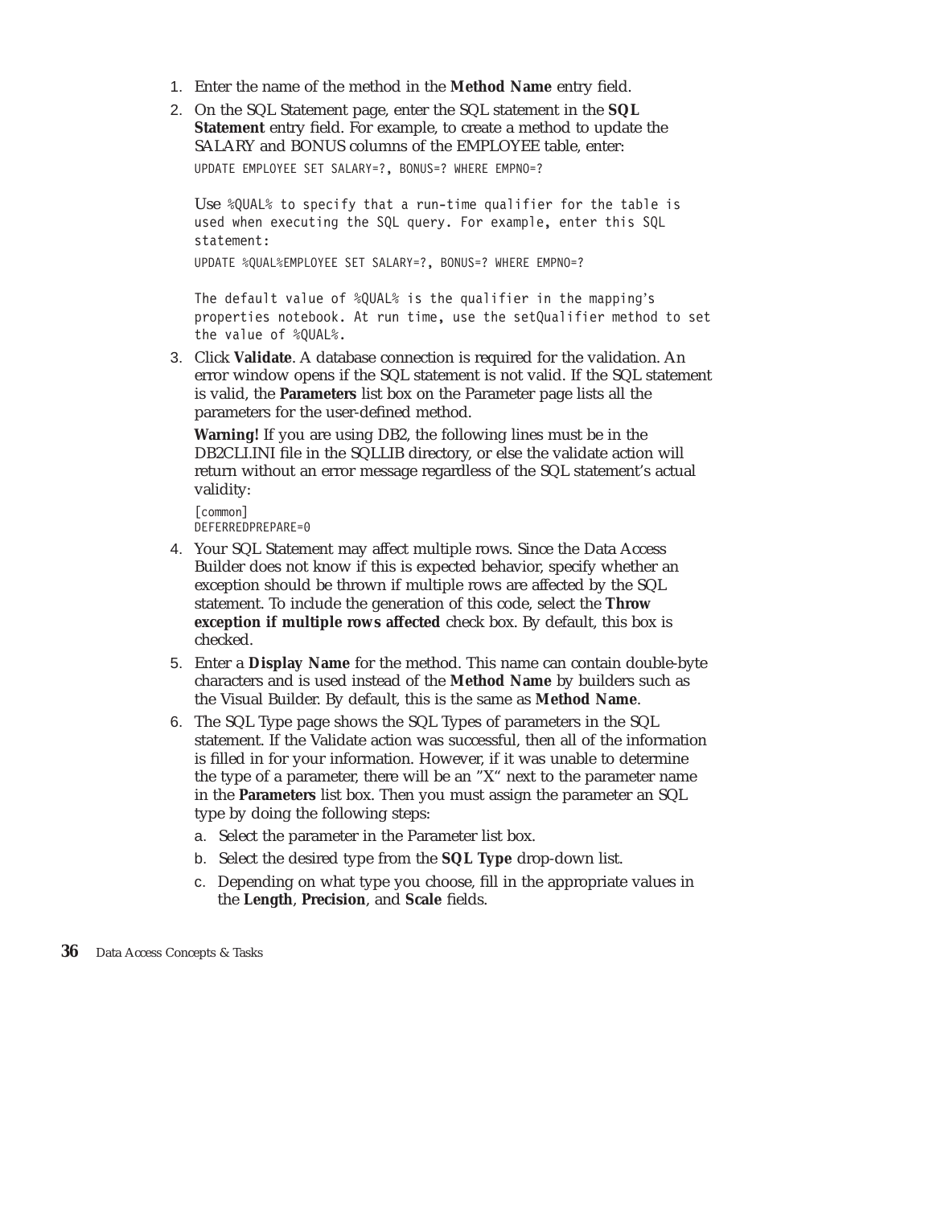1. Enter the name of the method in the **Method Name** entry field.
2. On the SQL Statement page, enter the SQL statement in the **SQL Statement** entry field. For example, to create a method to update the SALARY and BONUS columns of the EMPLOYEE table, enter:

   ```
   UPDATE EMPLOYEE SET SALARY=?, BONUS=? WHERE EMPNO=?
   ```

   Use %QUAL% to specify that a run-time qualifier for the table is used when executing the SQL query. For example, enter this SQL statement:

   ```
   UPDATE %QUAL%EMPLOYEE SET SALARY=?, BONUS=? WHERE EMPNO=?
   ```

   The default value of %QUAL% is the qualifier in the mapping's properties notebook. At run time, use the setQualifier method to set the value of %QUAL%.
3. Click **Validate**. A database connection is required for the validation. An error window opens if the SQL statement is not valid. If the SQL statement is valid, the **Parameters** list box on the Parameter page lists all the parameters for the user-defined method.

   **Warning!** If you are using DB2, the following lines must be in the DB2CLI.INI file in the SQLLIB directory, or else the validate action will return without an error message regardless of the SQL statement's actual validity:

   ```
   [common]
   DEFERREDPREPARE=0
   ```
4. Your SQL Statement may affect multiple rows. Since the Data Access Builder does not know if this is expected behavior, specify whether an exception should be thrown if multiple rows are affected by the SQL statement. To include the generation of this code, select the **Throw exception if multiple rows affected** check box. By default, this box is checked.
5. Enter a **Display Name** for the method. This name can contain double-byte characters and is used instead of the **Method Name** by builders such as the Visual Builder. By default, this is the same as **Method Name**.
6. The SQL Type page shows the SQL Types of parameters in the SQL statement. If the Validate action was successful, then all of the information is filled in for your information. However, if it was unable to determine the type of a parameter, there will be an "X" next to the parameter name in the **Parameters** list box. Then you must assign the parameter an SQL type by doing the following steps:
   a. Select the parameter in the Parameter list box.
   b. Select the desired type from the **SQL Type** drop-down list.
   c. Depending on what type you choose, fill in the appropriate values in the **Length**, **Precision**, and **Scale** fields.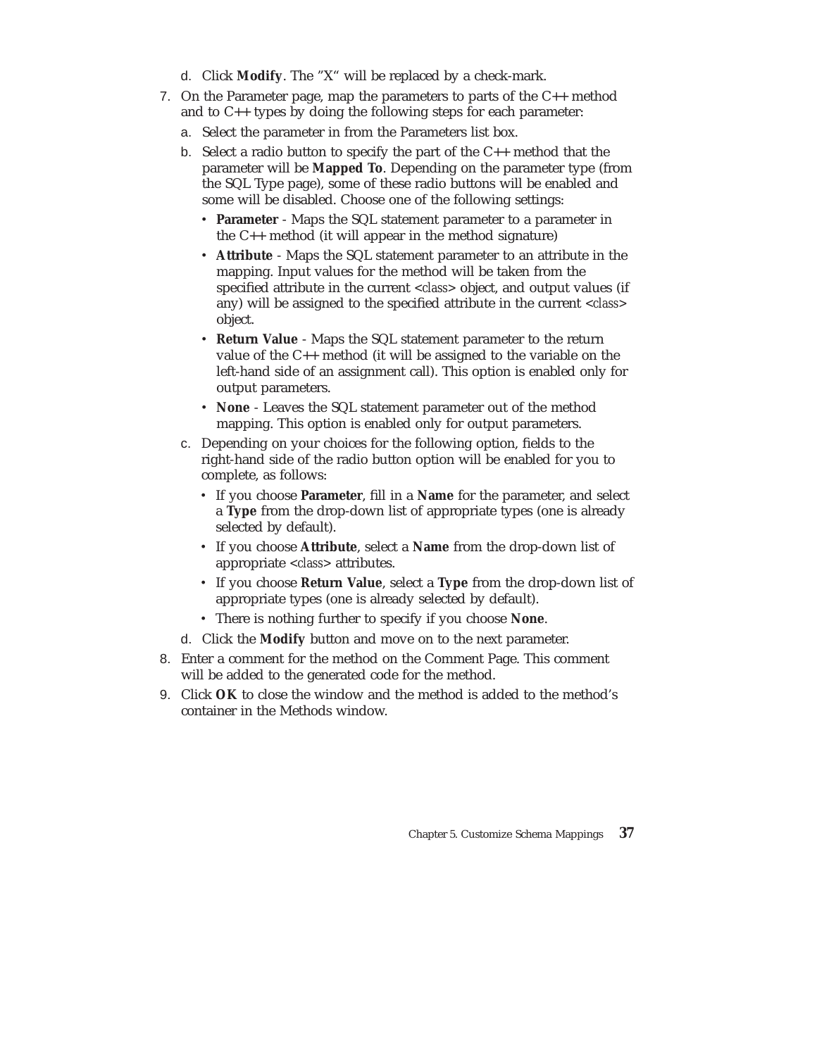d. Click **Modify**. The "X" will be replaced by a check-mark.

7. On the Parameter page, map the parameters to parts of the C++ method and to C++ types by doing the following steps for each parameter:
   a. Select the parameter in from the Parameters list box.
   b. Select a radio button to specify the part of the C++ method that the parameter will be **Mapped To**. Depending on the parameter type (from the SQL Type page), some of these radio buttons will be enabled and some will be disabled. Choose one of the following settings:
      - **Parameter** - Maps the SQL statement parameter to a parameter in the C++ method (it will appear in the method signature)
      - **Attribute** - Maps the SQL statement parameter to an attribute in the mapping. Input values for the method will be taken from the specified attribute in the current <*class*> object, and output values (if any) will be assigned to the specified attribute in the current <*class*> object.
      - **Return Value** - Maps the SQL statement parameter to the return value of the C++ method (it will be assigned to the variable on the left-hand side of an assignment call). This option is enabled only for output parameters.
      - **None** - Leaves the SQL statement parameter out of the method mapping. This option is enabled only for output parameters.
   c. Depending on your choices for the following option, fields to the right-hand side of the radio button option will be enabled for you to complete, as follows:
      - If you choose **Parameter**, fill in a **Name** for the parameter, and select a **Type** from the drop-down list of appropriate types (one is already selected by default).
      - If you choose **Attribute**, select a **Name** from the drop-down list of appropriate <*class*> attributes.
      - If you choose **Return Value**, select a **Type** from the drop-down list of appropriate types (one is already selected by default).
      - There is nothing further to specify if you choose **None**.
   d. Click the **Modify** button and move on to the next parameter.
8. Enter a comment for the method on the Comment Page. This comment will be added to the generated code for the method.
9. Click **OK** to close the window and the method is added to the method's container in the Methods window.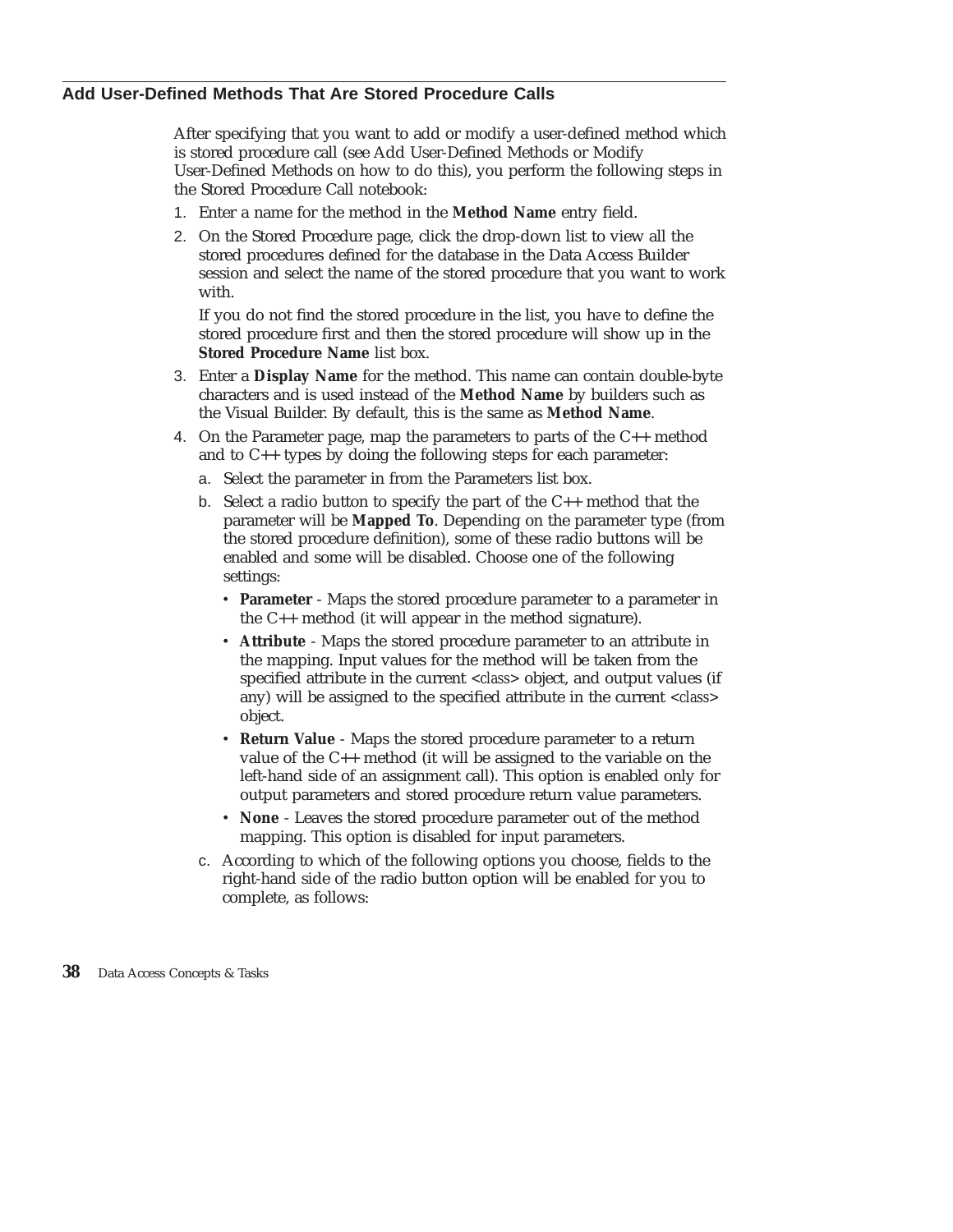## Add User-Defined Methods That Are Stored Procedure Calls

After specifying that you want to add or modify a user-defined method which is stored procedure call (see Add User-Defined Methods or Modify User-Defined Methods on how to do this), you perform the following steps in the Stored Procedure Call notebook:

1. Enter a name for the method in the **Method Name** entry field.
2. On the Stored Procedure page, click the drop-down list to view all the stored procedures defined for the database in the Data Access Builder session and select the name of the stored procedure that you want to work with.

   If you do not find the stored procedure in the list, you have to define the stored procedure first and then the stored procedure will show up in the **Stored Procedure Name** list box.
3. Enter a **Display Name** for the method. This name can contain double-byte characters and is used instead of the **Method Name** by builders such as the Visual Builder. By default, this is the same as **Method Name**.
4. On the Parameter page, map the parameters to parts of the C++ method and to C++ types by doing the following steps for each parameter:
   a. Select the parameter in from the Parameters list box.
   b. Select a radio button to specify the part of the C++ method that the parameter will be **Mapped To**. Depending on the parameter type (from the stored procedure definition), some of these radio buttons will be enabled and some will be disabled. Choose one of the following settings:
      - **Parameter** - Maps the stored procedure parameter to a parameter in the C++ method (it will appear in the method signature).
      - **Attribute** - Maps the stored procedure parameter to an attribute in the mapping. Input values for the method will be taken from the specified attribute in the current <class> object, and output values (if any) will be assigned to the specified attribute in the current <class> object.
      - **Return Value** - Maps the stored procedure parameter to a return value of the C++ method (it will be assigned to the variable on the left-hand side of an assignment call). This option is enabled only for output parameters and stored procedure return value parameters.
      - **None** - Leaves the stored procedure parameter out of the method mapping. This option is disabled for input parameters.
   c. According to which of the following options you choose, fields to the right-hand side of the radio button option will be enabled for you to complete, as follows: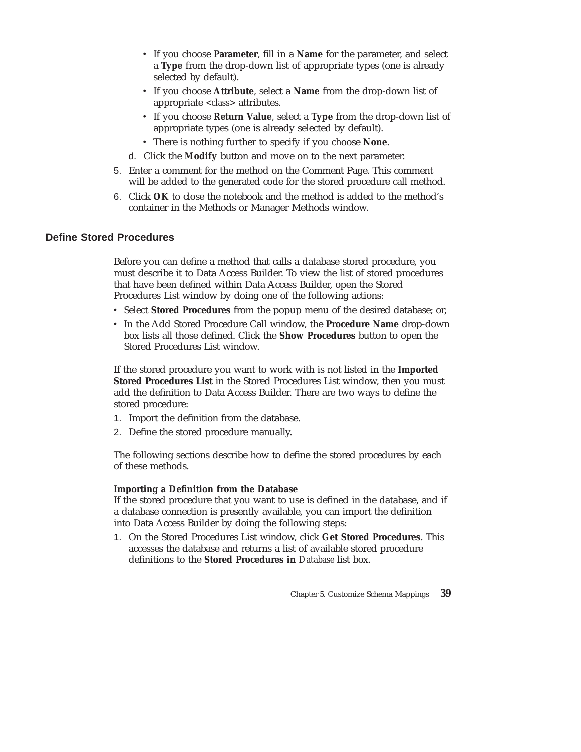- If you choose **Parameter**, fill in a **Name** for the parameter, and select a **Type** from the drop-down list of appropriate types (one is already selected by default).
- If you choose **Attribute**, select a **Name** from the drop-down list of appropriate <*class*> attributes.
- If you choose **Return Value**, select a **Type** from the drop-down list of appropriate types (one is already selected by default).
- There is nothing further to specify if you choose **None**.

d. Click the **Modify** button and move on to the next parameter.

5. Enter a comment for the method on the Comment Page. This comment will be added to the generated code for the stored procedure call method.
6. Click **OK** to close the notebook and the method is added to the method's container in the Methods or Manager Methods window.

## Define Stored Procedures

Before you can define a method that calls a database stored procedure, you must describe it to Data Access Builder. To view the list of stored procedures that have been defined within Data Access Builder, open the Stored Procedures List window by doing one of the following actions:

- Select **Stored Procedures** from the popup menu of the desired database; or,
- In the Add Stored Procedure Call window, the **Procedure Name** drop-down box lists all those defined. Click the **Show Procedures** button to open the Stored Procedures List window.

If the stored procedure you want to work with is not listed in the **Imported Stored Procedures List** in the Stored Procedures List window, then you must add the definition to Data Access Builder. There are two ways to define the stored procedure:

1. Import the definition from the database.
2. Define the stored procedure manually.

The following sections describe how to define the stored procedures by each of these methods.

**Importing a Definition from the Database**

If the stored procedure that you want to use is defined in the database, and if a database connection is presently available, you can import the definition into Data Access Builder by doing the following steps:

1. On the Stored Procedures List window, click **Get Stored Procedures**. This accesses the database and returns a list of available stored procedure definitions to the **Stored Procedures in** *Database* list box.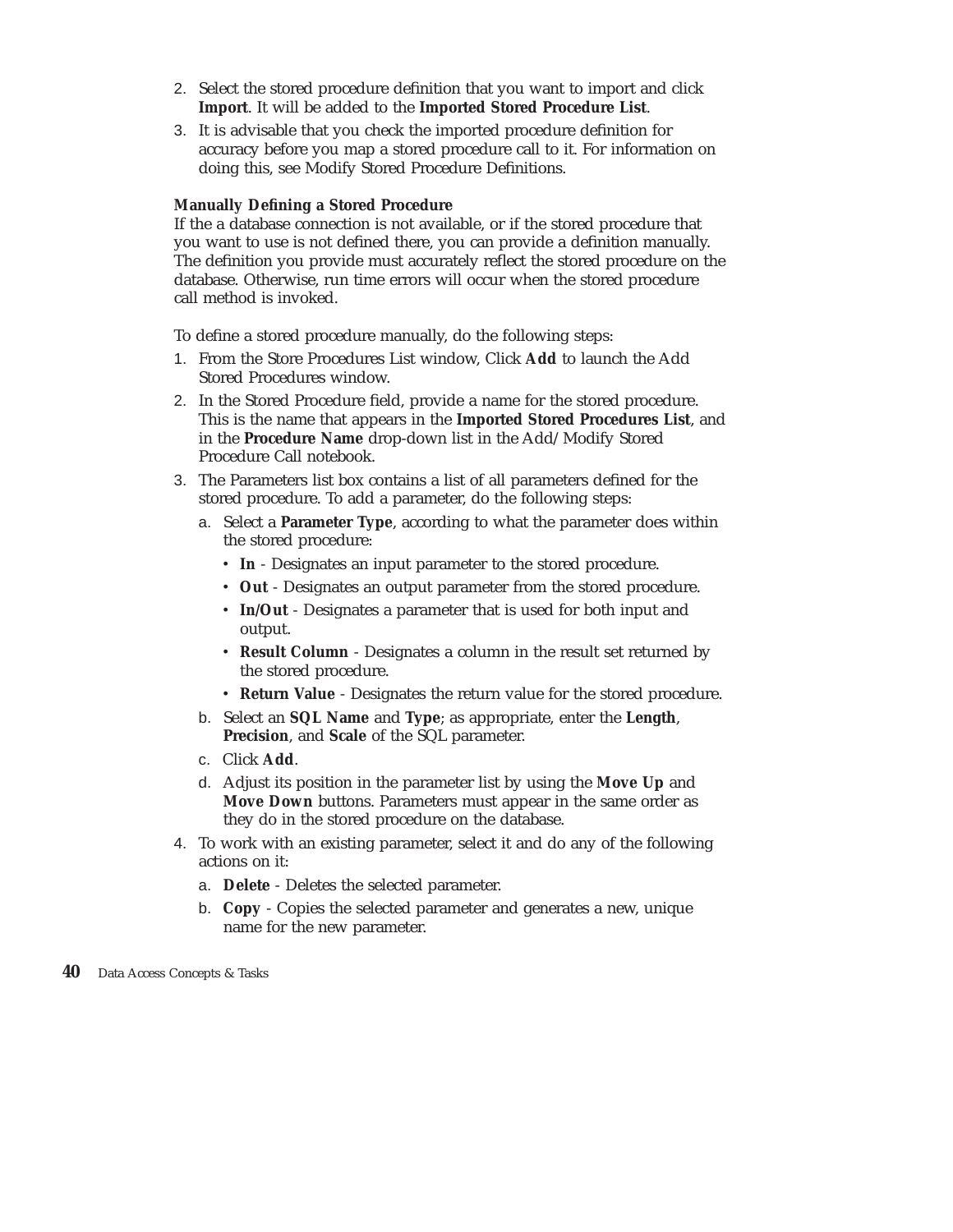2. Select the stored procedure definition that you want to import and click **Import**. It will be added to the **Imported Stored Procedure List**.
3. It is advisable that you check the imported procedure definition for accuracy before you map a stored procedure call to it. For information on doing this, see Modify Stored Procedure Definitions.

**Manually Defining a Stored Procedure**

If the a database connection is not available, or if the stored procedure that you want to use is not defined there, you can provide a definition manually. The definition you provide must accurately reflect the stored procedure on the database. Otherwise, run time errors will occur when the stored procedure call method is invoked.

To define a stored procedure manually, do the following steps:

1. From the Store Procedures List window, Click **Add** to launch the Add Stored Procedures window.
2. In the Stored Procedure field, provide a name for the stored procedure. This is the name that appears in the **Imported Stored Procedures List**, and in the **Procedure Name** drop-down list in the Add/Modify Stored Procedure Call notebook.
3. The Parameters list box contains a list of all parameters defined for the stored procedure. To add a parameter, do the following steps:
   a. Select a **Parameter Type**, according to what the parameter does within the stored procedure:
      - **In** - Designates an input parameter to the stored procedure.
      - **Out** - Designates an output parameter from the stored procedure.
      - **In/Out** - Designates a parameter that is used for both input and output.
      - **Result Column** - Designates a column in the result set returned by the stored procedure.
      - **Return Value** - Designates the return value for the stored procedure.

   b. Select an **SQL Name** and **Type**; as appropriate, enter the **Length**, **Precision**, and **Scale** of the SQL parameter.
   c. Click **Add**.
   d. Adjust its position in the parameter list by using the **Move Up** and **Move Down** buttons. Parameters must appear in the same order as they do in the stored procedure on the database.
4. To work with an existing parameter, select it and do any of the following actions on it:
   a. **Delete** - Deletes the selected parameter.
   b. **Copy** - Copies the selected parameter and generates a new, unique name for the new parameter.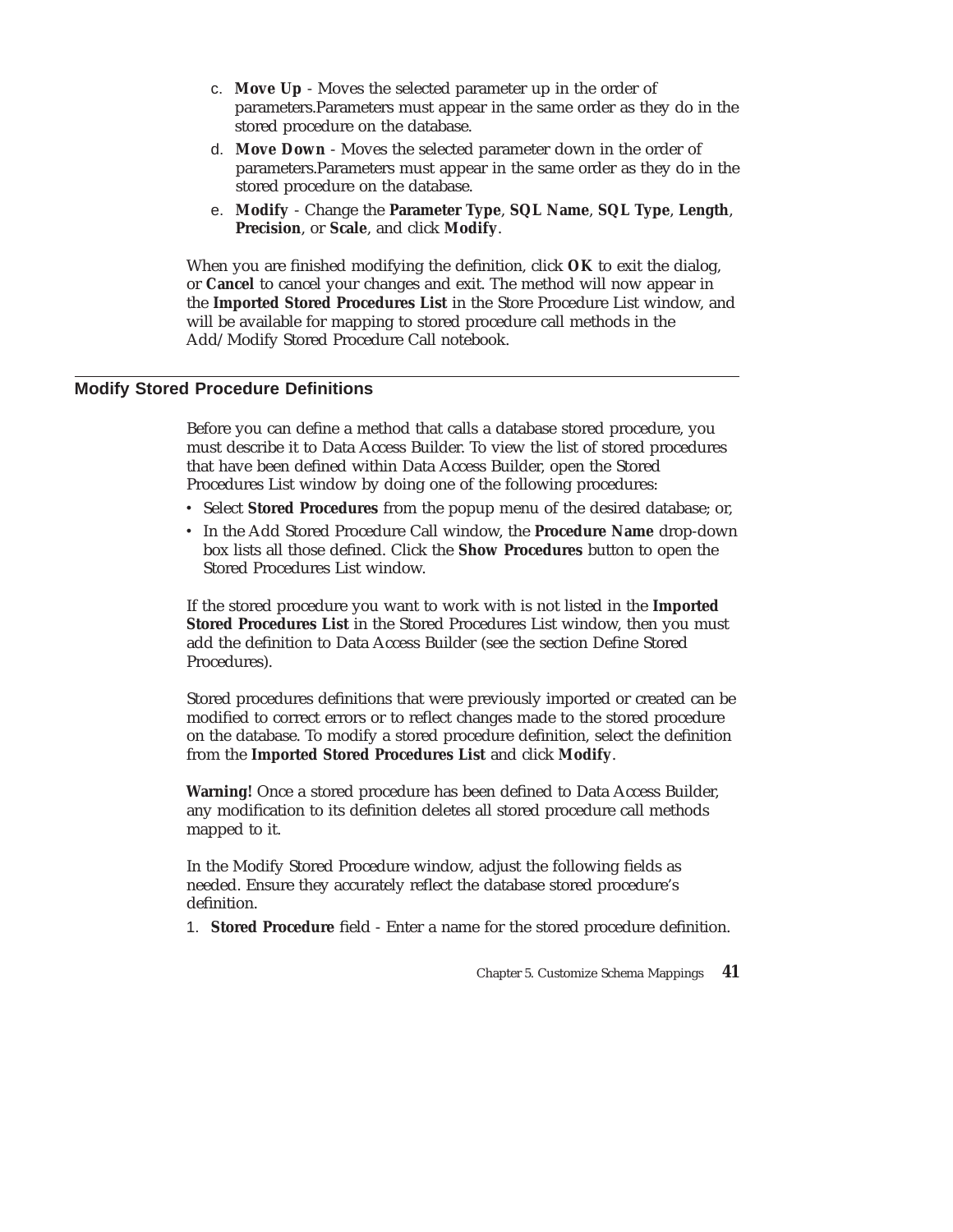c. **Move Up** - Moves the selected parameter up in the order of parameters.Parameters must appear in the same order as they do in the stored procedure on the database.

d. **Move Down** - Moves the selected parameter down in the order of parameters.Parameters must appear in the same order as they do in the stored procedure on the database.

e. **Modify** - Change the **Parameter Type**, **SQL Name**, **SQL Type**, **Length**, **Precision**, or **Scale**, and click **Modify**.

When you are finished modifying the definition, click **OK** to exit the dialog, or **Cancel** to cancel your changes and exit. The method will now appear in the **Imported Stored Procedures List** in the Store Procedure List window, and will be available for mapping to stored procedure call methods in the Add/Modify Stored Procedure Call notebook.

## Modify Stored Procedure Definitions

Before you can define a method that calls a database stored procedure, you must describe it to Data Access Builder. To view the list of stored procedures that have been defined within Data Access Builder, open the Stored Procedures List window by doing one of the following procedures:

- Select **Stored Procedures** from the popup menu of the desired database; or,
- In the Add Stored Procedure Call window, the **Procedure Name** drop-down box lists all those defined. Click the **Show Procedures** button to open the Stored Procedures List window.

If the stored procedure you want to work with is not listed in the **Imported Stored Procedures List** in the Stored Procedures List window, then you must add the definition to Data Access Builder (see the section Define Stored Procedures).

Stored procedures definitions that were previously imported or created can be modified to correct errors or to reflect changes made to the stored procedure on the database. To modify a stored procedure definition, select the definition from the **Imported Stored Procedures List** and click **Modify**.

**Warning!** Once a stored procedure has been defined to Data Access Builder, any modification to its definition deletes all stored procedure call methods mapped to it.

In the Modify Stored Procedure window, adjust the following fields as needed. Ensure they accurately reflect the database stored procedure's definition.

1. **Stored Procedure** field - Enter a name for the stored procedure definition.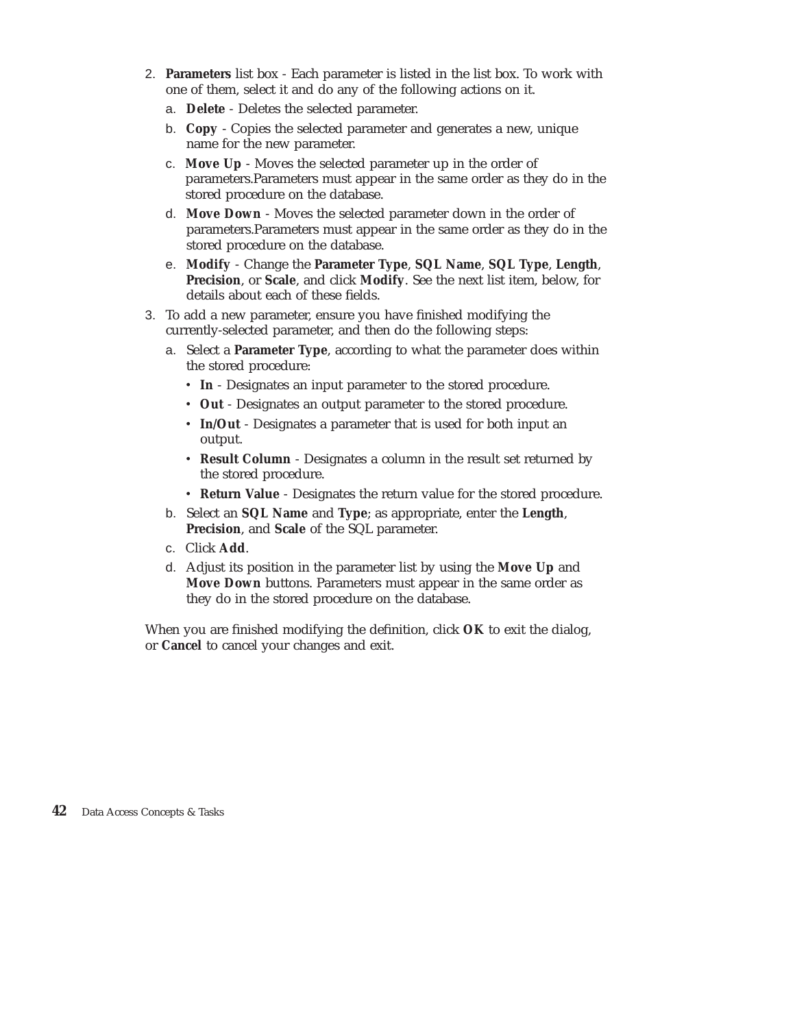2. **Parameters** list box - Each parameter is listed in the list box. To work with one of them, select it and do any of the following actions on it.
   a. **Delete** - Deletes the selected parameter.
   b. **Copy** - Copies the selected parameter and generates a new, unique name for the new parameter.
   c. **Move Up** - Moves the selected parameter up in the order of parameters.Parameters must appear in the same order as they do in the stored procedure on the database.
   d. **Move Down** - Moves the selected parameter down in the order of parameters.Parameters must appear in the same order as they do in the stored procedure on the database.
   e. **Modify** - Change the **Parameter Type**, **SQL Name**, **SQL Type**, **Length**, **Precision**, or **Scale**, and click **Modify**. See the next list item, below, for details about each of these fields.
3. To add a new parameter, ensure you have finished modifying the currently-selected parameter, and then do the following steps:
   a. Select a **Parameter Type**, according to what the parameter does within the stored procedure:
      - **In** - Designates an input parameter to the stored procedure.
      - **Out** - Designates an output parameter to the stored procedure.
      - **In/Out** - Designates a parameter that is used for both input an output.
      - **Result Column** - Designates a column in the result set returned by the stored procedure.
      - **Return Value** - Designates the return value for the stored procedure.
   b. Select an **SQL Name** and **Type**; as appropriate, enter the **Length**, **Precision**, and **Scale** of the SQL parameter.
   c. Click **Add**.
   d. Adjust its position in the parameter list by using the **Move Up** and **Move Down** buttons. Parameters must appear in the same order as they do in the stored procedure on the database.

When you are finished modifying the definition, click **OK** to exit the dialog, or **Cancel** to cancel your changes and exit.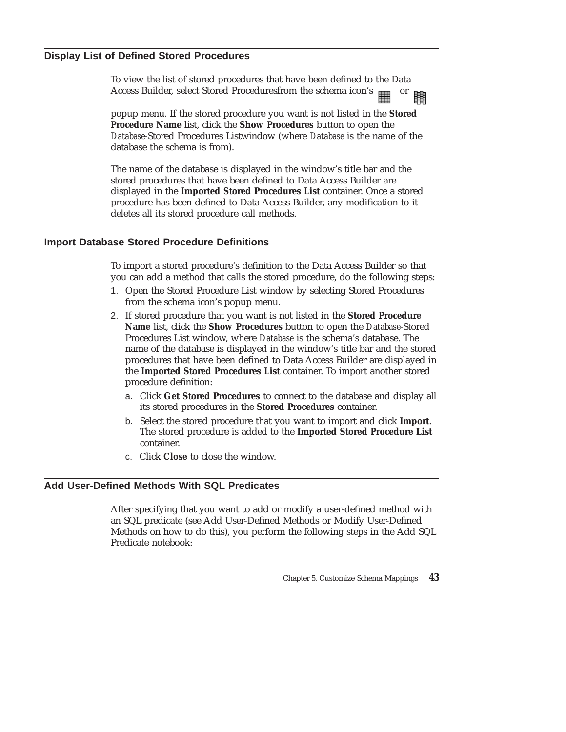## Display List of Defined Stored Procedures

To view the list of stored procedures that have been defined to the Data Access Builder, select Stored Proceduresfrom the schema icon's or

popup menu. If the stored procedure you want is not listed in the **Stored Procedure Name** list, click the **Show Procedures** button to open the *Database*-Stored Procedures Listwindow (where *Database* is the name of the database the schema is from).

The name of the database is displayed in the window's title bar and the stored procedures that have been defined to Data Access Builder are displayed in the **Imported Stored Procedures List** container. Once a stored procedure has been defined to Data Access Builder, any modification to it deletes all its stored procedure call methods.

## Import Database Stored Procedure Definitions

To import a stored procedure's definition to the Data Access Builder so that you can add a method that calls the stored procedure, do the following steps:

1. Open the Stored Procedure List window by selecting Stored Procedures from the schema icon's popup menu.
2. If stored procedure that you want is not listed in the **Stored Procedure Name** list, click the **Show Procedures** button to open the *Database*-Stored Procedures List window, where *Database* is the schema's database. The name of the database is displayed in the window's title bar and the stored procedures that have been defined to Data Access Builder are displayed in the **Imported Stored Procedures List** container. To import another stored procedure definition:
   a. Click **Get Stored Procedures** to connect to the database and display all its stored procedures in the **Stored Procedures** container.
   b. Select the stored procedure that you want to import and click **Import**. The stored procedure is added to the **Imported Stored Procedure List** container.
   c. Click **Close** to close the window.

## Add User-Defined Methods With SQL Predicates

After specifying that you want to add or modify a user-defined method with an SQL predicate (see Add User-Defined Methods or Modify User-Defined Methods on how to do this), you perform the following steps in the Add SQL Predicate notebook: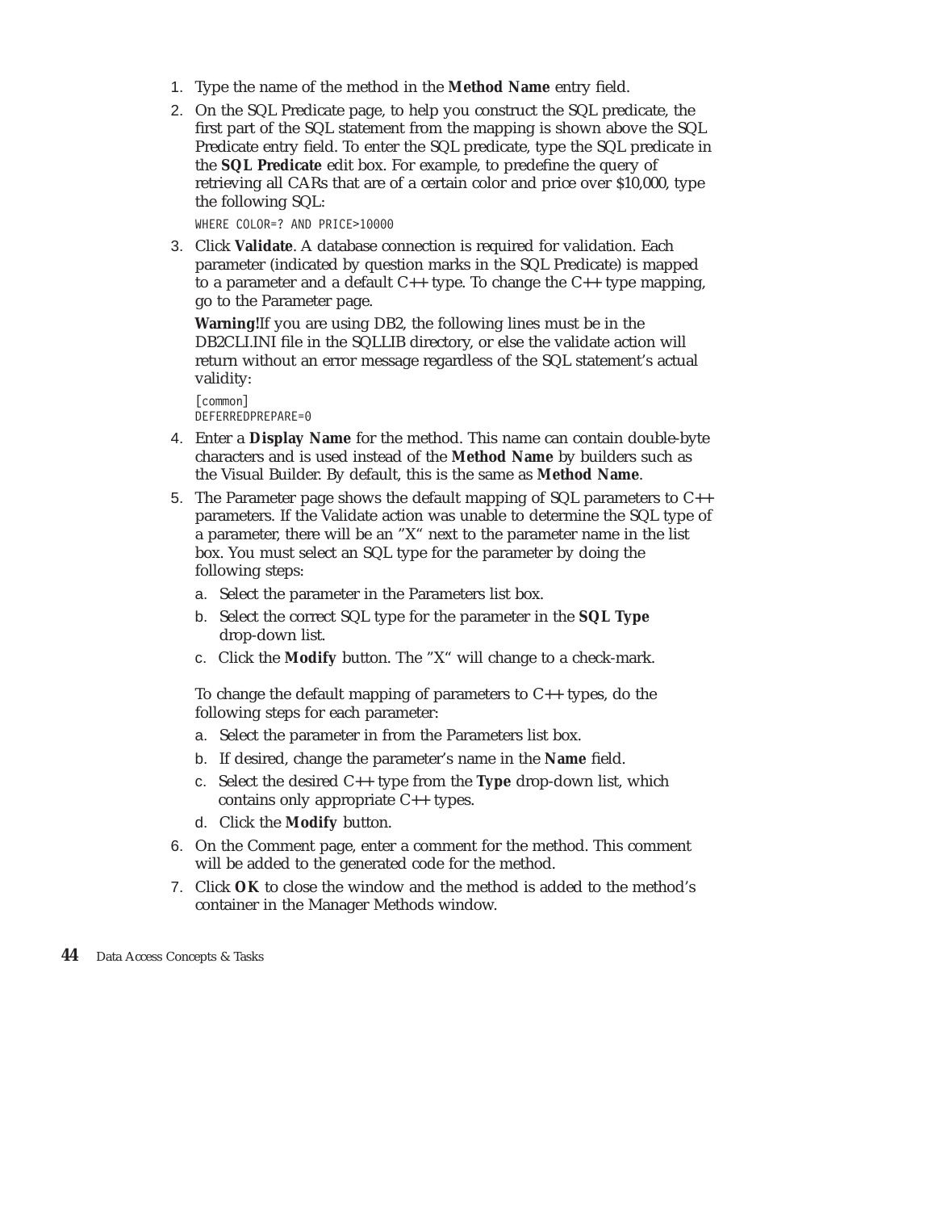1. Type the name of the method in the **Method Name** entry field.
2. On the SQL Predicate page, to help you construct the SQL predicate, the first part of the SQL statement from the mapping is shown above the SQL Predicate entry field. To enter the SQL predicate, type the SQL predicate in the **SQL Predicate** edit box. For example, to predefine the query of retrieving all CARs that are of a certain color and price over $10,000, type the following SQL:

   ```
   WHERE COLOR=? AND PRICE>10000
   ```

3. Click **Validate**. A database connection is required for validation. Each parameter (indicated by question marks in the SQL Predicate) is mapped to a parameter and a default C++ type. To change the C++ type mapping, go to the Parameter page.

   **Warning!**If you are using DB2, the following lines must be in the DB2CLI.INI file in the SQLLIB directory, or else the validate action will return without an error message regardless of the SQL statement's actual validity:

   ```
   [common]
   DEFERREDPREPARE=0
   ```

4. Enter a **Display Name** for the method. This name can contain double-byte characters and is used instead of the **Method Name** by builders such as the Visual Builder. By default, this is the same as **Method Name**.
5. The Parameter page shows the default mapping of SQL parameters to C++ parameters. If the Validate action was unable to determine the SQL type of a parameter, there will be an "X" next to the parameter name in the list box. You must select an SQL type for the parameter by doing the following steps:
   a. Select the parameter in the Parameters list box.
   b. Select the correct SQL type for the parameter in the **SQL Type** drop-down list.
   c. Click the **Modify** button. The "X" will change to a check-mark.

   To change the default mapping of parameters to C++ types, do the following steps for each parameter:
   a. Select the parameter in from the Parameters list box.
   b. If desired, change the parameter's name in the **Name** field.
   c. Select the desired C++ type from the **Type** drop-down list, which contains only appropriate C++ types.
   d. Click the **Modify** button.
6. On the Comment page, enter a comment for the method. This comment will be added to the generated code for the method.
7. Click **OK** to close the window and the method is added to the method's container in the Manager Methods window.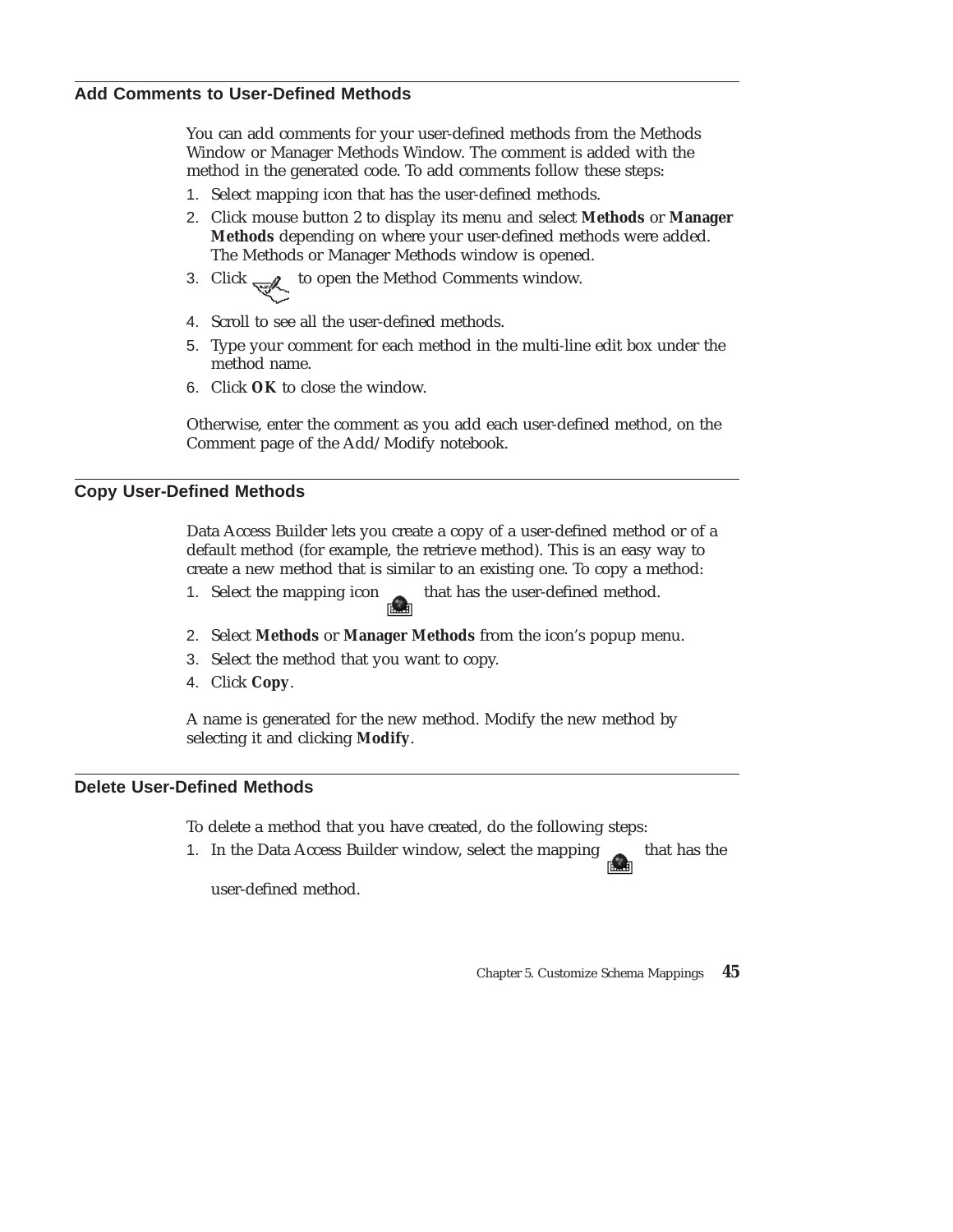## Add Comments to User-Defined Methods

You can add comments for your user-defined methods from the Methods Window or Manager Methods Window. The comment is added with the method in the generated code. To add comments follow these steps:

1. Select mapping icon that has the user-defined methods.
2. Click mouse button 2 to display its menu and select **Methods** or **Manager Methods** depending on where your user-defined methods were added. The Methods or Manager Methods window is opened.
3. Click to open the Method Comments window.
4. Scroll to see all the user-defined methods.
5. Type your comment for each method in the multi-line edit box under the method name.
6. Click **OK** to close the window.

Otherwise, enter the comment as you add each user-defined method, on the Comment page of the Add/Modify notebook.

## Copy User-Defined Methods

Data Access Builder lets you create a copy of a user-defined method or of a default method (for example, the retrieve method). This is an easy way to create a new method that is similar to an existing one. To copy a method:

1. Select the mapping icon that has the user-defined method.
2. Select **Methods** or **Manager Methods** from the icon's popup menu.
3. Select the method that you want to copy.
4. Click **Copy**.

A name is generated for the new method. Modify the new method by selecting it and clicking **Modify**.

## Delete User-Defined Methods

To delete a method that you have created, do the following steps:

1. In the Data Access Builder window, select the mapping that has the user-defined method.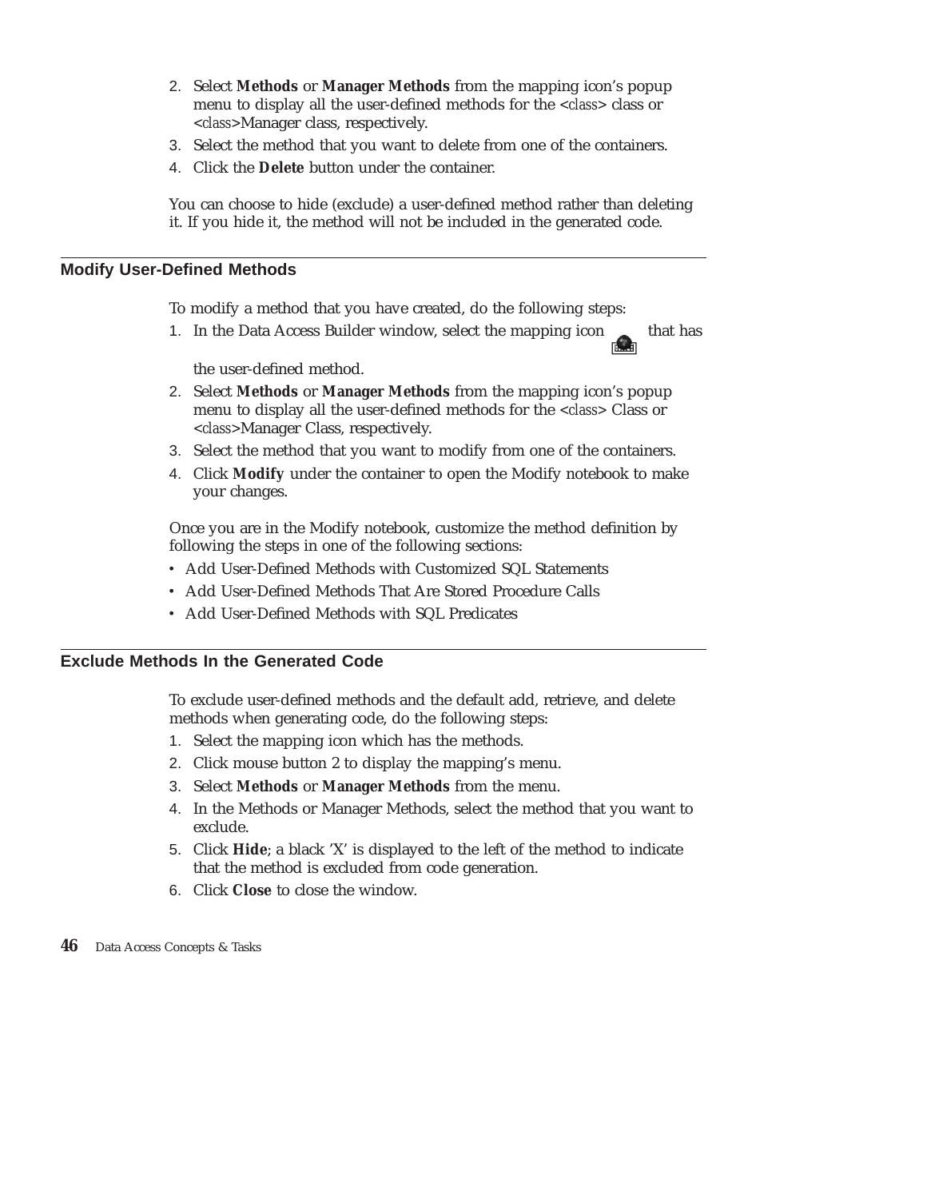2. Select **Methods** or **Manager Methods** from the mapping icon's popup menu to display all the user-defined methods for the <*class*> class or <*class*>Manager class, respectively.
3. Select the method that you want to delete from one of the containers.
4. Click the **Delete** button under the container.

You can choose to hide (exclude) a user-defined method rather than deleting it. If you hide it, the method will not be included in the generated code.

## Modify User-Defined Methods

To modify a method that you have created, do the following steps:

1. In the Data Access Builder window, select the mapping icon that has the user-defined method.
2. Select **Methods** or **Manager Methods** from the mapping icon's popup menu to display all the user-defined methods for the <*class*> Class or <*class*>Manager Class, respectively.
3. Select the method that you want to modify from one of the containers.
4. Click **Modify** under the container to open the Modify notebook to make your changes.

Once you are in the Modify notebook, customize the method definition by following the steps in one of the following sections:

- Add User-Defined Methods with Customized SQL Statements
- Add User-Defined Methods That Are Stored Procedure Calls
- Add User-Defined Methods with SQL Predicates

## Exclude Methods In the Generated Code

To exclude user-defined methods and the default add, retrieve, and delete methods when generating code, do the following steps:

1. Select the mapping icon which has the methods.
2. Click mouse button 2 to display the mapping's menu.
3. Select **Methods** or **Manager Methods** from the menu.
4. In the Methods or Manager Methods, select the method that you want to exclude.
5. Click **Hide**; a black 'X' is displayed to the left of the method to indicate that the method is excluded from code generation.
6. Click **Close** to close the window.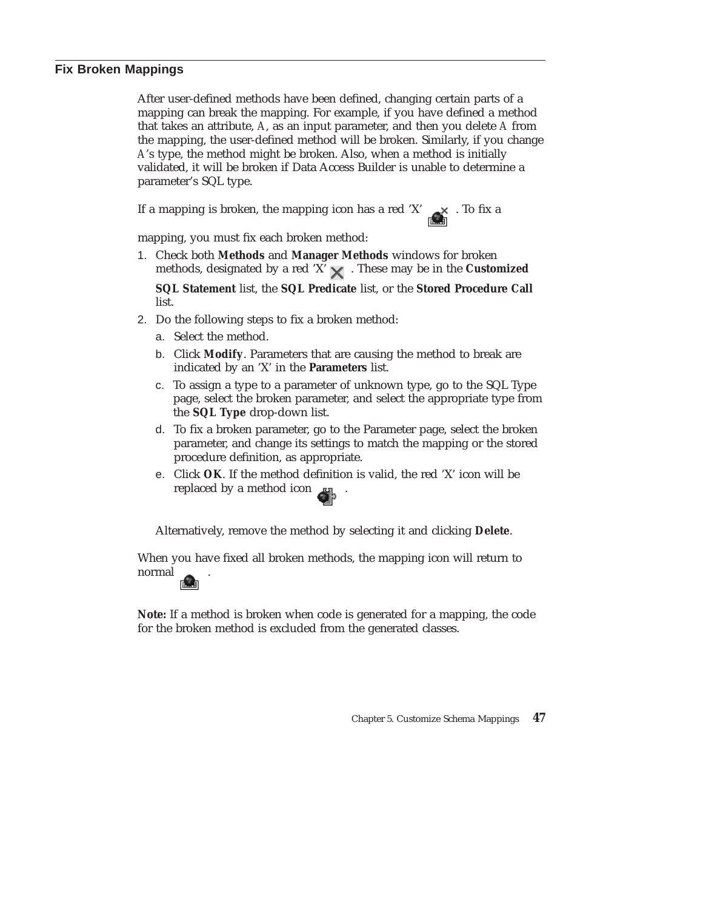## Fix Broken Mappings

After user-defined methods have been defined, changing certain parts of a mapping can break the mapping. For example, if you have defined a method that takes an attribute, `A`, as an input parameter, and then you delete `A` from the mapping, the user-defined method will be broken. Similarly, if you change `A`'s type, the method might be broken. Also, when a method is initially validated, it will be broken if Data Access Builder is unable to determine a parameter's SQL type.

If a mapping is broken, the mapping icon has a red 'X' . To fix a mapping, you must fix each broken method:

1. Check both **Methods** and **Manager Methods** windows for broken methods, designated by a red 'X' . These may be in the **Customized SQL Statement** list, the **SQL Predicate** list, or the **Stored Procedure Call** list.
2. Do the following steps to fix a broken method:
   a. Select the method.
   b. Click **Modify**. Parameters that are causing the method to break are indicated by an 'X' in the **Parameters** list.
   c. To assign a type to a parameter of unknown type, go to the SQL Type page, select the broken parameter, and select the appropriate type from the **SQL Type** drop-down list.
   d. To fix a broken parameter, go to the Parameter page, select the broken parameter, and change its settings to match the mapping or the stored procedure definition, as appropriate.
   e. Click **OK**. If the method definition is valid, the red 'X' icon will be replaced by a method icon .

   Alternatively, remove the method by selecting it and clicking **Delete**.

When you have fixed all broken methods, the mapping icon will return to normal .

**Note:** If a method is broken when code is generated for a mapping, the code for the broken method is excluded from the generated classes.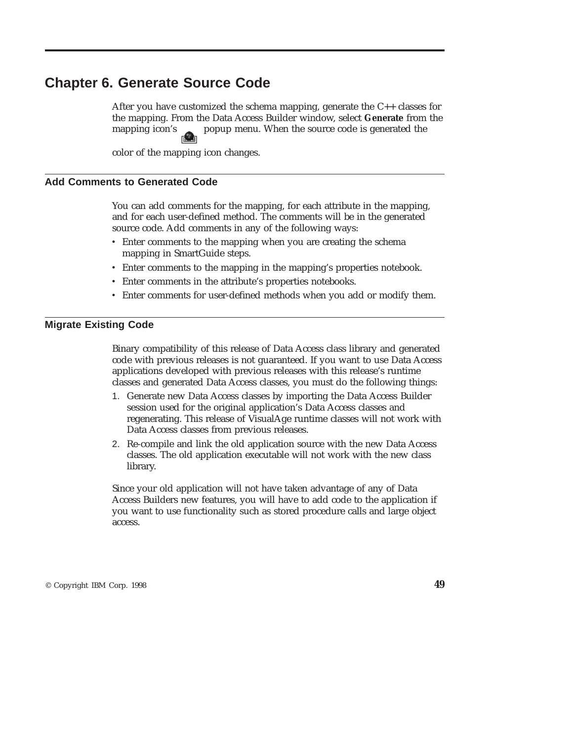# Chapter 6. Generate Source Code

After you have customized the schema mapping, generate the C++ classes for the mapping. From the Data Access Builder window, select **Generate** from the mapping icon's popup menu. When the source code is generated the color of the mapping icon changes.

## Add Comments to Generated Code

You can add comments for the mapping, for each attribute in the mapping, and for each user-defined method. The comments will be in the generated source code. Add comments in any of the following ways:

- Enter comments to the mapping when you are creating the schema mapping in SmartGuide steps.
- Enter comments to the mapping in the mapping's properties notebook.
- Enter comments in the attribute's properties notebooks.
- Enter comments for user-defined methods when you add or modify them.

## Migrate Existing Code

Binary compatibility of this release of Data Access class library and generated code with previous releases is not guaranteed. If you want to use Data Access applications developed with previous releases with this release's runtime classes and generated Data Access classes, you must do the following things:

1. Generate new Data Access classes by importing the Data Access Builder session used for the original application's Data Access classes and regenerating. This release of VisualAge runtime classes will not work with Data Access classes from previous releases.
2. Re-compile and link the old application source with the new Data Access classes. The old application executable will not work with the new class library.

Since your old application will not have taken advantage of any of Data Access Builders new features, you will have to add code to the application if you want to use functionality such as stored procedure calls and large object access.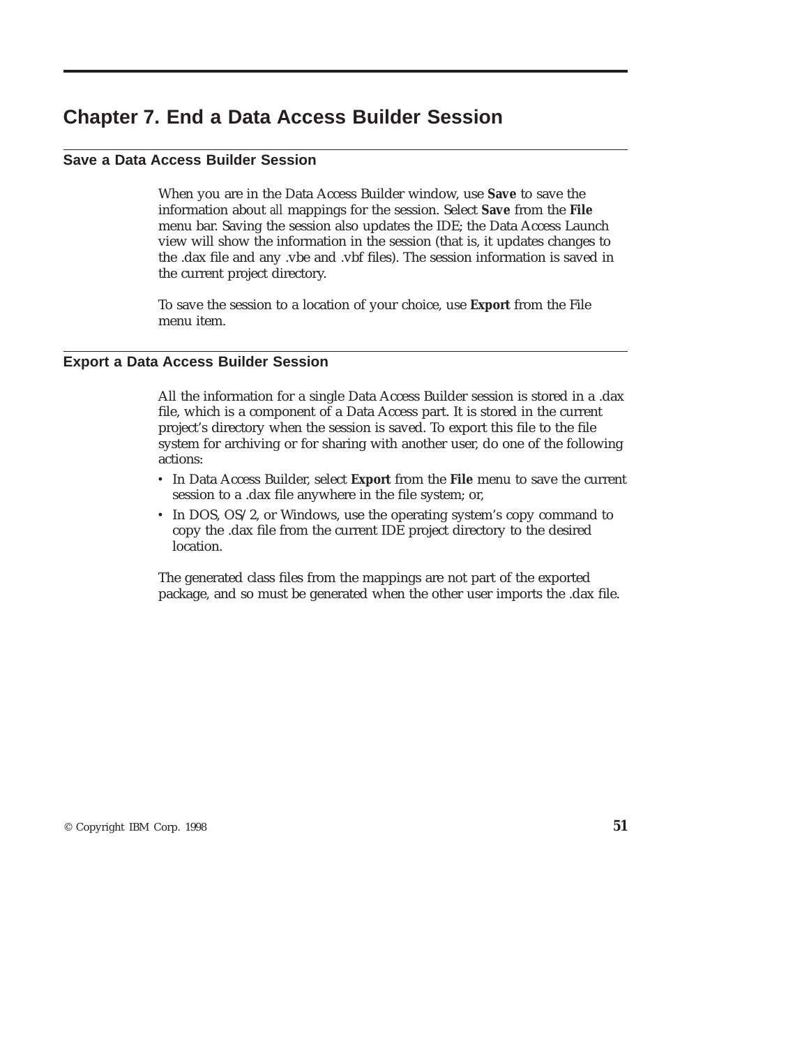# Chapter 7. End a Data Access Builder Session

## Save a Data Access Builder Session

When you are in the Data Access Builder window, use **Save** to save the information about all mappings for the session. Select **Save** from the **File** menu bar. Saving the session also updates the IDE; the Data Access Launch view will show the information in the session (that is, it updates changes to the .dax file and any .vbe and .vbf files). The session information is saved in the current project directory.

To save the session to a location of your choice, use **Export** from the File menu item.

## Export a Data Access Builder Session

All the information for a single Data Access Builder session is stored in a .dax file, which is a component of a Data Access part. It is stored in the current project's directory when the session is saved. To export this file to the file system for archiving or for sharing with another user, do one of the following actions:

- In Data Access Builder, select **Export** from the **File** menu to save the current session to a .dax file anywhere in the file system; or,
- In DOS, OS/2, or Windows, use the operating system's copy command to copy the .dax file from the current IDE project directory to the desired location.

The generated class files from the mappings are not part of the exported package, and so must be generated when the other user imports the .dax file.

© Copyright IBM Corp. 1998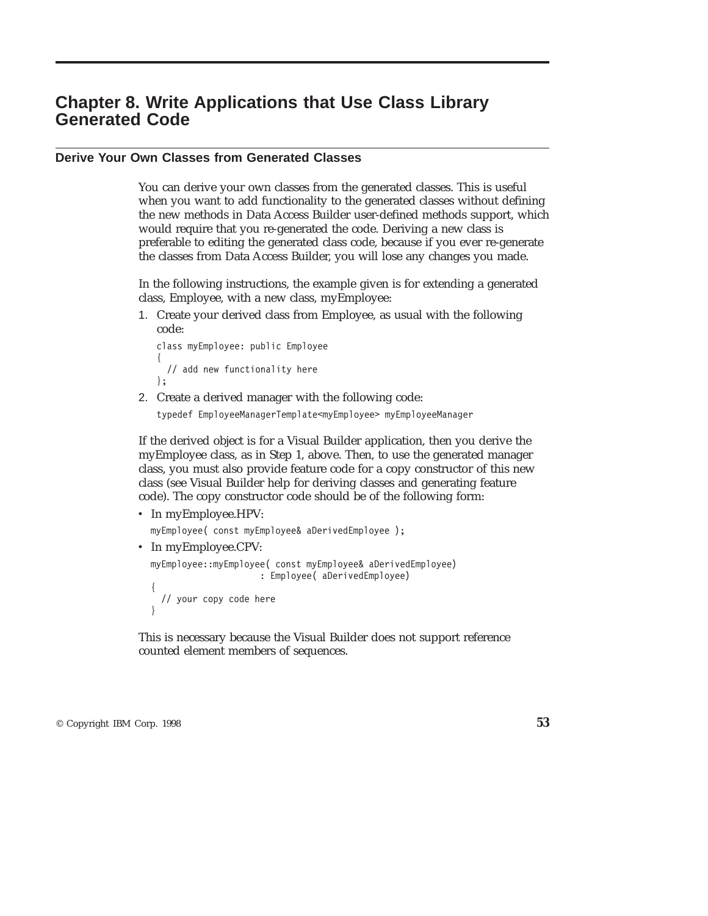# Chapter 8. Write Applications that Use Class Library Generated Code

## Derive Your Own Classes from Generated Classes

You can derive your own classes from the generated classes. This is useful when you want to add functionality to the generated classes without defining the new methods in Data Access Builder user-defined methods support, which would require that you re-generated the code. Deriving a new class is preferable to editing the generated class code, because if you ever re-generate the classes from Data Access Builder, you will lose any changes you made.

In the following instructions, the example given is for extending a generated class, Employee, with a new class, myEmployee:

1. Create your derived class from Employee, as usual with the following code:

   ```
   class myEmployee: public Employee
   {
     // add new functionality here
   };
   ```

2. Create a derived manager with the following code:

   ```
   typedef EmployeeManagerTemplate<myEmployee> myEmployeeManager
   ```

If the derived object is for a Visual Builder application, then you derive the myEmployee class, as in Step 1, above. Then, to use the generated manager class, you must also provide feature code for a copy constructor of this new class (see Visual Builder help for deriving classes and generating feature code). The copy constructor code should be of the following form:

- In myEmployee.HPV:

  ```
  myEmployee( const myEmployee& aDerivedEmployee );
  ```

- In myEmployee.CPV:

  ```
  myEmployee::myEmployee( const myEmployee& aDerivedEmployee)
                      : Employee( aDerivedEmployee)
  {
    // your copy code here
  }
  ```

This is necessary because the Visual Builder does not support reference counted element members of sequences.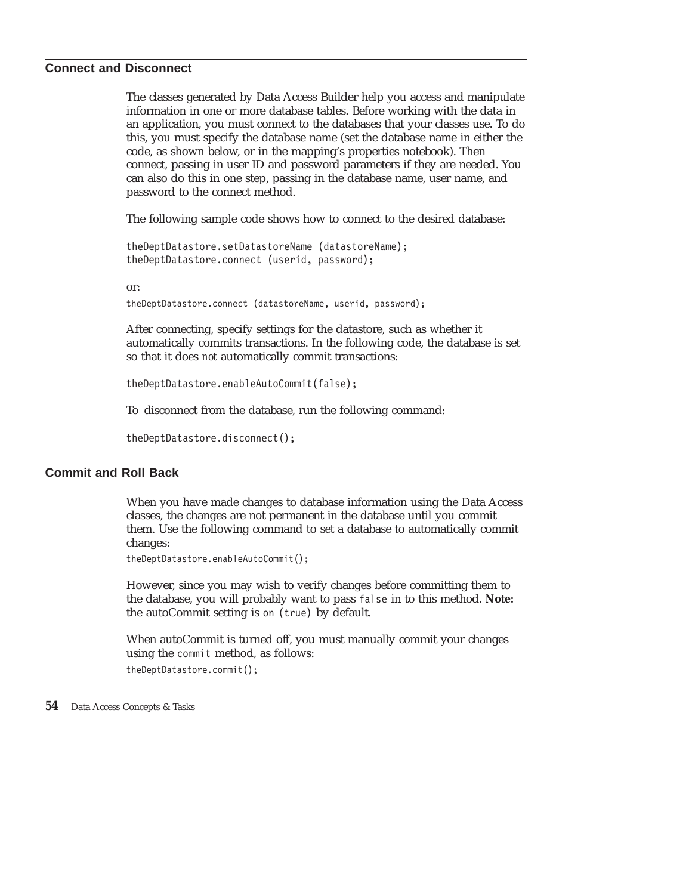## Connect and Disconnect

The classes generated by Data Access Builder help you access and manipulate information in one or more database tables. Before working with the data in an application, you must connect to the databases that your classes use. To do this, you must specify the database name (set the database name in either the code, as shown below, or in the mapping's properties notebook). Then connect, passing in user ID and password parameters if they are needed. You can also do this in one step, passing in the database name, user name, and password to the connect method.

The following sample code shows how to connect to the desired database:

```
theDeptDatastore.setDatastoreName (datastoreName);
theDeptDatastore.connect (userid, password);
```

or:

```
theDeptDatastore.connect (datastoreName, userid, password);
```

After connecting, specify settings for the datastore, such as whether it automatically commits transactions. In the following code, the database is set so that it does *not* automatically commit transactions:

```
theDeptDatastore.enableAutoCommit(false);
```

To disconnect from the database, run the following command:

```
theDeptDatastore.disconnect();
```

## Commit and Roll Back

When you have made changes to database information using the Data Access classes, the changes are not permanent in the database until you commit them. Use the following command to set a database to automatically commit changes:

```
theDeptDatastore.enableAutoCommit();
```

However, since you may wish to verify changes before committing them to the database, you will probably want to pass `false` in to this method. **Note:** the autoCommit setting is `on` (`true`) by default.

When autoCommit is turned off, you must manually commit your changes using the `commit` method, as follows:

```
theDeptDatastore.commit();
```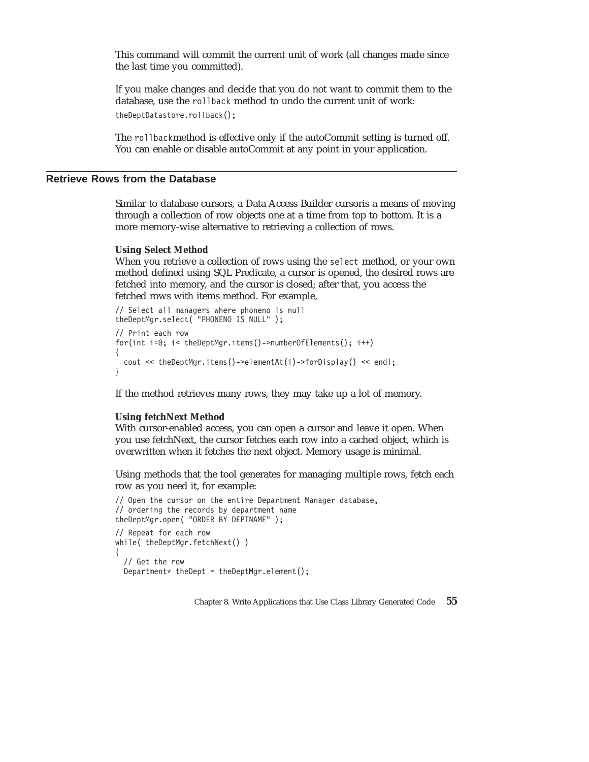This command will commit the current unit of work (all changes made since the last time you committed).

If you make changes and decide that you do not want to commit them to the database, use the `rollback` method to undo the current unit of work:

```
theDeptDatastore.rollback();
```

The `rollback`method is effective only if the autoCommit setting is turned off. You can enable or disable autoCommit at any point in your application.

## Retrieve Rows from the Database

Similar to database cursors, a Data Access Builder cursoris a means of moving through a collection of row objects one at a time from top to bottom. It is a more memory-wise alternative to retrieving a collection of rows.

**Using Select Method**

When you retrieve a collection of rows using the `select` method, or your own method defined using SQL Predicate, a cursor is opened, the desired rows are fetched into memory, and the cursor is closed; after that, you access the fetched rows with items method. For example,

```
// Select all managers where phoneno is null
theDeptMgr.select( "PHONENO IS NULL" );

// Print each row
for(int i=0; i< theDeptMgr.items()->numberOfElements(); i++)
{
  cout << theDeptMgr.items()->elementAt(i)->forDisplay() << endl;
}
```

If the method retrieves many rows, they may take up a lot of memory.

**Using fetchNext Method**

With cursor-enabled access, you can open a cursor and leave it open. When you use fetchNext, the cursor fetches each row into a cached object, which is overwritten when it fetches the next object. Memory usage is minimal.

Using methods that the tool generates for managing multiple rows, fetch each row as you need it, for example:

```
// Open the cursor on the entire Department Manager database,
// ordering the records by department name
theDeptMgr.open( "ORDER BY DEPTNAME" );

// Repeat for each row
while( theDeptMgr.fetchNext() )
{
  // Get the row
  Department* theDept = theDeptMgr.element();
```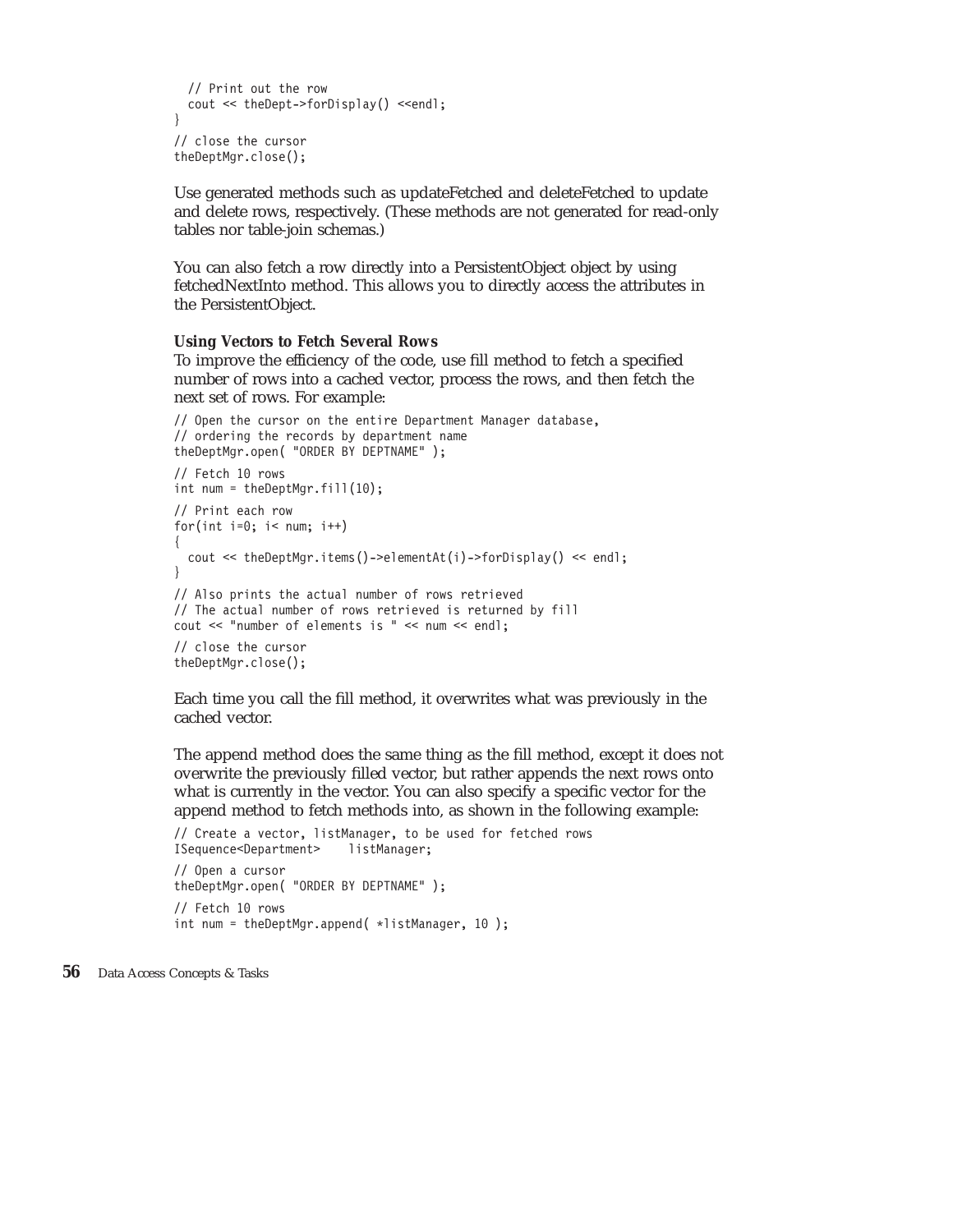```
  // Print out the row
  cout << theDept->forDisplay() <<endl;
}
// close the cursor
theDeptMgr.close();
```

Use generated methods such as updateFetched and deleteFetched to update and delete rows, respectively. (These methods are not generated for read-only tables nor table-join schemas.)

You can also fetch a row directly into a PersistentObject object by using fetchedNextInto method. This allows you to directly access the attributes in the PersistentObject.

**Using Vectors to Fetch Several Rows**

To improve the efficiency of the code, use fill method to fetch a specified number of rows into a cached vector, process the rows, and then fetch the next set of rows. For example:

```
// Open the cursor on the entire Department Manager database,
// ordering the records by department name
theDeptMgr.open( "ORDER BY DEPTNAME" );
// Fetch 10 rows
int num = theDeptMgr.fill(10);
// Print each row
for(int i=0; i< num; i++)
{
  cout << theDeptMgr.items()->elementAt(i)->forDisplay() << endl;
}
// Also prints the actual number of rows retrieved
// The actual number of rows retrieved is returned by fill
cout << "number of elements is " << num << endl;
// close the cursor
theDeptMgr.close();
```

Each time you call the fill method, it overwrites what was previously in the cached vector.

The append method does the same thing as the fill method, except it does not overwrite the previously filled vector, but rather appends the next rows onto what is currently in the vector. You can also specify a specific vector for the append method to fetch methods into, as shown in the following example:

```
// Create a vector, listManager, to be used for fetched rows
ISequence<Department>    listManager;
// Open a cursor
theDeptMgr.open( "ORDER BY DEPTNAME" );
// Fetch 10 rows
int num = theDeptMgr.append( *listManager, 10 );
```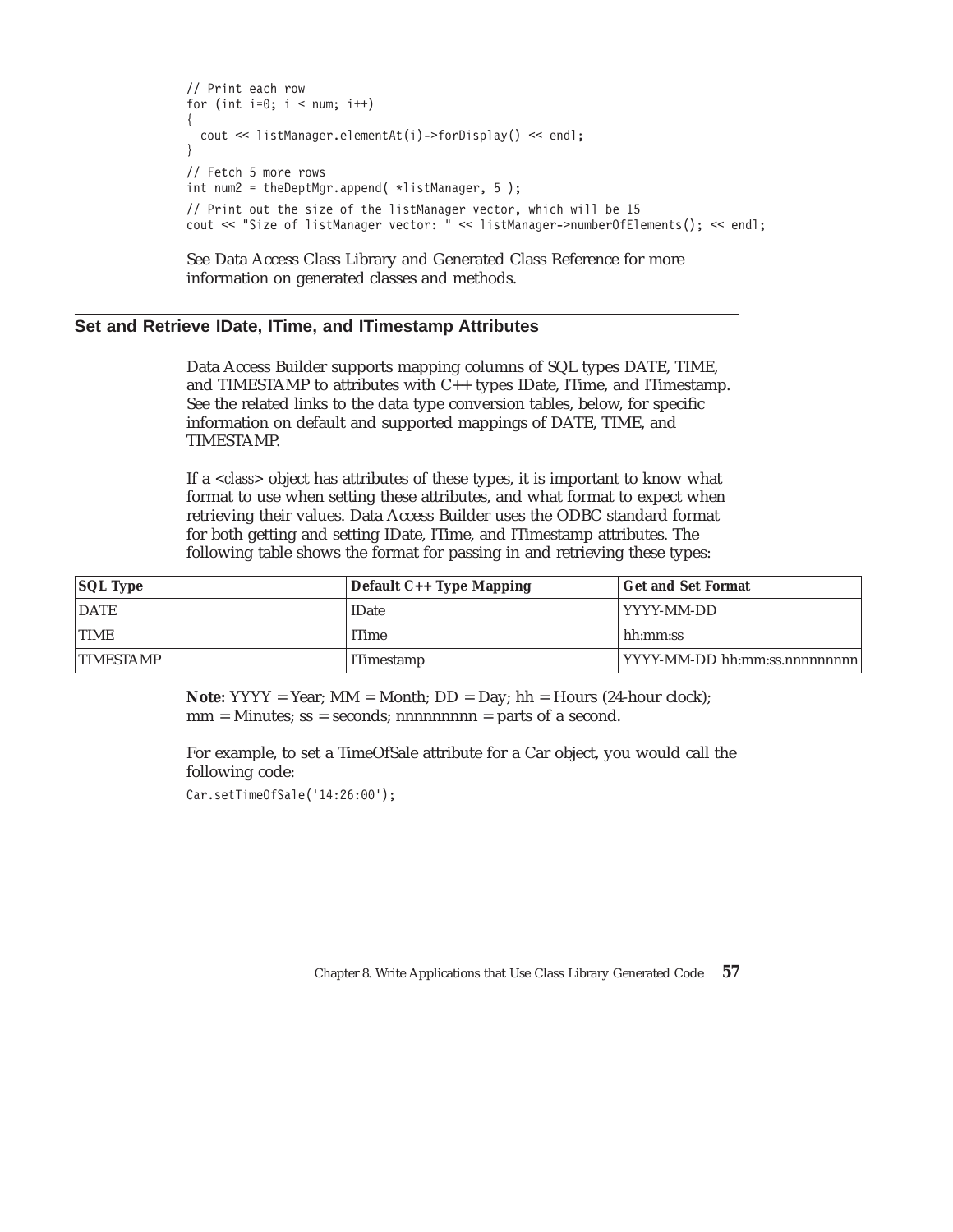```
// Print each row
for (int i=0; i < num; i++)
{
  cout << listManager.elementAt(i)->forDisplay() << endl;
}
// Fetch 5 more rows
int num2 = theDeptMgr.append( *listManager, 5 );
// Print out the size of the listManager vector, which will be 15
cout << "Size of listManager vector: " << listManager->numberOfElements(); << endl;
```

See Data Access Class Library and Generated Class Reference for more information on generated classes and methods.

## Set and Retrieve IDate, ITime, and ITimestamp Attributes

Data Access Builder supports mapping columns of SQL types DATE, TIME, and TIMESTAMP to attributes with C++ types IDate, ITime, and ITimestamp. See the related links to the data type conversion tables, below, for specific information on default and supported mappings of DATE, TIME, and TIMESTAMP.

If a <*class*> object has attributes of these types, it is important to know what format to use when setting these attributes, and what format to expect when retrieving their values. Data Access Builder uses the ODBC standard format for both getting and setting IDate, ITime, and ITimestamp attributes. The following table shows the format for passing in and retrieving these types:

| SQL Type | Default C++ Type Mapping | Get and Set Format |
|---|---|---|
| DATE | IDate | YYYY-MM-DD |
| TIME | ITime | hh:mm:ss |
| TIMESTAMP | ITimestamp | YYYY-MM-DD hh:mm:ss.nnnnnnnnn |

**Note:** YYYY = Year; MM = Month; DD = Day; hh = Hours (24-hour clock); mm = Minutes; ss = seconds; nnnnnnnnn = parts of a second.

For example, to set a TimeOfSale attribute for a Car object, you would call the following code:

```
Car.setTimeOfSale('14:26:00');
```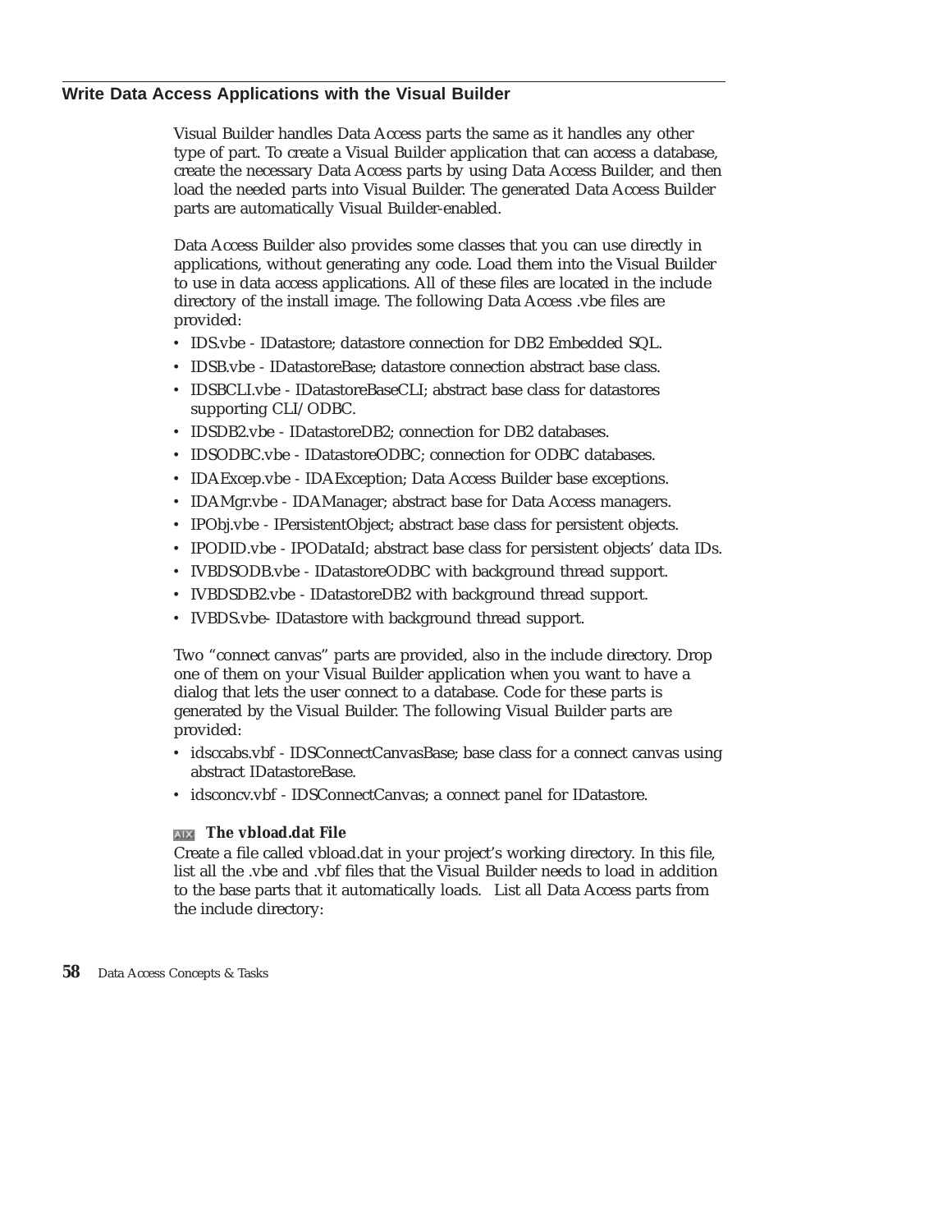## Write Data Access Applications with the Visual Builder

Visual Builder handles Data Access parts the same as it handles any other type of part. To create a Visual Builder application that can access a database, create the necessary Data Access parts by using Data Access Builder, and then load the needed parts into Visual Builder. The generated Data Access Builder parts are automatically Visual Builder-enabled.

Data Access Builder also provides some classes that you can use directly in applications, without generating any code. Load them into the Visual Builder to use in data access applications. All of these files are located in the include directory of the install image. The following Data Access .vbe files are provided:

- IDS.vbe - IDatastore; datastore connection for DB2 Embedded SQL.
- IDSB.vbe - IDatastoreBase; datastore connection abstract base class.
- IDSBCLI.vbe - IDatastoreBaseCLI; abstract base class for datastores supporting CLI/ODBC.
- IDSDB2.vbe - IDatastoreDB2; connection for DB2 databases.
- IDSODBC.vbe - IDatastoreODBC; connection for ODBC databases.
- IDAExcep.vbe - IDAException; Data Access Builder base exceptions.
- IDAMgr.vbe - IDAManager; abstract base for Data Access managers.
- IPObj.vbe - IPersistentObject; abstract base class for persistent objects.
- IPODID.vbe - IPODataId; abstract base class for persistent objects' data IDs.
- IVBDSODB.vbe - IDatastoreODBC with background thread support.
- IVBDSDB2.vbe - IDatastoreDB2 with background thread support.
- IVBDS.vbe- IDatastore with background thread support.

Two "connect canvas" parts are provided, also in the include directory. Drop one of them on your Visual Builder application when you want to have a dialog that lets the user connect to a database. Code for these parts is generated by the Visual Builder. The following Visual Builder parts are provided:

- idsccabs.vbf - IDSConnectCanvasBase; base class for a connect canvas using abstract IDatastoreBase.
- idsconcv.vbf - IDSConnectCanvas; a connect panel for IDatastore.

**AIX *The vbload.dat File***

Create a file called vbload.dat in your project's working directory. In this file, list all the .vbe and .vbf files that the Visual Builder needs to load in addition to the base parts that it automatically loads. List all Data Access parts from the include directory: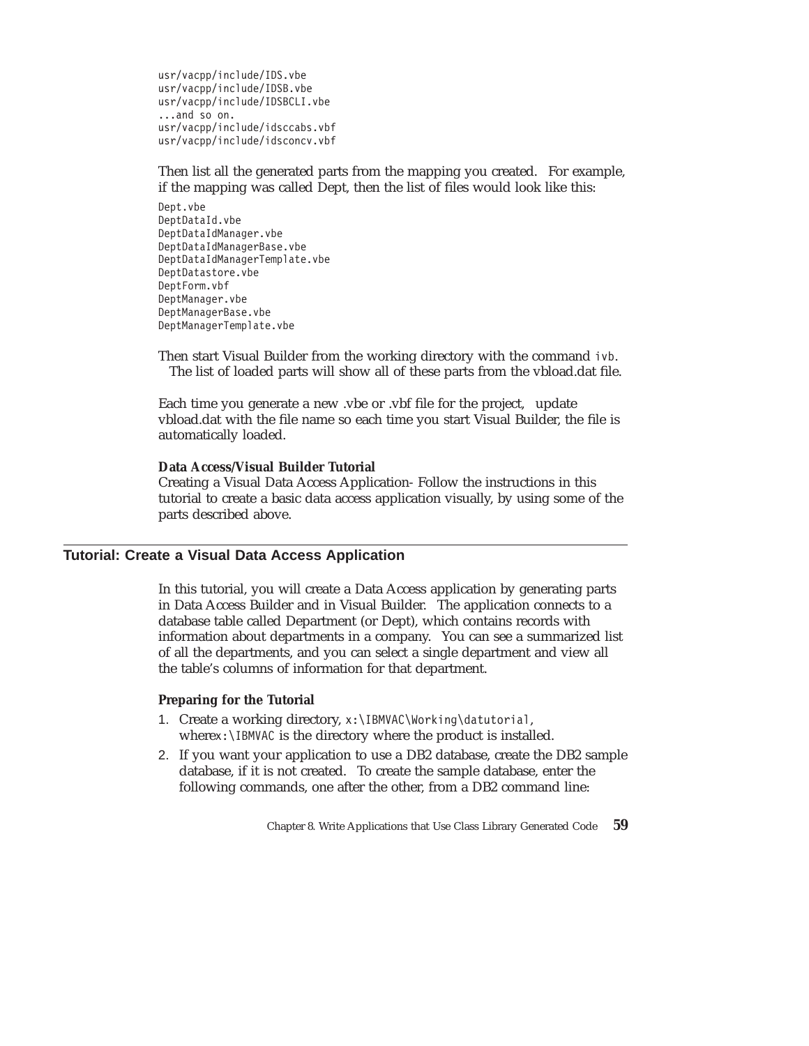```
usr/vacpp/include/IDS.vbe
usr/vacpp/include/IDSB.vbe
usr/vacpp/include/IDSBCLI.vbe
...and so on.
usr/vacpp/include/idsccabs.vbf
usr/vacpp/include/idsconcv.vbf
```

Then list all the generated parts from the mapping you created. For example, if the mapping was called Dept, then the list of files would look like this:

```
Dept.vbe
DeptDataId.vbe
DeptDataIdManager.vbe
DeptDataIdManagerBase.vbe
DeptDataIdManagerTemplate.vbe
DeptDatastore.vbe
DeptForm.vbf
DeptManager.vbe
DeptManagerBase.vbe
DeptManagerTemplate.vbe
```

Then start Visual Builder from the working directory with the command `ivb`. The list of loaded parts will show all of these parts from the vbload.dat file.

Each time you generate a new .vbe or .vbf file for the project, update vbload.dat with the file name so each time you start Visual Builder, the file is automatically loaded.

**Data Access/Visual Builder Tutorial**
Creating a Visual Data Access Application- Follow the instructions in this tutorial to create a basic data access application visually, by using some of the parts described above.

## Tutorial: Create a Visual Data Access Application

In this tutorial, you will create a Data Access application by generating parts in Data Access Builder and in Visual Builder. The application connects to a database table called Department (or Dept), which contains records with information about departments in a company. You can see a summarized list of all the departments, and you can select a single department and view all the table's columns of information for that department.

**Preparing for the Tutorial**

1. Create a working directory, `x:\IBMVAC\Working\datutorial`, where`x:\IBMVAC` is the directory where the product is installed.
2. If you want your application to use a DB2 database, create the DB2 sample database, if it is not created. To create the sample database, enter the following commands, one after the other, from a DB2 command line: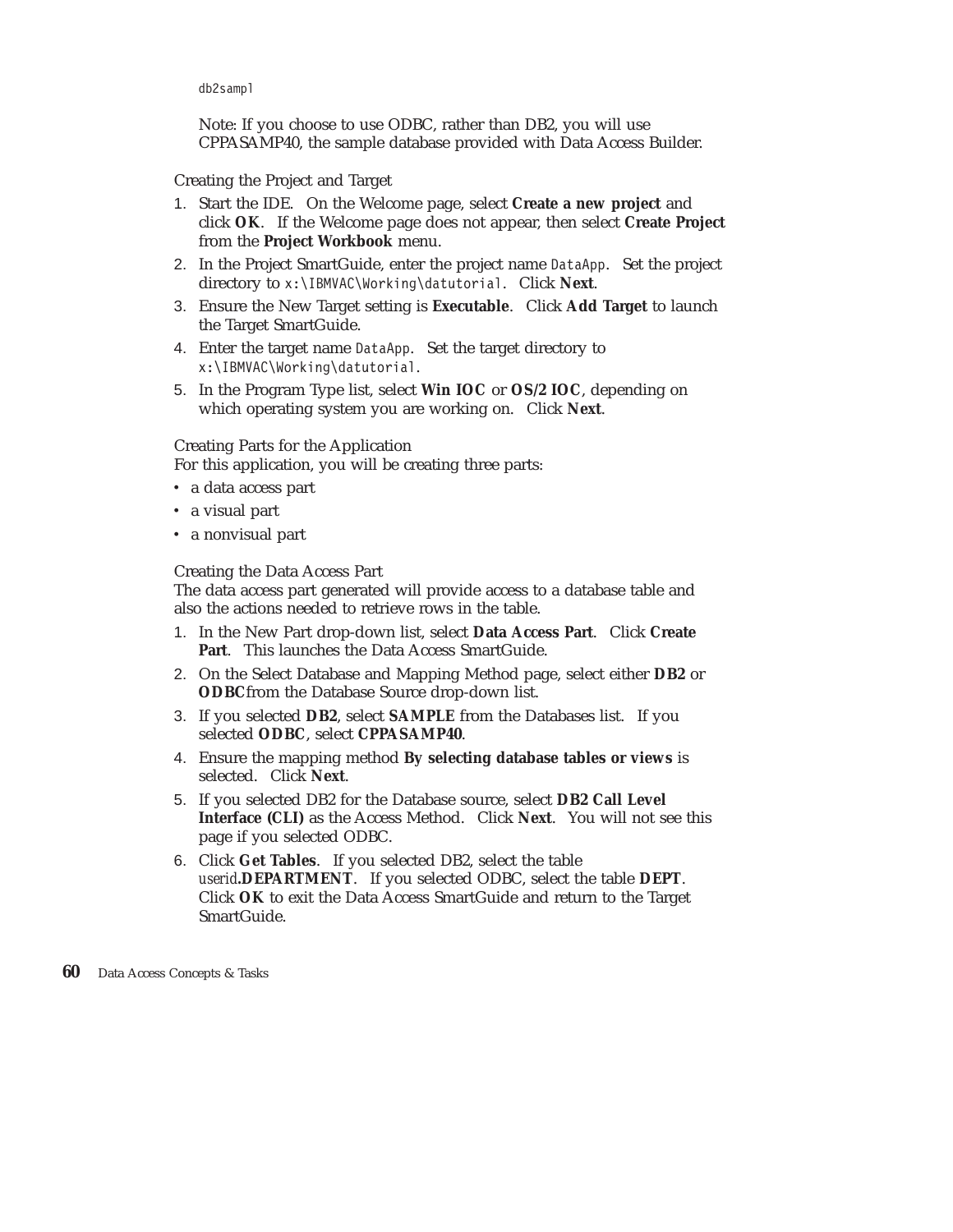`db2sampl`

Note: If you choose to use ODBC, rather than DB2, you will use CPPASAMP40, the sample database provided with Data Access Builder.

### Creating the Project and Target

1. Start the IDE. On the Welcome page, select **Create a new project** and click **OK**. If the Welcome page does not appear, then select **Create Project** from the **Project Workbook** menu.
2. In the Project SmartGuide, enter the project name `DataApp`. Set the project directory to `x:\IBMVAC\Working\datutorial`. Click **Next**.
3. Ensure the New Target setting is **Executable**. Click **Add Target** to launch the Target SmartGuide.
4. Enter the target name `DataApp`. Set the target directory to `x:\IBMVAC\Working\datutorial`.
5. In the Program Type list, select **Win IOC** or **OS/2 IOC**, depending on which operating system you are working on. Click **Next**.

### Creating Parts for the Application

For this application, you will be creating three parts:

- a data access part
- a visual part
- a nonvisual part

### Creating the Data Access Part

The data access part generated will provide access to a database table and also the actions needed to retrieve rows in the table.

1. In the New Part drop-down list, select **Data Access Part**. Click **Create Part**. This launches the Data Access SmartGuide.
2. On the Select Database and Mapping Method page, select either **DB2** or **ODBC**from the Database Source drop-down list.
3. If you selected **DB2**, select **SAMPLE** from the Databases list. If you selected **ODBC**, select **CPPASAMP40**.
4. Ensure the mapping method **By selecting database tables or views** is selected. Click **Next**.
5. If you selected DB2 for the Database source, select **DB2 Call Level Interface (CLI)** as the Access Method. Click **Next**. You will not see this page if you selected ODBC.
6. Click **Get Tables**. If you selected DB2, select the table *userid***.DEPARTMENT**. If you selected ODBC, select the table **DEPT**. Click **OK** to exit the Data Access SmartGuide and return to the Target SmartGuide.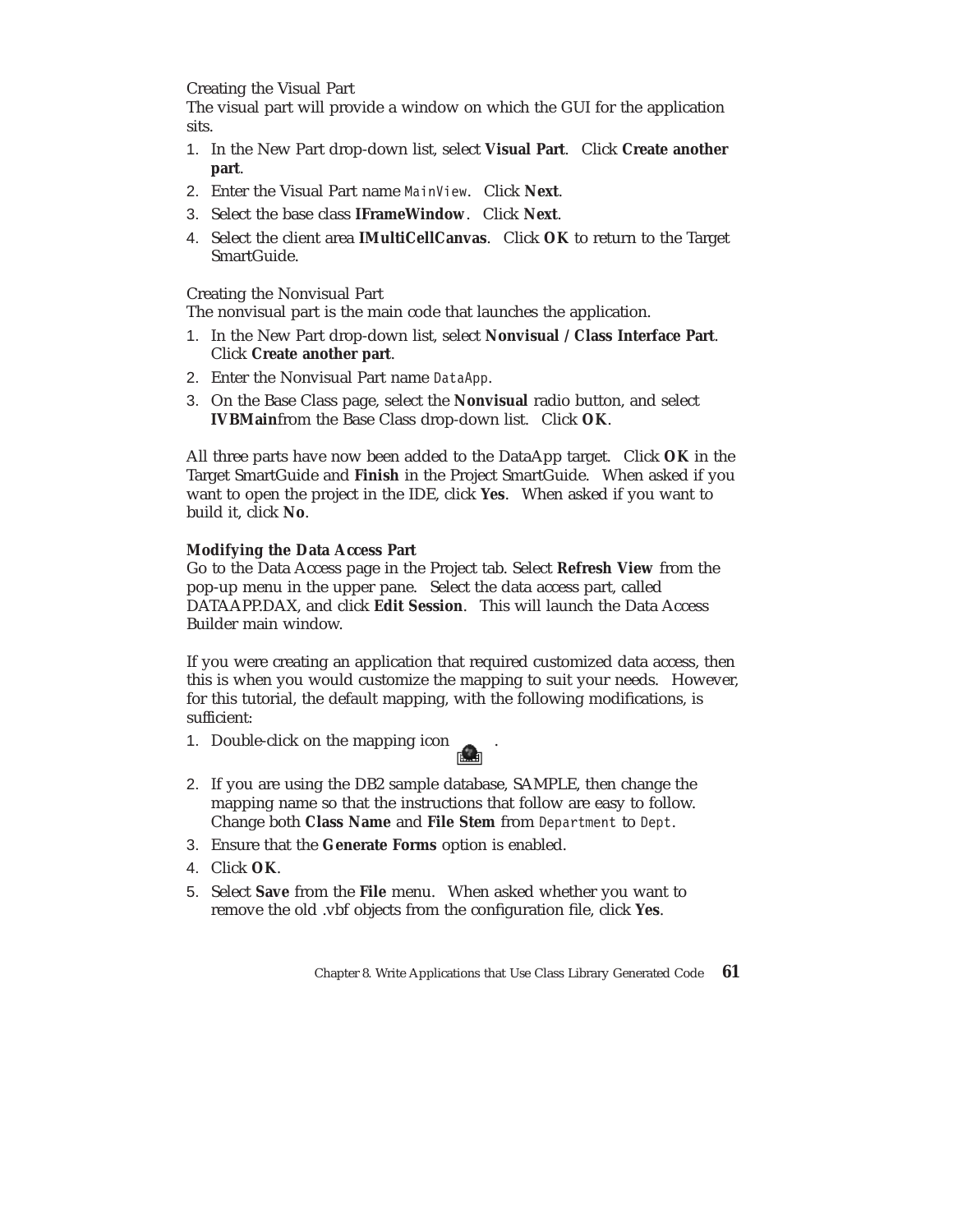Creating the Visual Part

The visual part will provide a window on which the GUI for the application sits.

1. In the New Part drop-down list, select **Visual Part**. Click **Create another part**.
2. Enter the Visual Part name `MainView`. Click **Next**.
3. Select the base class **IFrameWindow**. Click **Next**.
4. Select the client area **IMultiCellCanvas**. Click **OK** to return to the Target SmartGuide.

Creating the Nonvisual Part

The nonvisual part is the main code that launches the application.

1. In the New Part drop-down list, select **Nonvisual / Class Interface Part**. Click **Create another part**.
2. Enter the Nonvisual Part name `DataApp`.
3. On the Base Class page, select the **Nonvisual** radio button, and select **IVBMain**from the Base Class drop-down list. Click **OK**.

All three parts have now been added to the DataApp target. Click **OK** in the Target SmartGuide and **Finish** in the Project SmartGuide. When asked if you want to open the project in the IDE, click **Yes**. When asked if you want to build it, click **No**.

**Modifying the Data Access Part**

Go to the Data Access page in the Project tab. Select **Refresh View** from the pop-up menu in the upper pane. Select the data access part, called DATAAPP.DAX, and click **Edit Session**. This will launch the Data Access Builder main window.

If you were creating an application that required customized data access, then this is when you would customize the mapping to suit your needs. However, for this tutorial, the default mapping, with the following modifications, is sufficient:

1. Double-click on the mapping icon .
2. If you are using the DB2 sample database, SAMPLE, then change the mapping name so that the instructions that follow are easy to follow. Change both **Class Name** and **File Stem** from `Department` to `Dept`.
3. Ensure that the **Generate Forms** option is enabled.
4. Click **OK**.
5. Select **Save** from the **File** menu. When asked whether you want to remove the old .vbf objects from the configuration file, click **Yes**.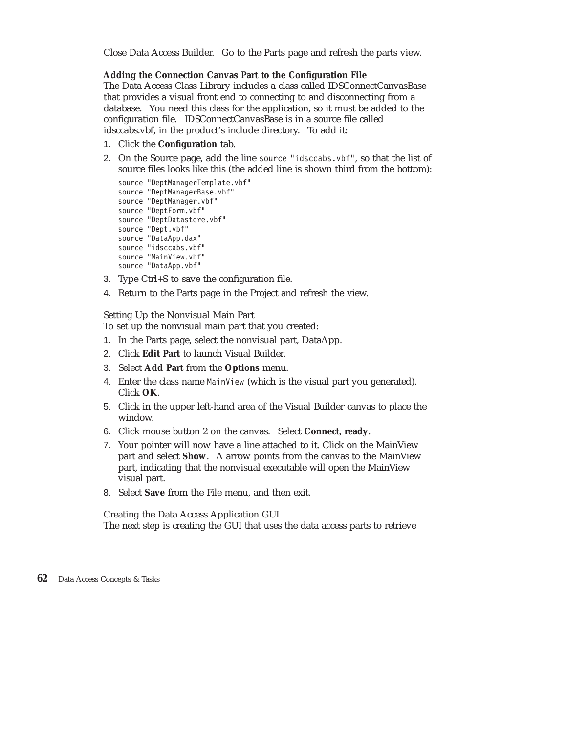Close Data Access Builder. Go to the Parts page and refresh the parts view.

**Adding the Connection Canvas Part to the Configuration File**

The Data Access Class Library includes a class called IDSConnectCanvasBase that provides a visual front end to connecting to and disconnecting from a database. You need this class for the application, so it must be added to the configuration file. IDSConnectCanvasBase is in a source file called idsccabs.vbf, in the product's include directory. To add it:

1. Click the **Configuration** tab.
2. On the Source page, add the line `source "idsccabs.vbf"`, so that the list of source files looks like this (the added line is shown third from the bottom):

   ```
   source "DeptManagerTemplate.vbf"
   source "DeptManagerBase.vbf"
   source "DeptManager.vbf"
   source "DeptForm.vbf"
   source "DeptDatastore.vbf"
   source "Dept.vbf"
   source "DataApp.dax"
   source "idsccabs.vbf"
   source "MainView.vbf"
   source "DataApp.vbf"
   ```

3. Type Ctrl+S to save the configuration file.
4. Return to the Parts page in the Project and refresh the view.

Setting Up the Nonvisual Main Part

To set up the nonvisual main part that you created:

1. In the Parts page, select the nonvisual part, DataApp.
2. Click **Edit Part** to launch Visual Builder.
3. Select **Add Part** from the **Options** menu.
4. Enter the class name `MainView` (which is the visual part you generated). Click **OK**.
5. Click in the upper left-hand area of the Visual Builder canvas to place the window.
6. Click mouse button 2 on the canvas. Select **Connect**, **ready**.
7. Your pointer will now have a line attached to it. Click on the MainView part and select **Show**. A arrow points from the canvas to the MainView part, indicating that the nonvisual executable will open the MainView visual part.
8. Select **Save** from the File menu, and then exit.

Creating the Data Access Application GUI

The next step is creating the GUI that uses the data access parts to retrieve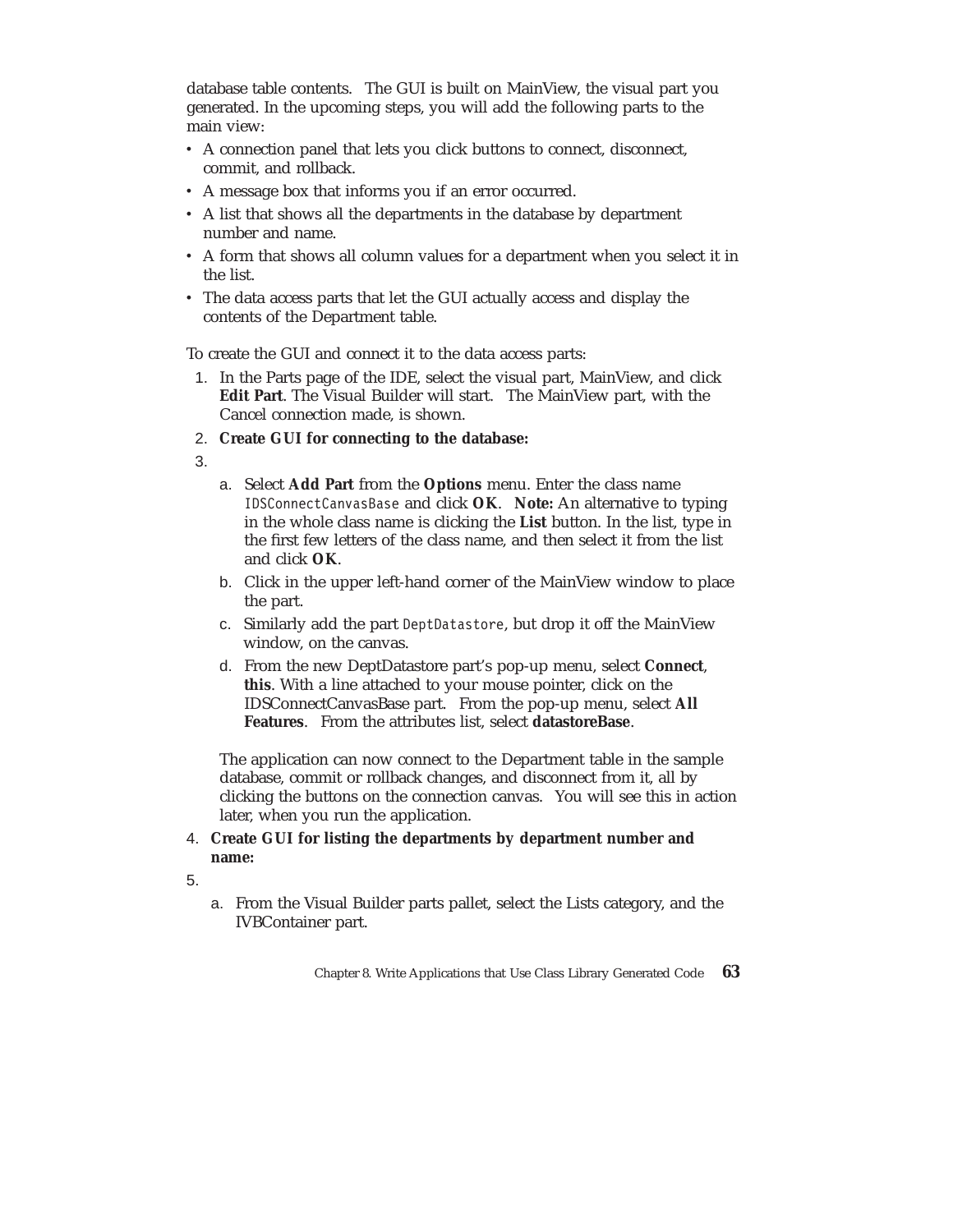database table contents. The GUI is built on MainView, the visual part you generated. In the upcoming steps, you will add the following parts to the main view:

- A connection panel that lets you click buttons to connect, disconnect, commit, and rollback.
- A message box that informs you if an error occurred.
- A list that shows all the departments in the database by department number and name.
- A form that shows all column values for a department when you select it in the list.
- The data access parts that let the GUI actually access and display the contents of the Department table.

To create the GUI and connect it to the data access parts:

1. In the Parts page of the IDE, select the visual part, MainView, and click **Edit Part**. The Visual Builder will start. The MainView part, with the Cancel connection made, is shown.
2. **Create GUI for connecting to the database:**
3. 
   a. Select **Add Part** from the **Options** menu. Enter the class name `IDSConnectCanvasBase` and click **OK**. **Note:** An alternative to typing in the whole class name is clicking the **List** button. In the list, type in the first few letters of the class name, and then select it from the list and click **OK**.
   b. Click in the upper left-hand corner of the MainView window to place the part.
   c. Similarly add the part `DeptDatastore`, but drop it off the MainView window, on the canvas.
   d. From the new DeptDatastore part's pop-up menu, select **Connect**, **this**. With a line attached to your mouse pointer, click on the IDSConnectCanvasBase part. From the pop-up menu, select **All Features**. From the attributes list, select **datastoreBase**.

   The application can now connect to the Department table in the sample database, commit or rollback changes, and disconnect from it, all by clicking the buttons on the connection canvas. You will see this in action later, when you run the application.
4. **Create GUI for listing the departments by department number and name:**
5. 
   a. From the Visual Builder parts pallet, select the Lists category, and the IVBContainer part.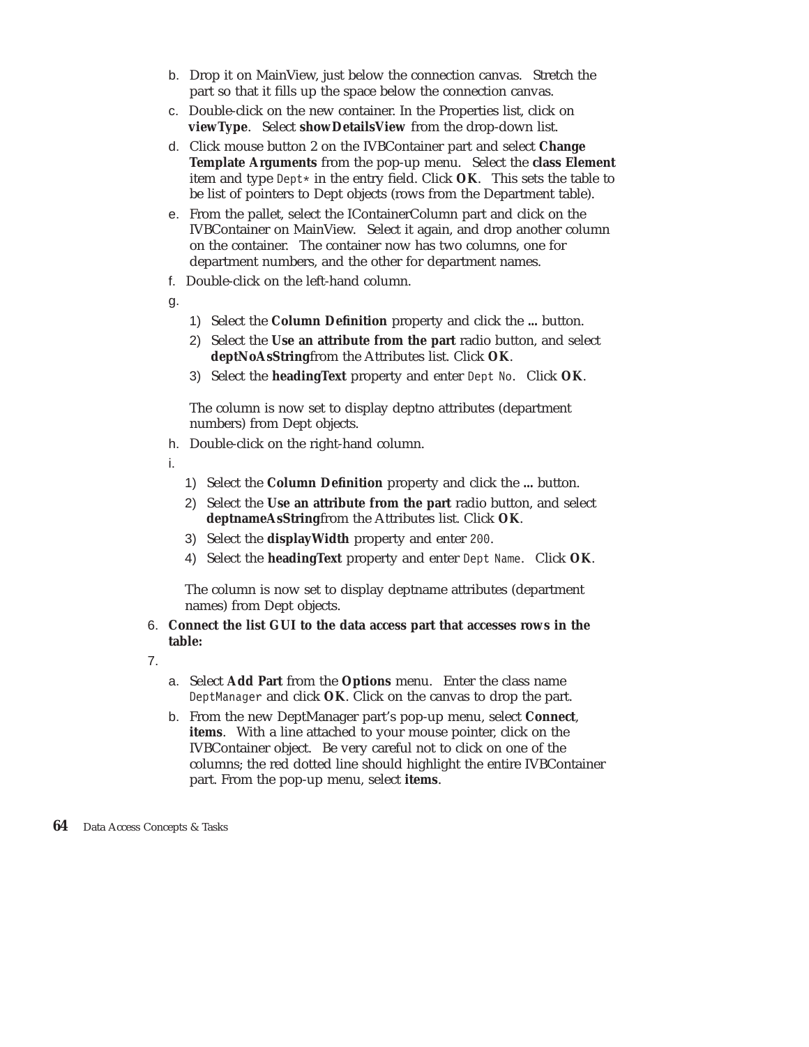b. Drop it on MainView, just below the connection canvas. Stretch the part so that it fills up the space below the connection canvas.

c. Double-click on the new container. In the Properties list, click on **viewType**. Select **showDetailsView** from the drop-down list.

d. Click mouse button 2 on the IVBContainer part and select **Change Template Arguments** from the pop-up menu. Select the **class Element** item and type `Dept*` in the entry field. Click **OK**. This sets the table to be list of pointers to Dept objects (rows from the Department table).

e. From the pallet, select the IContainerColumn part and click on the IVBContainer on MainView. Select it again, and drop another column on the container. The container now has two columns, one for department numbers, and the other for department names.

f. Double-click on the left-hand column.

g. 
   1) Select the **Column Definition** property and click the **...** button.
   2) Select the **Use an attribute from the part** radio button, and select **deptNoAsString**from the Attributes list. Click **OK**.
   3) Select the **headingText** property and enter `Dept No`. Click **OK**.

   The column is now set to display deptno attributes (department numbers) from Dept objects.

h. Double-click on the right-hand column.

i. 
   1) Select the **Column Definition** property and click the **...** button.
   2) Select the **Use an attribute from the part** radio button, and select **deptnameAsString**from the Attributes list. Click **OK**.
   3) Select the **displayWidth** property and enter `200`.
   4) Select the **headingText** property and enter `Dept Name`. Click **OK**.

   The column is now set to display deptname attributes (department names) from Dept objects.

6. **Connect the list GUI to the data access part that accesses rows in the table:**

7. 
   a. Select **Add Part** from the **Options** menu. Enter the class name `DeptManager` and click **OK**. Click on the canvas to drop the part.
   b. From the new DeptManager part's pop-up menu, select **Connect**, **items**. With a line attached to your mouse pointer, click on the IVBContainer object. Be very careful not to click on one of the columns; the red dotted line should highlight the entire IVBContainer part. From the pop-up menu, select **items**.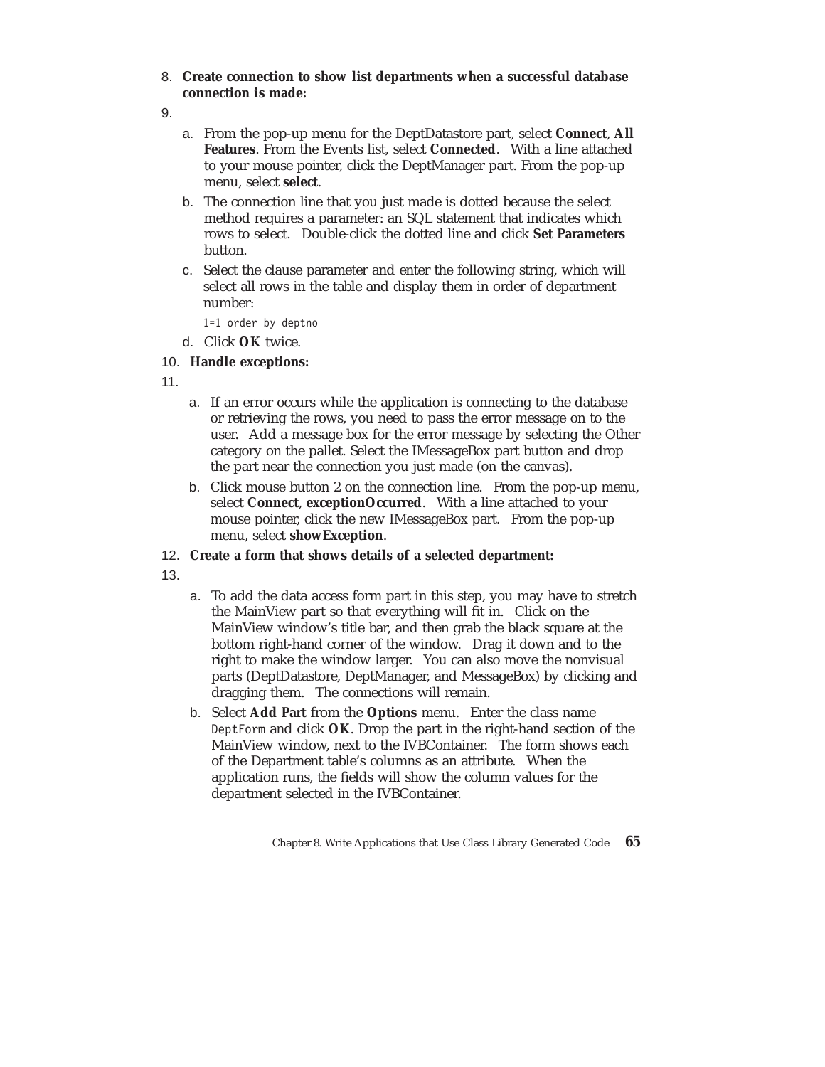8. **Create connection to show list departments when a successful database connection is made:**
9. 
   a. From the pop-up menu for the DeptDatastore part, select **Connect**, **All Features**. From the Events list, select **Connected**. With a line attached to your mouse pointer, click the DeptManager part. From the pop-up menu, select **select**.
   b. The connection line that you just made is dotted because the select method requires a parameter: an SQL statement that indicates which rows to select. Double-click the dotted line and click **Set Parameters** button.
   c. Select the clause parameter and enter the following string, which will select all rows in the table and display them in order of department number:

      ```
      1=1 order by deptno
      ```

   d. Click **OK** twice.
10. **Handle exceptions:**
11. 
    a. If an error occurs while the application is connecting to the database or retrieving the rows, you need to pass the error message on to the user. Add a message box for the error message by selecting the Other category on the pallet. Select the IMessageBox part button and drop the part near the connection you just made (on the canvas).
    b. Click mouse button 2 on the connection line. From the pop-up menu, select **Connect**, **exceptionOccurred**. With a line attached to your mouse pointer, click the new IMessageBox part. From the pop-up menu, select **showException**.
12. **Create a form that shows details of a selected department:**
13. 
    a. To add the data access form part in this step, you may have to stretch the MainView part so that everything will fit in. Click on the MainView window's title bar, and then grab the black square at the bottom right-hand corner of the window. Drag it down and to the right to make the window larger. You can also move the nonvisual parts (DeptDatastore, DeptManager, and MessageBox) by clicking and dragging them. The connections will remain.
    b. Select **Add Part** from the **Options** menu. Enter the class name `DeptForm` and click **OK**. Drop the part in the right-hand section of the MainView window, next to the IVBContainer. The form shows each of the Department table's columns as an attribute. When the application runs, the fields will show the column values for the department selected in the IVBContainer.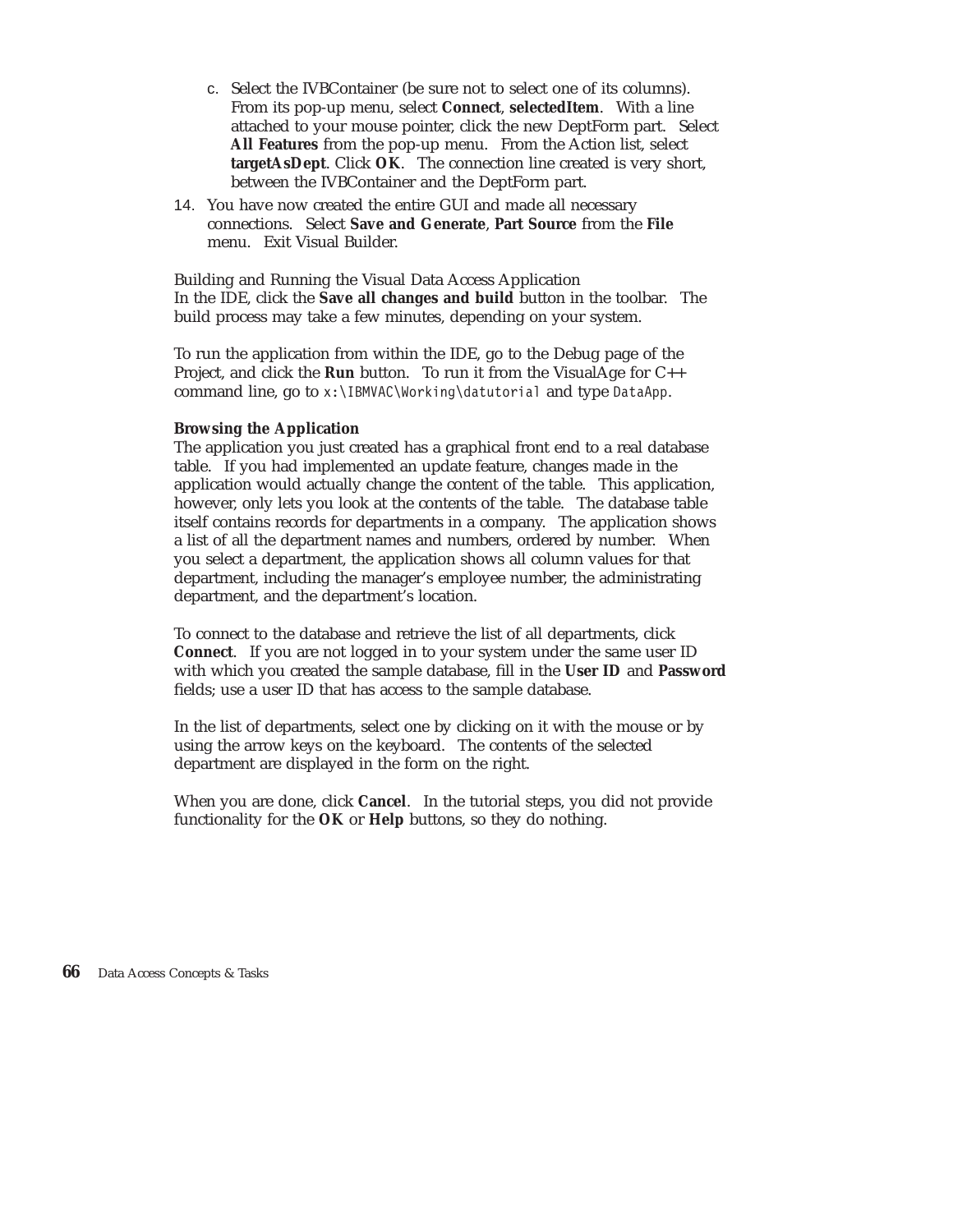c. Select the IVBContainer (be sure not to select one of its columns). From its pop-up menu, select **Connect**, **selectedItem**. With a line attached to your mouse pointer, click the new DeptForm part. Select **All Features** from the pop-up menu. From the Action list, select **targetAsDept**. Click **OK**. The connection line created is very short, between the IVBContainer and the DeptForm part.

14. You have now created the entire GUI and made all necessary connections. Select **Save and Generate**, **Part Source** from the **File** menu. Exit Visual Builder.

Building and Running the Visual Data Access Application

In the IDE, click the **Save all changes and build** button in the toolbar. The build process may take a few minutes, depending on your system.

To run the application from within the IDE, go to the Debug page of the Project, and click the **Run** button. To run it from the VisualAge for C++ command line, go to `x:\IBMVAC\Working\datutorial` and type `DataApp`.

**Browsing the Application**

The application you just created has a graphical front end to a real database table. If you had implemented an update feature, changes made in the application would actually change the content of the table. This application, however, only lets you look at the contents of the table. The database table itself contains records for departments in a company. The application shows a list of all the department names and numbers, ordered by number. When you select a department, the application shows all column values for that department, including the manager's employee number, the administrating department, and the department's location.

To connect to the database and retrieve the list of all departments, click **Connect**. If you are not logged in to your system under the same user ID with which you created the sample database, fill in the **User ID** and **Password** fields; use a user ID that has access to the sample database.

In the list of departments, select one by clicking on it with the mouse or by using the arrow keys on the keyboard. The contents of the selected department are displayed in the form on the right.

When you are done, click **Cancel**. In the tutorial steps, you did not provide functionality for the **OK** or **Help** buttons, so they do nothing.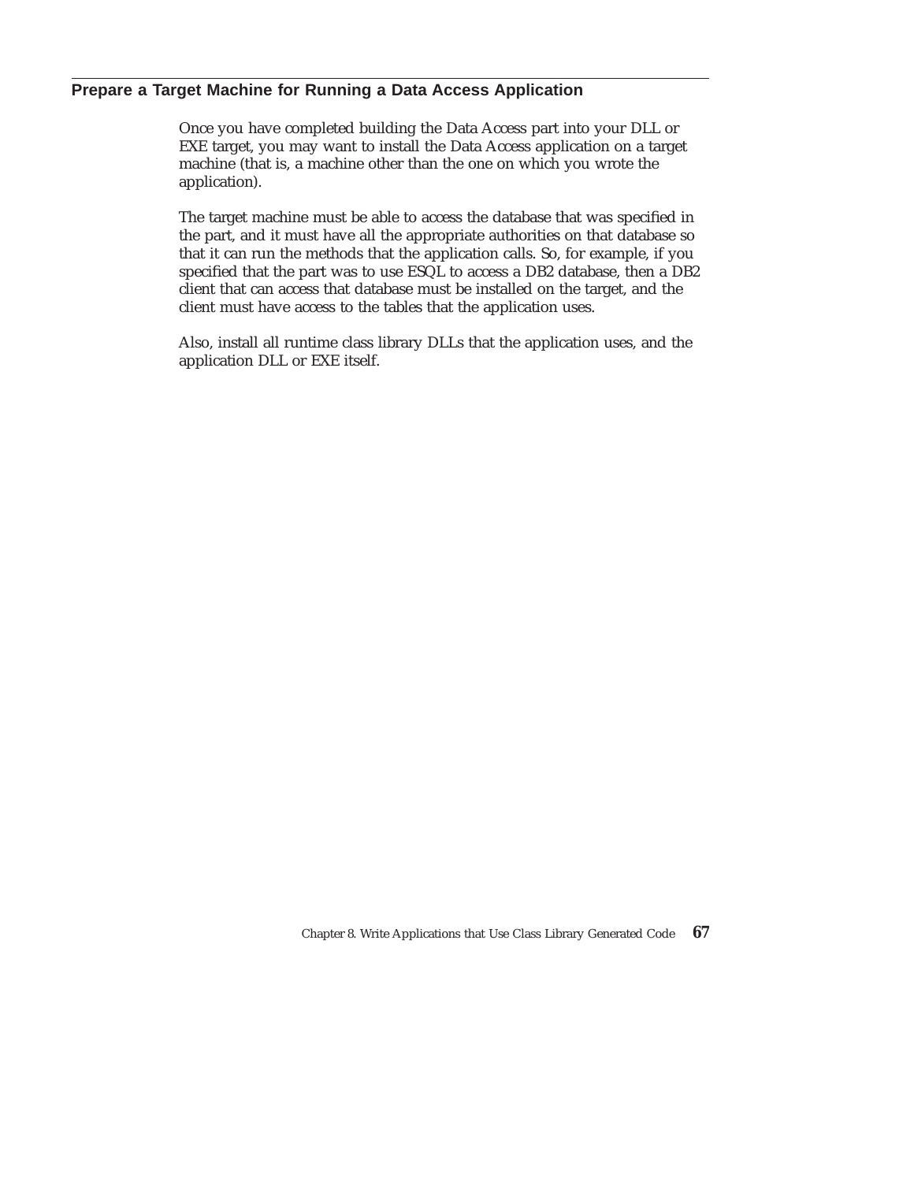## Prepare a Target Machine for Running a Data Access Application

Once you have completed building the Data Access part into your DLL or EXE target, you may want to install the Data Access application on a target machine (that is, a machine other than the one on which you wrote the application).

The target machine must be able to access the database that was specified in the part, and it must have all the appropriate authorities on that database so that it can run the methods that the application calls. So, for example, if you specified that the part was to use ESQL to access a DB2 database, then a DB2 client that can access that database must be installed on the target, and the client must have access to the tables that the application uses.

Also, install all runtime class library DLLs that the application uses, and the application DLL or EXE itself.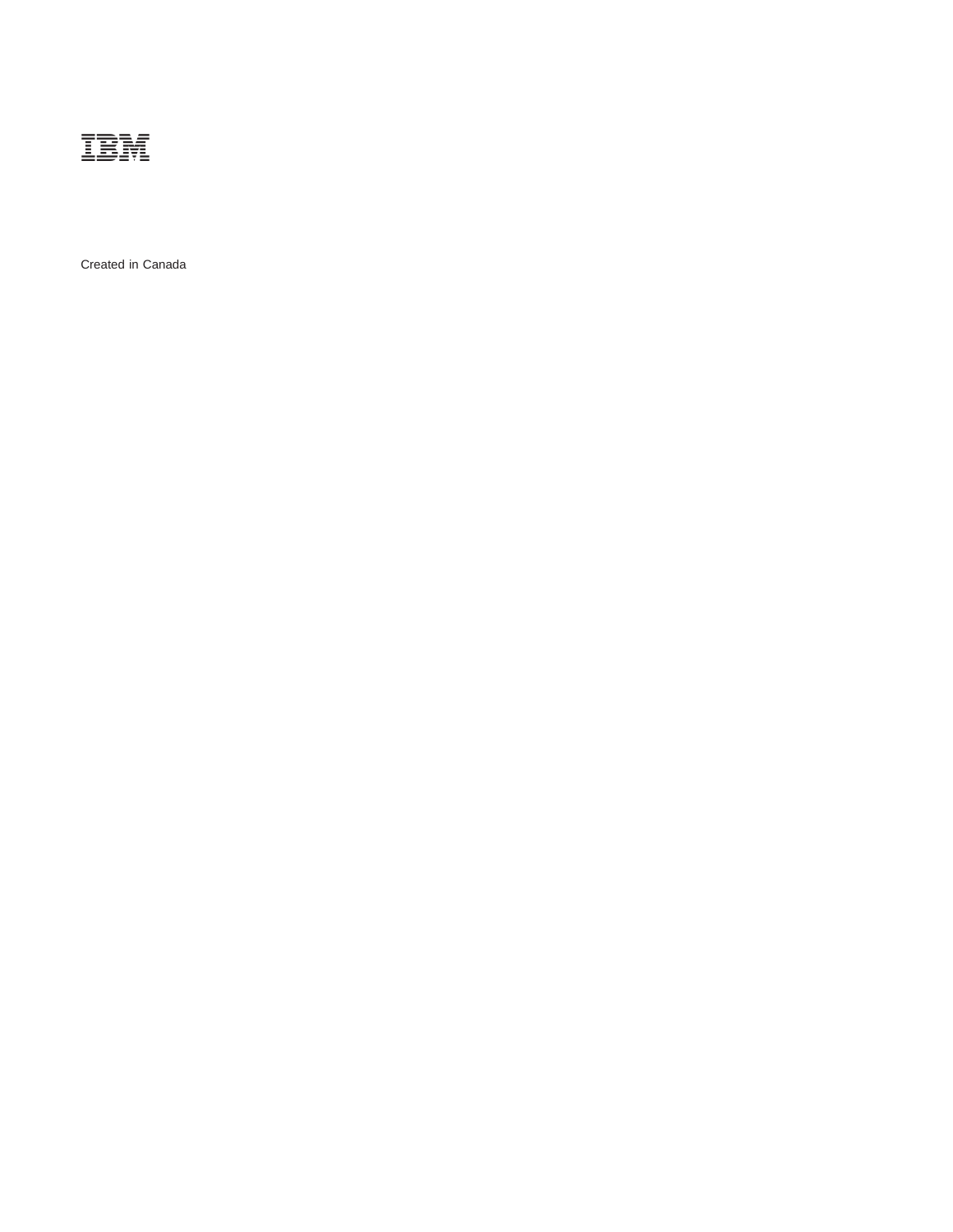IBM

Created in Canada